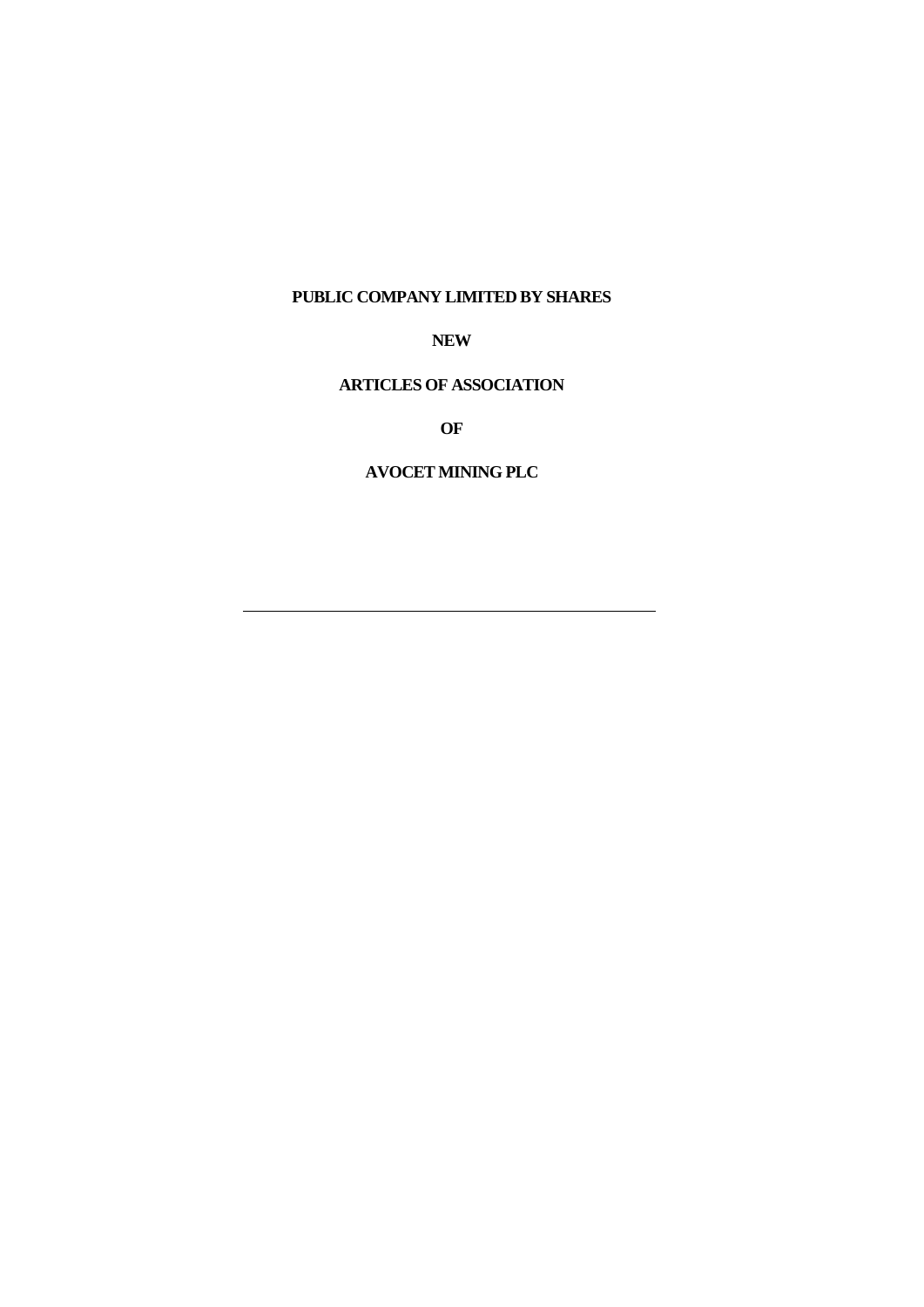**PUBLIC COMPANY LIMITED BY SHARES**

**NEW**

**ARTICLES OF ASSOCIATION**

**OF**

**AVOCET MINING PLC**

---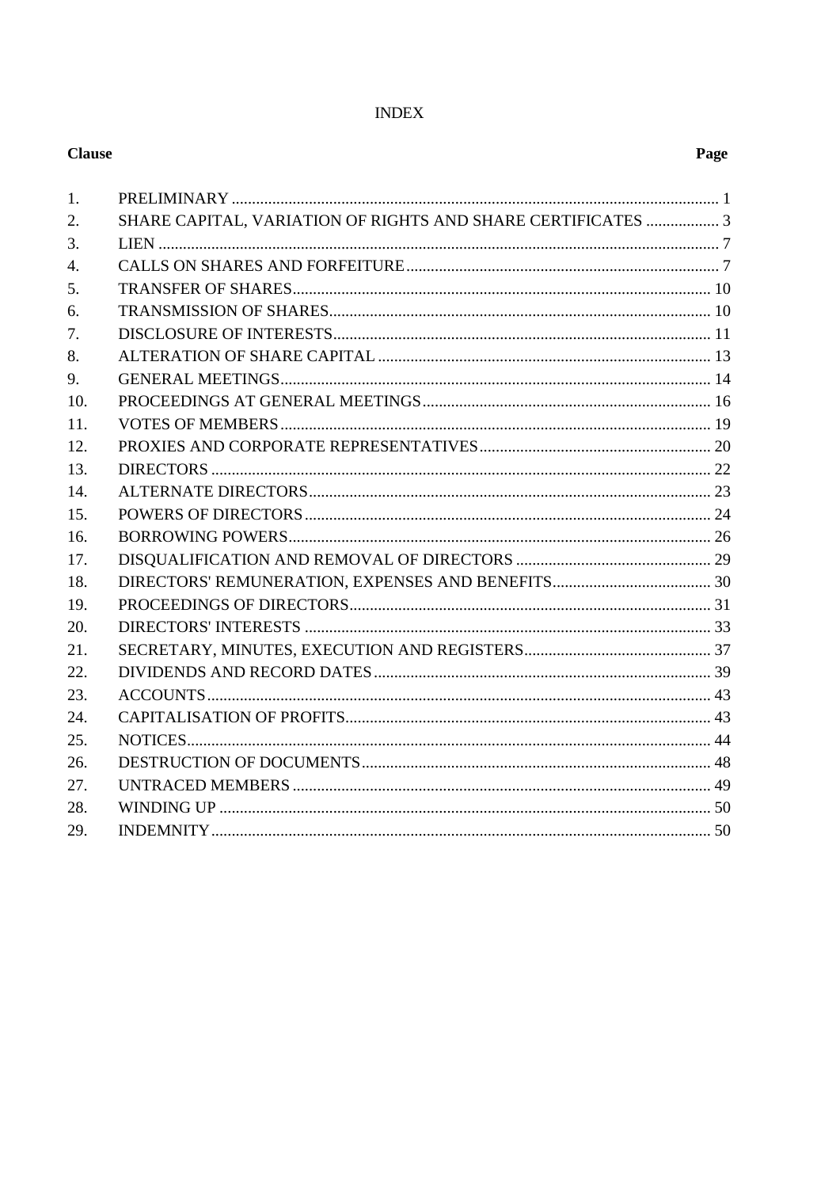# INDEX

| Clause | | Page |
|---|---|---|
| 1. | PRELIMINARY | 1 |
| 2. | SHARE CAPITAL, VARIATION OF RIGHTS AND SHARE CERTIFICATES | 3 |
| 3. | LIEN | 7 |
| 4. | CALLS ON SHARES AND FORFEITURE | 7 |
| 5. | TRANSFER OF SHARES | 10 |
| 6. | TRANSMISSION OF SHARES | 10 |
| 7. | DISCLOSURE OF INTERESTS | 11 |
| 8. | ALTERATION OF SHARE CAPITAL | 13 |
| 9. | GENERAL MEETINGS | 14 |
| 10. | PROCEEDINGS AT GENERAL MEETINGS | 16 |
| 11. | VOTES OF MEMBERS | 19 |
| 12. | PROXIES AND CORPORATE REPRESENTATIVES | 20 |
| 13. | DIRECTORS | 22 |
| 14. | ALTERNATE DIRECTORS | 23 |
| 15. | POWERS OF DIRECTORS | 24 |
| 16. | BORROWING POWERS | 26 |
| 17. | DISQUALIFICATION AND REMOVAL OF DIRECTORS | 29 |
| 18. | DIRECTORS' REMUNERATION, EXPENSES AND BENEFITS | 30 |
| 19. | PROCEEDINGS OF DIRECTORS | 31 |
| 20. | DIRECTORS' INTERESTS | 33 |
| 21. | SECRETARY, MINUTES, EXECUTION AND REGISTERS | 37 |
| 22. | DIVIDENDS AND RECORD DATES | 39 |
| 23. | ACCOUNTS | 43 |
| 24. | CAPITALISATION OF PROFITS | 43 |
| 25. | NOTICES | 44 |
| 26. | DESTRUCTION OF DOCUMENTS | 48 |
| 27. | UNTRACED MEMBERS | 49 |
| 28. | WINDING UP | 50 |
| 29. | INDEMNITY | 50 |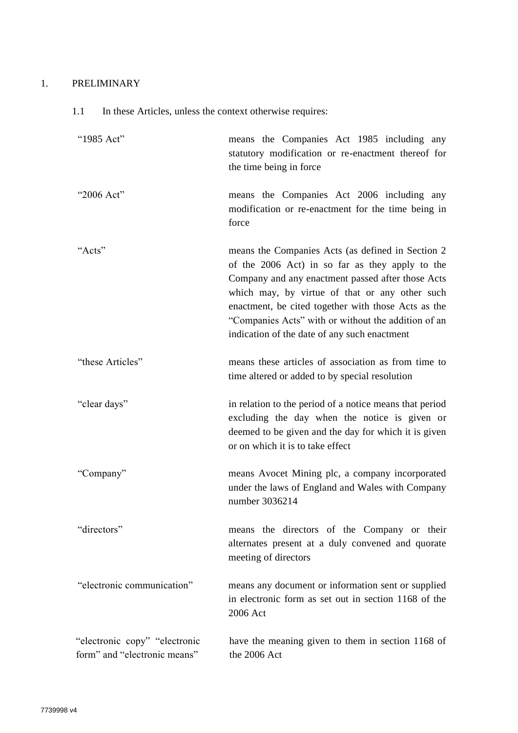## 1. PRELIMINARY

1.1 In these Articles, unless the context otherwise requires:

| | |
|---|---|
| "1985 Act" | means the Companies Act 1985 including any statutory modification or re-enactment thereof for the time being in force |
| "2006 Act" | means the Companies Act 2006 including any modification or re-enactment for the time being in force |
| "Acts" | means the Companies Acts (as defined in Section 2 of the 2006 Act) in so far as they apply to the Company and any enactment passed after those Acts which may, by virtue of that or any other such enactment, be cited together with those Acts as the "Companies Acts" with or without the addition of an indication of the date of any such enactment |
| "these Articles" | means these articles of association as from time to time altered or added to by special resolution |
| "clear days" | in relation to the period of a notice means that period excluding the day when the notice is given or deemed to be given and the day for which it is given or on which it is to take effect |
| "Company" | means Avocet Mining plc, a company incorporated under the laws of England and Wales with Company number 3036214 |
| "directors" | means the directors of the Company or their alternates present at a duly convened and quorate meeting of directors |
| "electronic communication" | means any document or information sent or supplied in electronic form as set out in section 1168 of the 2006 Act |
| "electronic copy" "electronic form" and "electronic means" | have the meaning given to them in section 1168 of the 2006 Act |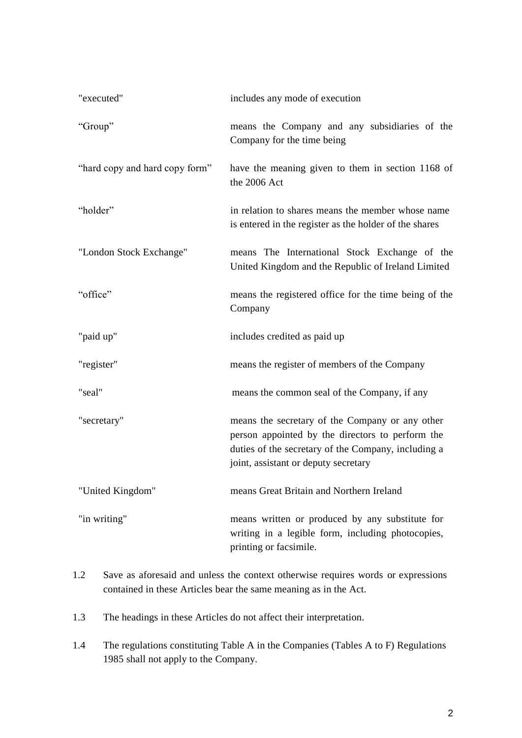| | |
|---|---|
| "executed" | includes any mode of execution |
| "Group" | means the Company and any subsidiaries of the Company for the time being |
| "hard copy and hard copy form" | have the meaning given to them in section 1168 of the 2006 Act |
| "holder" | in relation to shares means the member whose name is entered in the register as the holder of the shares |
| "London Stock Exchange" | means The International Stock Exchange of the United Kingdom and the Republic of Ireland Limited |
| "office" | means the registered office for the time being of the Company |
| "paid up" | includes credited as paid up |
| "register" | means the register of members of the Company |
| "seal" | means the common seal of the Company, if any |
| "secretary" | means the secretary of the Company or any other person appointed by the directors to perform the duties of the secretary of the Company, including a joint, assistant or deputy secretary |
| "United Kingdom" | means Great Britain and Northern Ireland |
| "in writing" | means written or produced by any substitute for writing in a legible form, including photocopies, printing or facsimile. |

1.2 Save as aforesaid and unless the context otherwise requires words or expressions contained in these Articles bear the same meaning as in the Act.

1.3 The headings in these Articles do not affect their interpretation.

1.4 The regulations constituting Table A in the Companies (Tables A to F) Regulations 1985 shall not apply to the Company.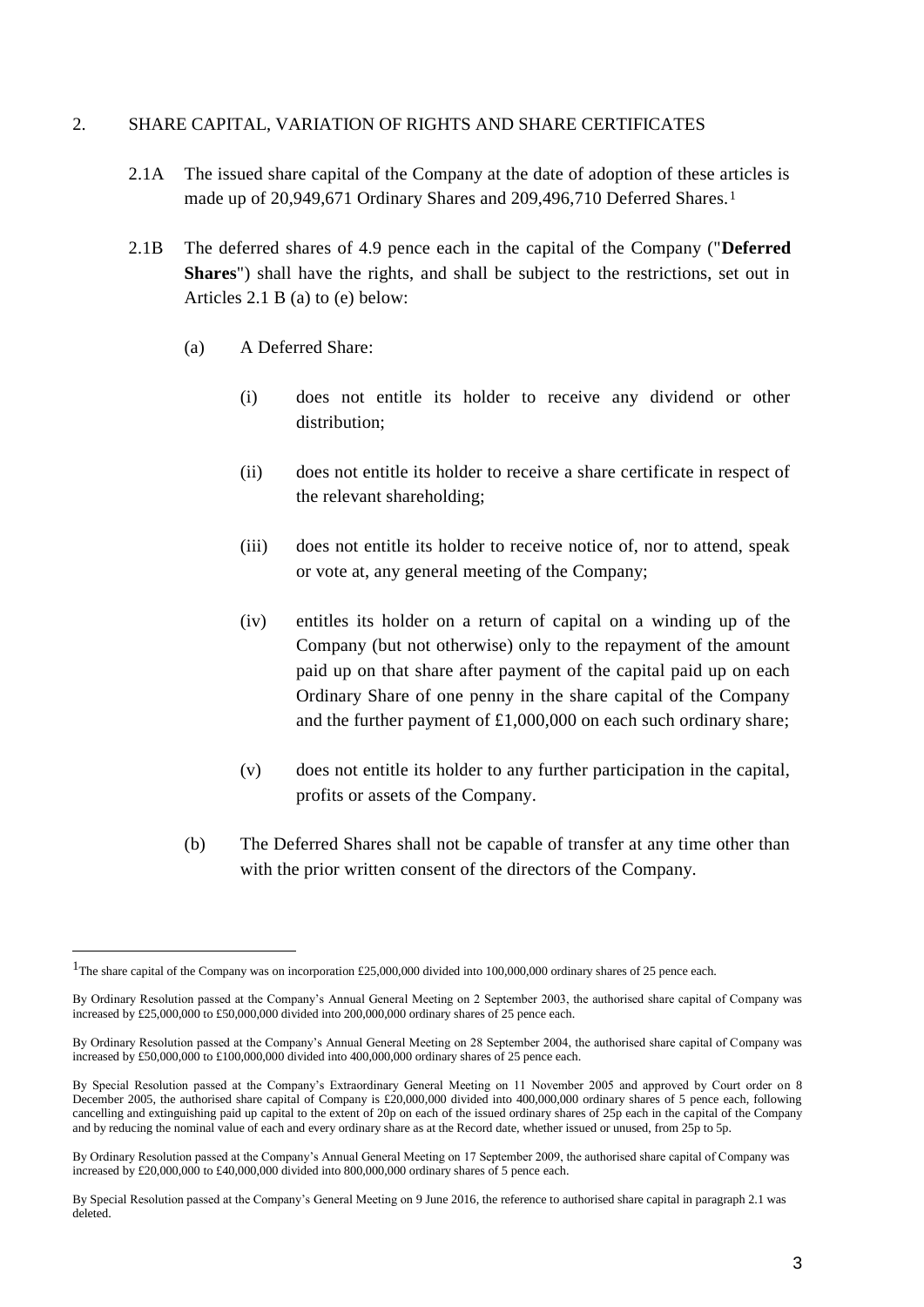2. SHARE CAPITAL, VARIATION OF RIGHTS AND SHARE CERTIFICATES

2.1A The issued share capital of the Company at the date of adoption of these articles is made up of 20,949,671 Ordinary Shares and 209,496,710 Deferred Shares.[1]

2.1B The deferred shares of 4.9 pence each in the capital of the Company ("**Deferred Shares**") shall have the rights, and shall be subject to the restrictions, set out in Articles 2.1 B (a) to (e) below:

(a) A Deferred Share:

(i) does not entitle its holder to receive any dividend or other distribution;

(ii) does not entitle its holder to receive a share certificate in respect of the relevant shareholding;

(iii) does not entitle its holder to receive notice of, nor to attend, speak or vote at, any general meeting of the Company;

(iv) entitles its holder on a return of capital on a winding up of the Company (but not otherwise) only to the repayment of the amount paid up on that share after payment of the capital paid up on each Ordinary Share of one penny in the share capital of the Company and the further payment of £1,000,000 on each such ordinary share;

(v) does not entitle its holder to any further participation in the capital, profits or assets of the Company.

(b) The Deferred Shares shall not be capable of transfer at any time other than with the prior written consent of the directors of the Company.

---

[1] The share capital of the Company was on incorporation £25,000,000 divided into 100,000,000 ordinary shares of 25 pence each.

By Ordinary Resolution passed at the Company's Annual General Meeting on 2 September 2003, the authorised share capital of Company was increased by £25,000,000 to £50,000,000 divided into 200,000,000 ordinary shares of 25 pence each.

By Ordinary Resolution passed at the Company's Annual General Meeting on 28 September 2004, the authorised share capital of Company was increased by £50,000,000 to £100,000,000 divided into 400,000,000 ordinary shares of 25 pence each.

By Special Resolution passed at the Company's Extraordinary General Meeting on 11 November 2005 and approved by Court order on 8 December 2005, the authorised share capital of Company is £20,000,000 divided into 400,000,000 ordinary shares of 5 pence each, following cancelling and extinguishing paid up capital to the extent of 20p on each of the issued ordinary shares of 25p each in the capital of the Company and by reducing the nominal value of each and every ordinary share as at the Record date, whether issued or unused, from 25p to 5p.

By Ordinary Resolution passed at the Company's Annual General Meeting on 17 September 2009, the authorised share capital of Company was increased by £20,000,000 to £40,000,000 divided into 800,000,000 ordinary shares of 5 pence each.

By Special Resolution passed at the Company's General Meeting on 9 June 2016, the reference to authorised share capital in paragraph 2.1 was deleted.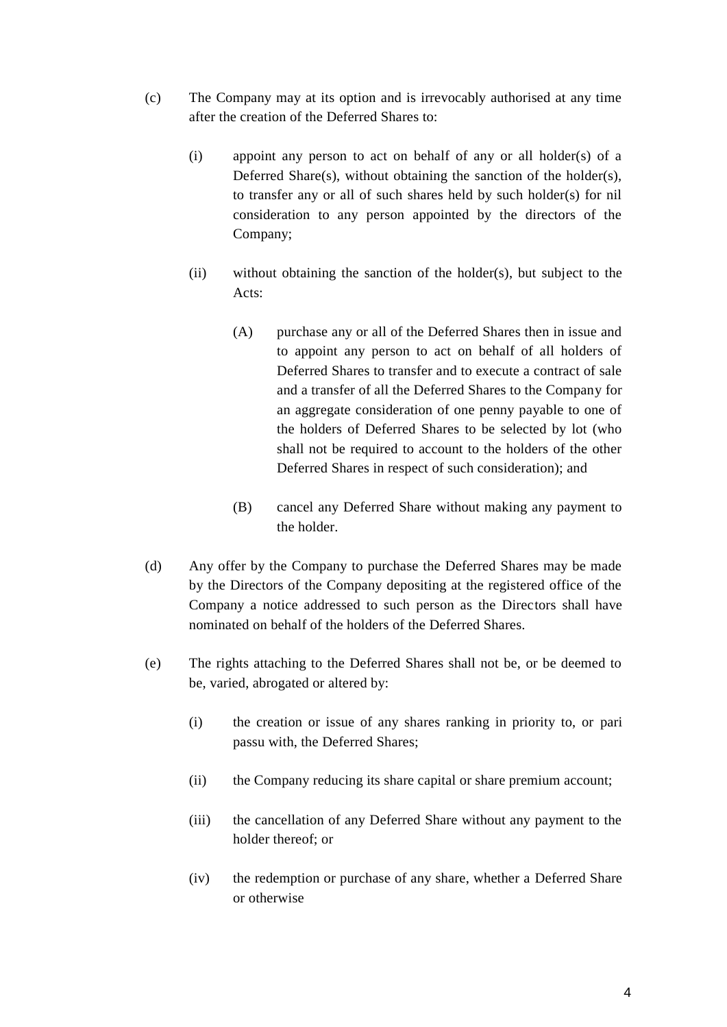(c) The Company may at its option and is irrevocably authorised at any time after the creation of the Deferred Shares to:

  (i) appoint any person to act on behalf of any or all holder(s) of a Deferred Share(s), without obtaining the sanction of the holder(s), to transfer any or all of such shares held by such holder(s) for nil consideration to any person appointed by the directors of the Company;

  (ii) without obtaining the sanction of the holder(s), but subject to the Acts:

    (A) purchase any or all of the Deferred Shares then in issue and to appoint any person to act on behalf of all holders of Deferred Shares to transfer and to execute a contract of sale and a transfer of all the Deferred Shares to the Company for an aggregate consideration of one penny payable to one of the holders of Deferred Shares to be selected by lot (who shall not be required to account to the holders of the other Deferred Shares in respect of such consideration); and

    (B) cancel any Deferred Share without making any payment to the holder.

(d) Any offer by the Company to purchase the Deferred Shares may be made by the Directors of the Company depositing at the registered office of the Company a notice addressed to such person as the Directors shall have nominated on behalf of the holders of the Deferred Shares.

(e) The rights attaching to the Deferred Shares shall not be, or be deemed to be, varied, abrogated or altered by:

  (i) the creation or issue of any shares ranking in priority to, or pari passu with, the Deferred Shares;

  (ii) the Company reducing its share capital or share premium account;

  (iii) the cancellation of any Deferred Share without any payment to the holder thereof; or

  (iv) the redemption or purchase of any share, whether a Deferred Share or otherwise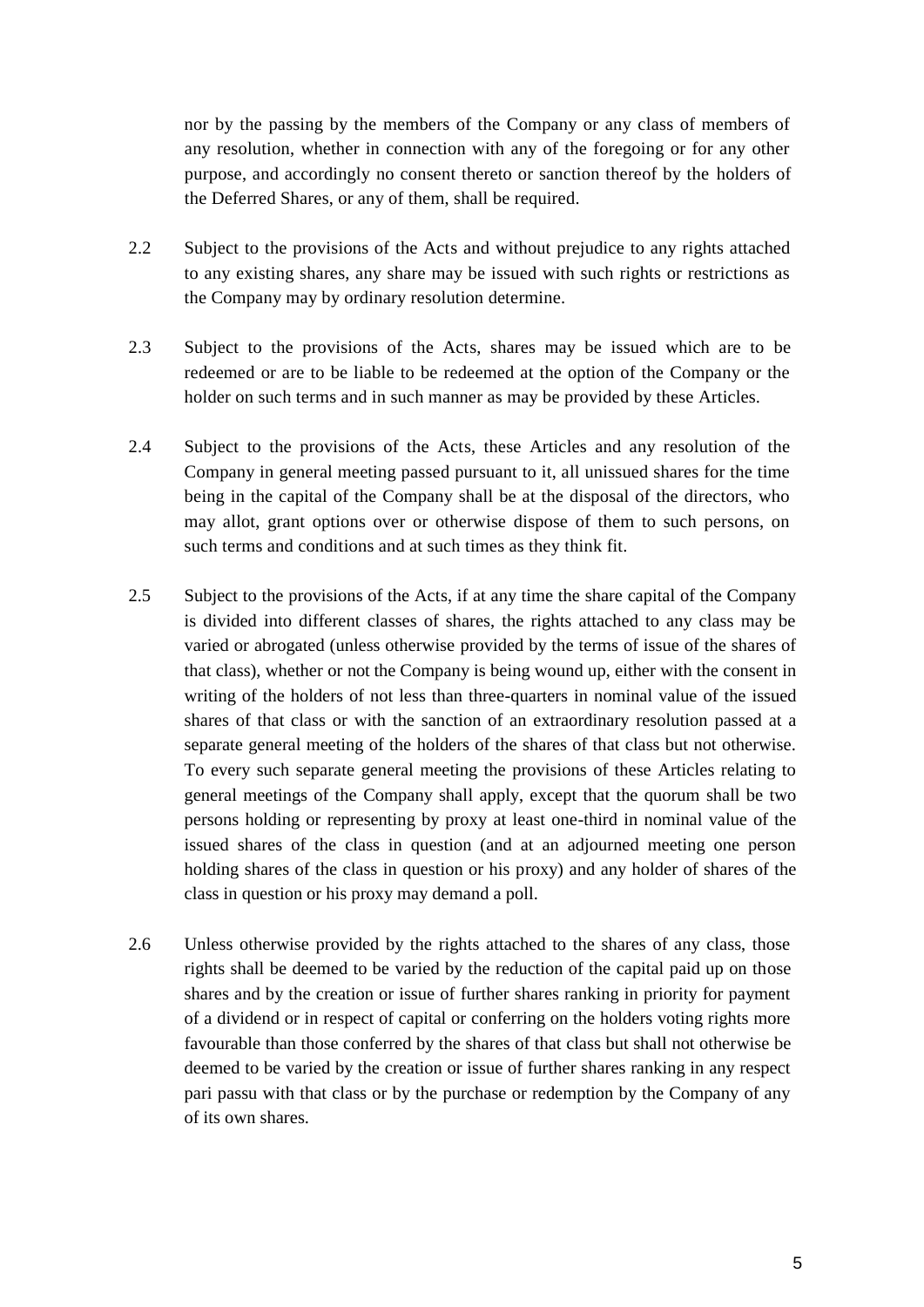nor by the passing by the members of the Company or any class of members of any resolution, whether in connection with any of the foregoing or for any other purpose, and accordingly no consent thereto or sanction thereof by the holders of the Deferred Shares, or any of them, shall be required.

2.2 Subject to the provisions of the Acts and without prejudice to any rights attached to any existing shares, any share may be issued with such rights or restrictions as the Company may by ordinary resolution determine.

2.3 Subject to the provisions of the Acts, shares may be issued which are to be redeemed or are to be liable to be redeemed at the option of the Company or the holder on such terms and in such manner as may be provided by these Articles.

2.4 Subject to the provisions of the Acts, these Articles and any resolution of the Company in general meeting passed pursuant to it, all unissued shares for the time being in the capital of the Company shall be at the disposal of the directors, who may allot, grant options over or otherwise dispose of them to such persons, on such terms and conditions and at such times as they think fit.

2.5 Subject to the provisions of the Acts, if at any time the share capital of the Company is divided into different classes of shares, the rights attached to any class may be varied or abrogated (unless otherwise provided by the terms of issue of the shares of that class), whether or not the Company is being wound up, either with the consent in writing of the holders of not less than three-quarters in nominal value of the issued shares of that class or with the sanction of an extraordinary resolution passed at a separate general meeting of the holders of the shares of that class but not otherwise. To every such separate general meeting the provisions of these Articles relating to general meetings of the Company shall apply, except that the quorum shall be two persons holding or representing by proxy at least one-third in nominal value of the issued shares of the class in question (and at an adjourned meeting one person holding shares of the class in question or his proxy) and any holder of shares of the class in question or his proxy may demand a poll.

2.6 Unless otherwise provided by the rights attached to the shares of any class, those rights shall be deemed to be varied by the reduction of the capital paid up on those shares and by the creation or issue of further shares ranking in priority for payment of a dividend or in respect of capital or conferring on the holders voting rights more favourable than those conferred by the shares of that class but shall not otherwise be deemed to be varied by the creation or issue of further shares ranking in any respect pari passu with that class or by the purchase or redemption by the Company of any of its own shares.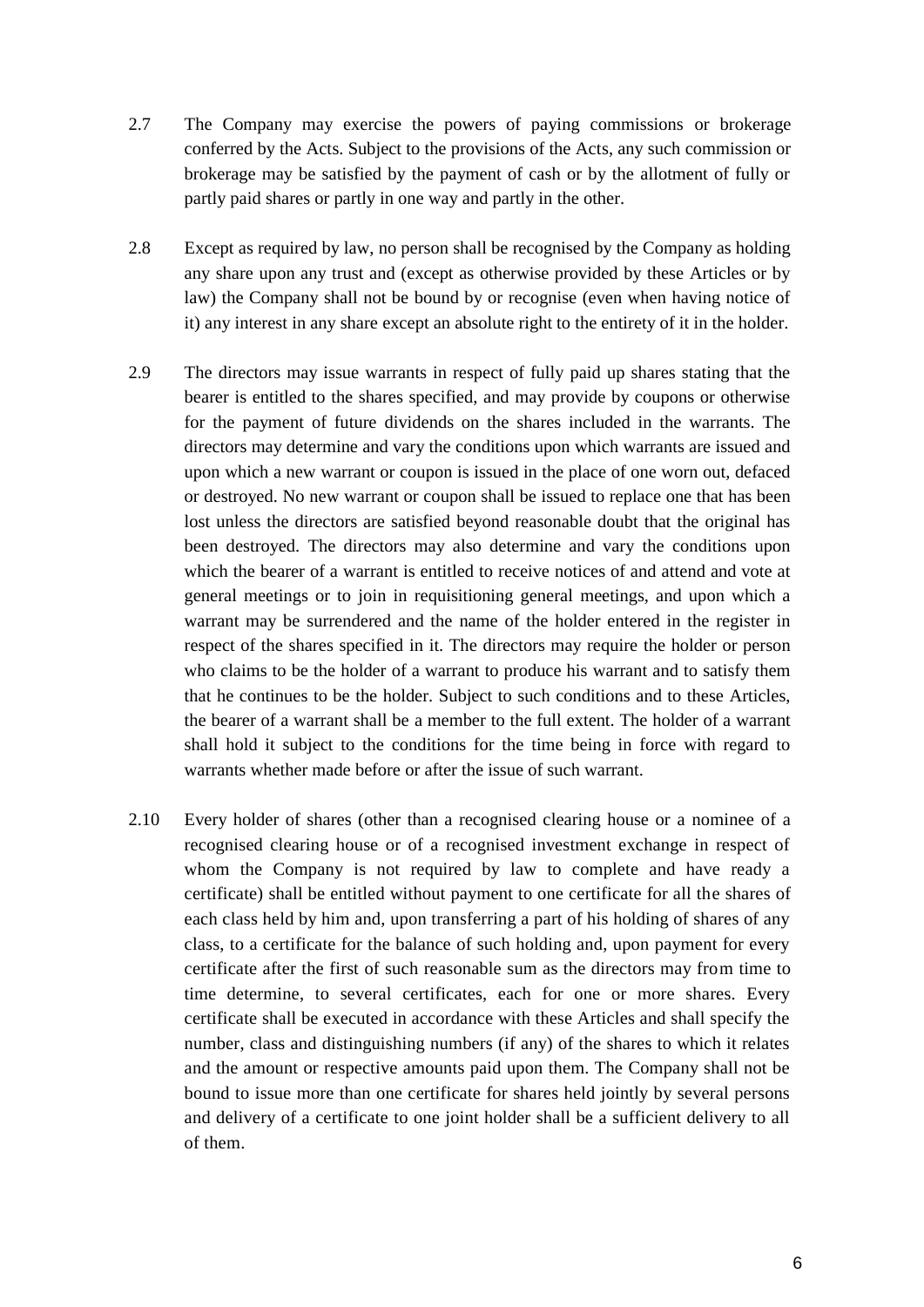2.7 The Company may exercise the powers of paying commissions or brokerage conferred by the Acts. Subject to the provisions of the Acts, any such commission or brokerage may be satisfied by the payment of cash or by the allotment of fully or partly paid shares or partly in one way and partly in the other.

2.8 Except as required by law, no person shall be recognised by the Company as holding any share upon any trust and (except as otherwise provided by these Articles or by law) the Company shall not be bound by or recognise (even when having notice of it) any interest in any share except an absolute right to the entirety of it in the holder.

2.9 The directors may issue warrants in respect of fully paid up shares stating that the bearer is entitled to the shares specified, and may provide by coupons or otherwise for the payment of future dividends on the shares included in the warrants. The directors may determine and vary the conditions upon which warrants are issued and upon which a new warrant or coupon is issued in the place of one worn out, defaced or destroyed. No new warrant or coupon shall be issued to replace one that has been lost unless the directors are satisfied beyond reasonable doubt that the original has been destroyed. The directors may also determine and vary the conditions upon which the bearer of a warrant is entitled to receive notices of and attend and vote at general meetings or to join in requisitioning general meetings, and upon which a warrant may be surrendered and the name of the holder entered in the register in respect of the shares specified in it. The directors may require the holder or person who claims to be the holder of a warrant to produce his warrant and to satisfy them that he continues to be the holder. Subject to such conditions and to these Articles, the bearer of a warrant shall be a member to the full extent. The holder of a warrant shall hold it subject to the conditions for the time being in force with regard to warrants whether made before or after the issue of such warrant.

2.10 Every holder of shares (other than a recognised clearing house or a nominee of a recognised clearing house or of a recognised investment exchange in respect of whom the Company is not required by law to complete and have ready a certificate) shall be entitled without payment to one certificate for all the shares of each class held by him and, upon transferring a part of his holding of shares of any class, to a certificate for the balance of such holding and, upon payment for every certificate after the first of such reasonable sum as the directors may from time to time determine, to several certificates, each for one or more shares. Every certificate shall be executed in accordance with these Articles and shall specify the number, class and distinguishing numbers (if any) of the shares to which it relates and the amount or respective amounts paid upon them. The Company shall not be bound to issue more than one certificate for shares held jointly by several persons and delivery of a certificate to one joint holder shall be a sufficient delivery to all of them.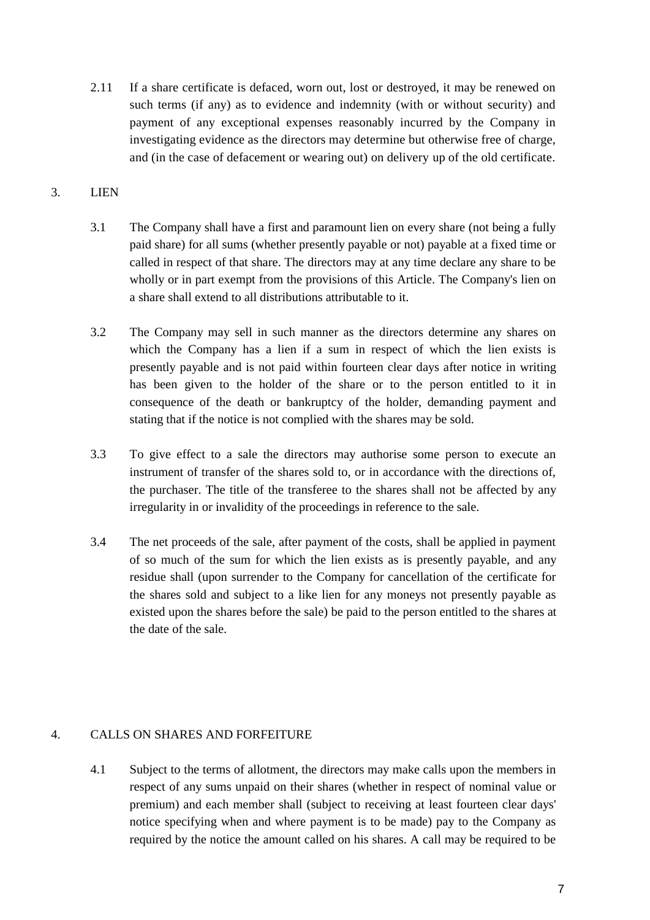2.11 If a share certificate is defaced, worn out, lost or destroyed, it may be renewed on such terms (if any) as to evidence and indemnity (with or without security) and payment of any exceptional expenses reasonably incurred by the Company in investigating evidence as the directors may determine but otherwise free of charge, and (in the case of defacement or wearing out) on delivery up of the old certificate.

## 3. LIEN

3.1 The Company shall have a first and paramount lien on every share (not being a fully paid share) for all sums (whether presently payable or not) payable at a fixed time or called in respect of that share. The directors may at any time declare any share to be wholly or in part exempt from the provisions of this Article. The Company's lien on a share shall extend to all distributions attributable to it.

3.2 The Company may sell in such manner as the directors determine any shares on which the Company has a lien if a sum in respect of which the lien exists is presently payable and is not paid within fourteen clear days after notice in writing has been given to the holder of the share or to the person entitled to it in consequence of the death or bankruptcy of the holder, demanding payment and stating that if the notice is not complied with the shares may be sold.

3.3 To give effect to a sale the directors may authorise some person to execute an instrument of transfer of the shares sold to, or in accordance with the directions of, the purchaser. The title of the transferee to the shares shall not be affected by any irregularity in or invalidity of the proceedings in reference to the sale.

3.4 The net proceeds of the sale, after payment of the costs, shall be applied in payment of so much of the sum for which the lien exists as is presently payable, and any residue shall (upon surrender to the Company for cancellation of the certificate for the shares sold and subject to a like lien for any moneys not presently payable as existed upon the shares before the sale) be paid to the person entitled to the shares at the date of the sale.

## 4. CALLS ON SHARES AND FORFEITURE

4.1 Subject to the terms of allotment, the directors may make calls upon the members in respect of any sums unpaid on their shares (whether in respect of nominal value or premium) and each member shall (subject to receiving at least fourteen clear days' notice specifying when and where payment is to be made) pay to the Company as required by the notice the amount called on his shares. A call may be required to be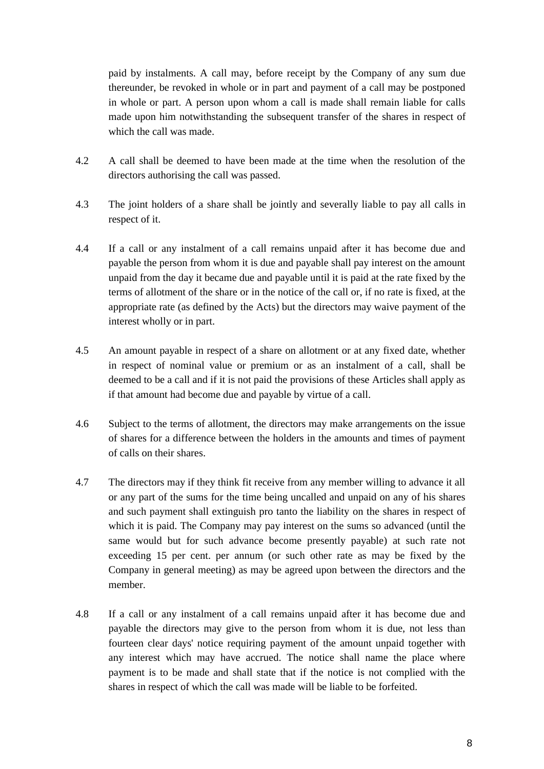paid by instalments. A call may, before receipt by the Company of any sum due thereunder, be revoked in whole or in part and payment of a call may be postponed in whole or part. A person upon whom a call is made shall remain liable for calls made upon him notwithstanding the subsequent transfer of the shares in respect of which the call was made.

4.2 A call shall be deemed to have been made at the time when the resolution of the directors authorising the call was passed.

4.3 The joint holders of a share shall be jointly and severally liable to pay all calls in respect of it.

4.4 If a call or any instalment of a call remains unpaid after it has become due and payable the person from whom it is due and payable shall pay interest on the amount unpaid from the day it became due and payable until it is paid at the rate fixed by the terms of allotment of the share or in the notice of the call or, if no rate is fixed, at the appropriate rate (as defined by the Acts) but the directors may waive payment of the interest wholly or in part.

4.5 An amount payable in respect of a share on allotment or at any fixed date, whether in respect of nominal value or premium or as an instalment of a call, shall be deemed to be a call and if it is not paid the provisions of these Articles shall apply as if that amount had become due and payable by virtue of a call.

4.6 Subject to the terms of allotment, the directors may make arrangements on the issue of shares for a difference between the holders in the amounts and times of payment of calls on their shares.

4.7 The directors may if they think fit receive from any member willing to advance it all or any part of the sums for the time being uncalled and unpaid on any of his shares and such payment shall extinguish pro tanto the liability on the shares in respect of which it is paid. The Company may pay interest on the sums so advanced (until the same would but for such advance become presently payable) at such rate not exceeding 15 per cent. per annum (or such other rate as may be fixed by the Company in general meeting) as may be agreed upon between the directors and the member.

4.8 If a call or any instalment of a call remains unpaid after it has become due and payable the directors may give to the person from whom it is due, not less than fourteen clear days' notice requiring payment of the amount unpaid together with any interest which may have accrued. The notice shall name the place where payment is to be made and shall state that if the notice is not complied with the shares in respect of which the call was made will be liable to be forfeited.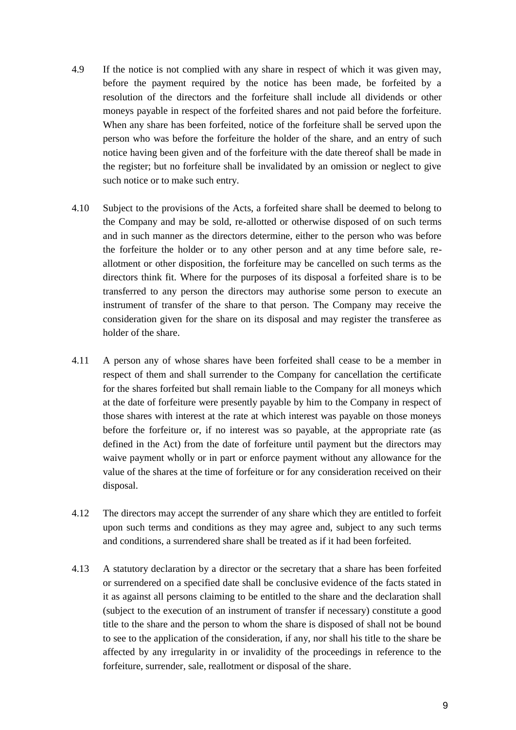4.9 If the notice is not complied with any share in respect of which it was given may, before the payment required by the notice has been made, be forfeited by a resolution of the directors and the forfeiture shall include all dividends or other moneys payable in respect of the forfeited shares and not paid before the forfeiture. When any share has been forfeited, notice of the forfeiture shall be served upon the person who was before the forfeiture the holder of the share, and an entry of such notice having been given and of the forfeiture with the date thereof shall be made in the register; but no forfeiture shall be invalidated by an omission or neglect to give such notice or to make such entry.

4.10 Subject to the provisions of the Acts, a forfeited share shall be deemed to belong to the Company and may be sold, re-allotted or otherwise disposed of on such terms and in such manner as the directors determine, either to the person who was before the forfeiture the holder or to any other person and at any time before sale, re-allotment or other disposition, the forfeiture may be cancelled on such terms as the directors think fit. Where for the purposes of its disposal a forfeited share is to be transferred to any person the directors may authorise some person to execute an instrument of transfer of the share to that person. The Company may receive the consideration given for the share on its disposal and may register the transferee as holder of the share.

4.11 A person any of whose shares have been forfeited shall cease to be a member in respect of them and shall surrender to the Company for cancellation the certificate for the shares forfeited but shall remain liable to the Company for all moneys which at the date of forfeiture were presently payable by him to the Company in respect of those shares with interest at the rate at which interest was payable on those moneys before the forfeiture or, if no interest was so payable, at the appropriate rate (as defined in the Act) from the date of forfeiture until payment but the directors may waive payment wholly or in part or enforce payment without any allowance for the value of the shares at the time of forfeiture or for any consideration received on their disposal.

4.12 The directors may accept the surrender of any share which they are entitled to forfeit upon such terms and conditions as they may agree and, subject to any such terms and conditions, a surrendered share shall be treated as if it had been forfeited.

4.13 A statutory declaration by a director or the secretary that a share has been forfeited or surrendered on a specified date shall be conclusive evidence of the facts stated in it as against all persons claiming to be entitled to the share and the declaration shall (subject to the execution of an instrument of transfer if necessary) constitute a good title to the share and the person to whom the share is disposed of shall not be bound to see to the application of the consideration, if any, nor shall his title to the share be affected by any irregularity in or invalidity of the proceedings in reference to the forfeiture, surrender, sale, reallotment or disposal of the share.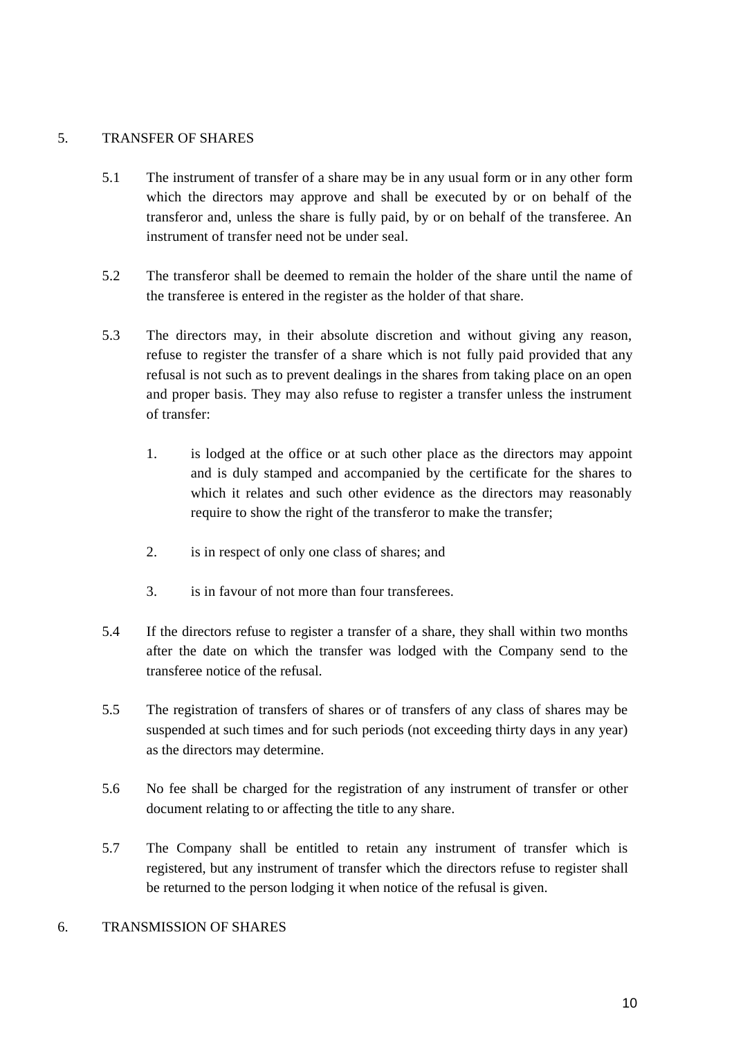## 5. TRANSFER OF SHARES

5.1 The instrument of transfer of a share may be in any usual form or in any other form which the directors may approve and shall be executed by or on behalf of the transferor and, unless the share is fully paid, by or on behalf of the transferee. An instrument of transfer need not be under seal.

5.2 The transferor shall be deemed to remain the holder of the share until the name of the transferee is entered in the register as the holder of that share.

5.3 The directors may, in their absolute discretion and without giving any reason, refuse to register the transfer of a share which is not fully paid provided that any refusal is not such as to prevent dealings in the shares from taking place on an open and proper basis. They may also refuse to register a transfer unless the instrument of transfer:

1. is lodged at the office or at such other place as the directors may appoint and is duly stamped and accompanied by the certificate for the shares to which it relates and such other evidence as the directors may reasonably require to show the right of the transferor to make the transfer;
2. is in respect of only one class of shares; and
3. is in favour of not more than four transferees.

5.4 If the directors refuse to register a transfer of a share, they shall within two months after the date on which the transfer was lodged with the Company send to the transferee notice of the refusal.

5.5 The registration of transfers of shares or of transfers of any class of shares may be suspended at such times and for such periods (not exceeding thirty days in any year) as the directors may determine.

5.6 No fee shall be charged for the registration of any instrument of transfer or other document relating to or affecting the title to any share.

5.7 The Company shall be entitled to retain any instrument of transfer which is registered, but any instrument of transfer which the directors refuse to register shall be returned to the person lodging it when notice of the refusal is given.

## 6. TRANSMISSION OF SHARES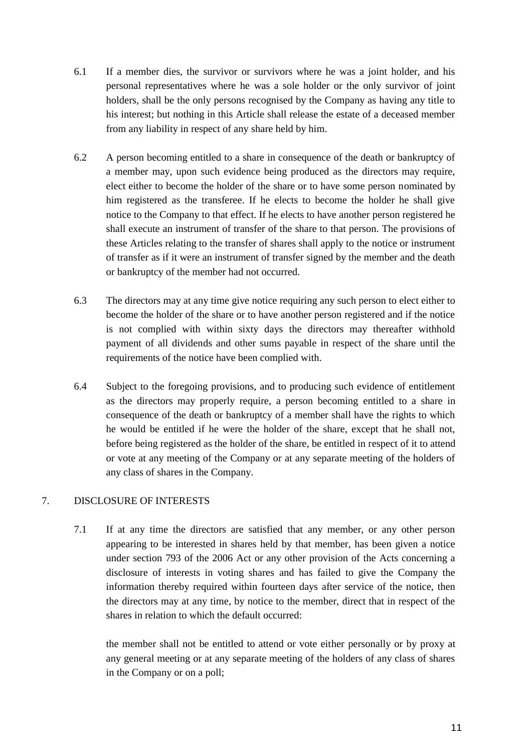6.1 If a member dies, the survivor or survivors where he was a joint holder, and his personal representatives where he was a sole holder or the only survivor of joint holders, shall be the only persons recognised by the Company as having any title to his interest; but nothing in this Article shall release the estate of a deceased member from any liability in respect of any share held by him.

6.2 A person becoming entitled to a share in consequence of the death or bankruptcy of a member may, upon such evidence being produced as the directors may require, elect either to become the holder of the share or to have some person nominated by him registered as the transferee. If he elects to become the holder he shall give notice to the Company to that effect. If he elects to have another person registered he shall execute an instrument of transfer of the share to that person. The provisions of these Articles relating to the transfer of shares shall apply to the notice or instrument of transfer as if it were an instrument of transfer signed by the member and the death or bankruptcy of the member had not occurred.

6.3 The directors may at any time give notice requiring any such person to elect either to become the holder of the share or to have another person registered and if the notice is not complied with within sixty days the directors may thereafter withhold payment of all dividends and other sums payable in respect of the share until the requirements of the notice have been complied with.

6.4 Subject to the foregoing provisions, and to producing such evidence of entitlement as the directors may properly require, a person becoming entitled to a share in consequence of the death or bankruptcy of a member shall have the rights to which he would be entitled if he were the holder of the share, except that he shall not, before being registered as the holder of the share, be entitled in respect of it to attend or vote at any meeting of the Company or at any separate meeting of the holders of any class of shares in the Company.

## 7. DISCLOSURE OF INTERESTS

7.1 If at any time the directors are satisfied that any member, or any other person appearing to be interested in shares held by that member, has been given a notice under section 793 of the 2006 Act or any other provision of the Acts concerning a disclosure of interests in voting shares and has failed to give the Company the information thereby required within fourteen days after service of the notice, then the directors may at any time, by notice to the member, direct that in respect of the shares in relation to which the default occurred:

the member shall not be entitled to attend or vote either personally or by proxy at any general meeting or at any separate meeting of the holders of any class of shares in the Company or on a poll;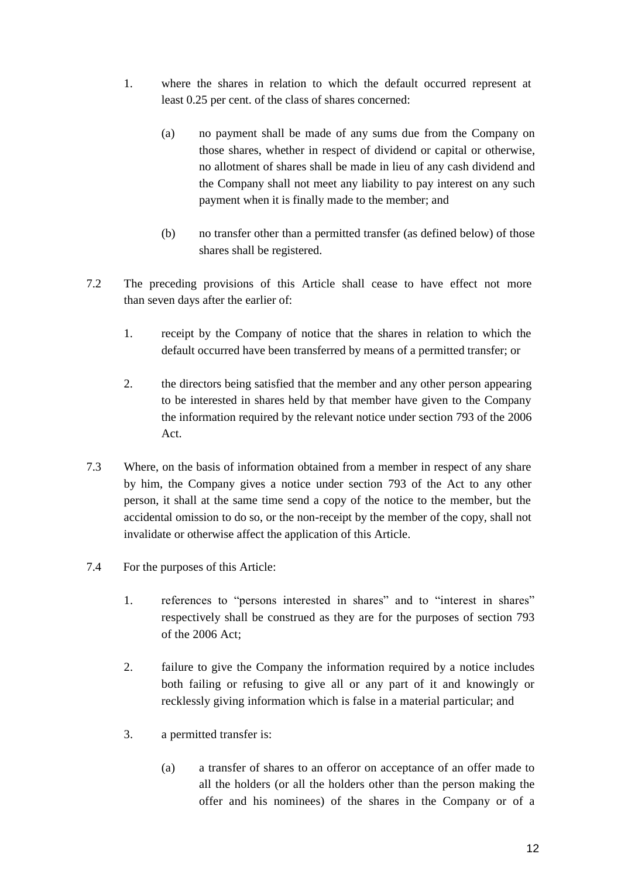1. where the shares in relation to which the default occurred represent at least 0.25 per cent. of the class of shares concerned:

    (a) no payment shall be made of any sums due from the Company on those shares, whether in respect of dividend or capital or otherwise, no allotment of shares shall be made in lieu of any cash dividend and the Company shall not meet any liability to pay interest on any such payment when it is finally made to the member; and

    (b) no transfer other than a permitted transfer (as defined below) of those shares shall be registered.

7.2 The preceding provisions of this Article shall cease to have effect not more than seven days after the earlier of:

1. receipt by the Company of notice that the shares in relation to which the default occurred have been transferred by means of a permitted transfer; or

2. the directors being satisfied that the member and any other person appearing to be interested in shares held by that member have given to the Company the information required by the relevant notice under section 793 of the 2006 Act.

7.3 Where, on the basis of information obtained from a member in respect of any share by him, the Company gives a notice under section 793 of the Act to any other person, it shall at the same time send a copy of the notice to the member, but the accidental omission to do so, or the non-receipt by the member of the copy, shall not invalidate or otherwise affect the application of this Article.

7.4 For the purposes of this Article:

1. references to "persons interested in shares" and to "interest in shares" respectively shall be construed as they are for the purposes of section 793 of the 2006 Act;

2. failure to give the Company the information required by a notice includes both failing or refusing to give all or any part of it and knowingly or recklessly giving information which is false in a material particular; and

3. a permitted transfer is:

    (a) a transfer of shares to an offeror on acceptance of an offer made to all the holders (or all the holders other than the person making the offer and his nominees) of the shares in the Company or of a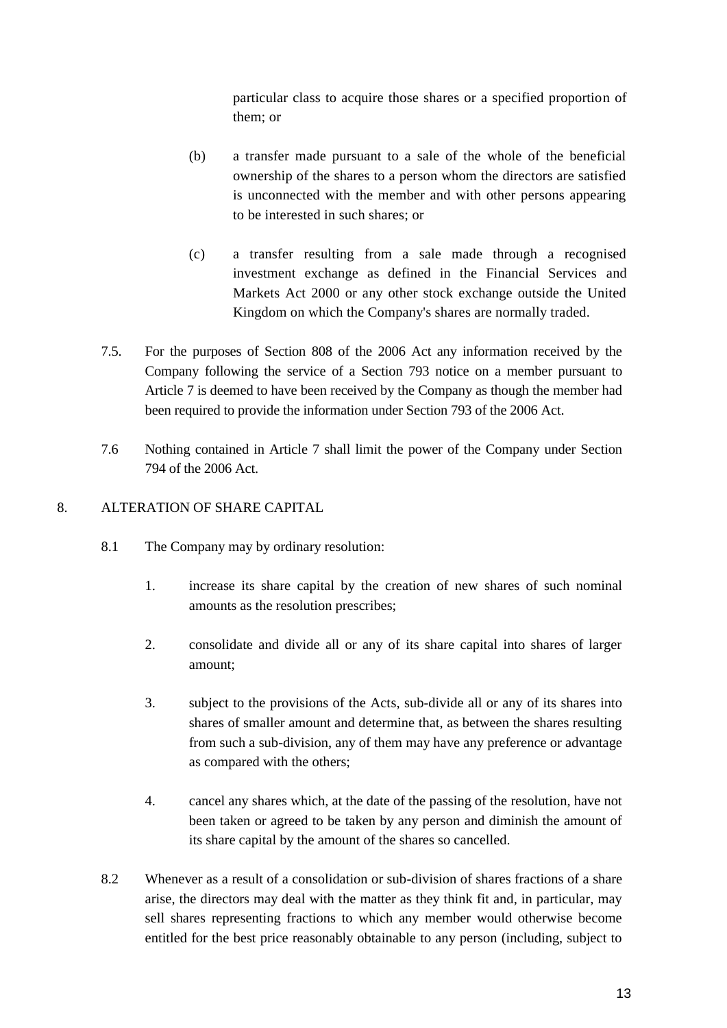particular class to acquire those shares or a specified proportion of them; or

(b) a transfer made pursuant to a sale of the whole of the beneficial ownership of the shares to a person whom the directors are satisfied is unconnected with the member and with other persons appearing to be interested in such shares; or

(c) a transfer resulting from a sale made through a recognised investment exchange as defined in the Financial Services and Markets Act 2000 or any other stock exchange outside the United Kingdom on which the Company's shares are normally traded.

7.5. For the purposes of Section 808 of the 2006 Act any information received by the Company following the service of a Section 793 notice on a member pursuant to Article 7 is deemed to have been received by the Company as though the member had been required to provide the information under Section 793 of the 2006 Act.

7.6 Nothing contained in Article 7 shall limit the power of the Company under Section 794 of the 2006 Act.

8. ALTERATION OF SHARE CAPITAL

8.1 The Company may by ordinary resolution:

1. increase its share capital by the creation of new shares of such nominal amounts as the resolution prescribes;

2. consolidate and divide all or any of its share capital into shares of larger amount;

3. subject to the provisions of the Acts, sub-divide all or any of its shares into shares of smaller amount and determine that, as between the shares resulting from such a sub-division, any of them may have any preference or advantage as compared with the others;

4. cancel any shares which, at the date of the passing of the resolution, have not been taken or agreed to be taken by any person and diminish the amount of its share capital by the amount of the shares so cancelled.

8.2 Whenever as a result of a consolidation or sub-division of shares fractions of a share arise, the directors may deal with the matter as they think fit and, in particular, may sell shares representing fractions to which any member would otherwise become entitled for the best price reasonably obtainable to any person (including, subject to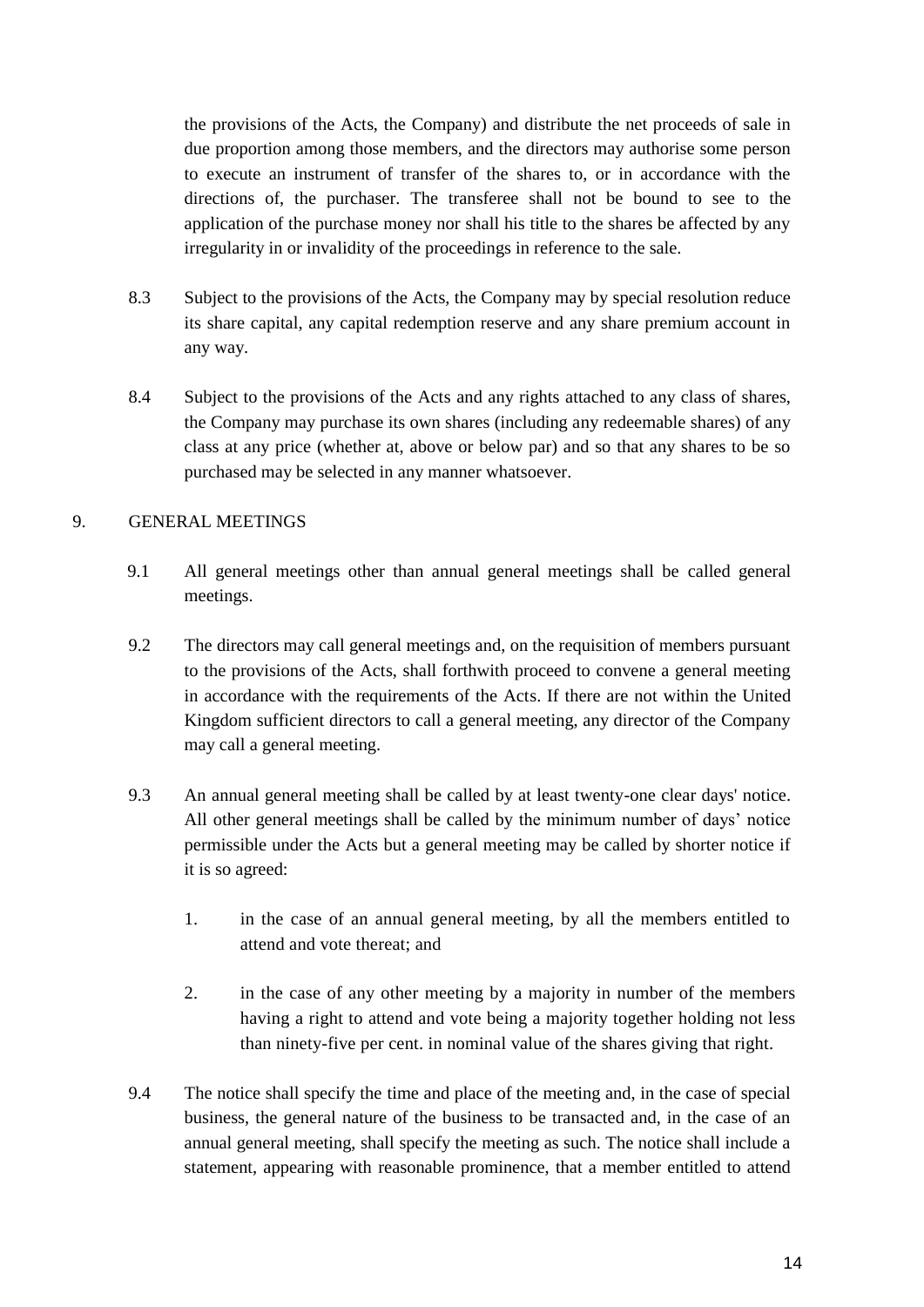the provisions of the Acts, the Company) and distribute the net proceeds of sale in due proportion among those members, and the directors may authorise some person to execute an instrument of transfer of the shares to, or in accordance with the directions of, the purchaser. The transferee shall not be bound to see to the application of the purchase money nor shall his title to the shares be affected by any irregularity in or invalidity of the proceedings in reference to the sale.

8.3 Subject to the provisions of the Acts, the Company may by special resolution reduce its share capital, any capital redemption reserve and any share premium account in any way.

8.4 Subject to the provisions of the Acts and any rights attached to any class of shares, the Company may purchase its own shares (including any redeemable shares) of any class at any price (whether at, above or below par) and so that any shares to be so purchased may be selected in any manner whatsoever.

## 9. GENERAL MEETINGS

9.1 All general meetings other than annual general meetings shall be called general meetings.

9.2 The directors may call general meetings and, on the requisition of members pursuant to the provisions of the Acts, shall forthwith proceed to convene a general meeting in accordance with the requirements of the Acts. If there are not within the United Kingdom sufficient directors to call a general meeting, any director of the Company may call a general meeting.

9.3 An annual general meeting shall be called by at least twenty-one clear days' notice. All other general meetings shall be called by the minimum number of days' notice permissible under the Acts but a general meeting may be called by shorter notice if it is so agreed:

1. in the case of an annual general meeting, by all the members entitled to attend and vote thereat; and

2. in the case of any other meeting by a majority in number of the members having a right to attend and vote being a majority together holding not less than ninety-five per cent. in nominal value of the shares giving that right.

9.4 The notice shall specify the time and place of the meeting and, in the case of special business, the general nature of the business to be transacted and, in the case of an annual general meeting, shall specify the meeting as such. The notice shall include a statement, appearing with reasonable prominence, that a member entitled to attend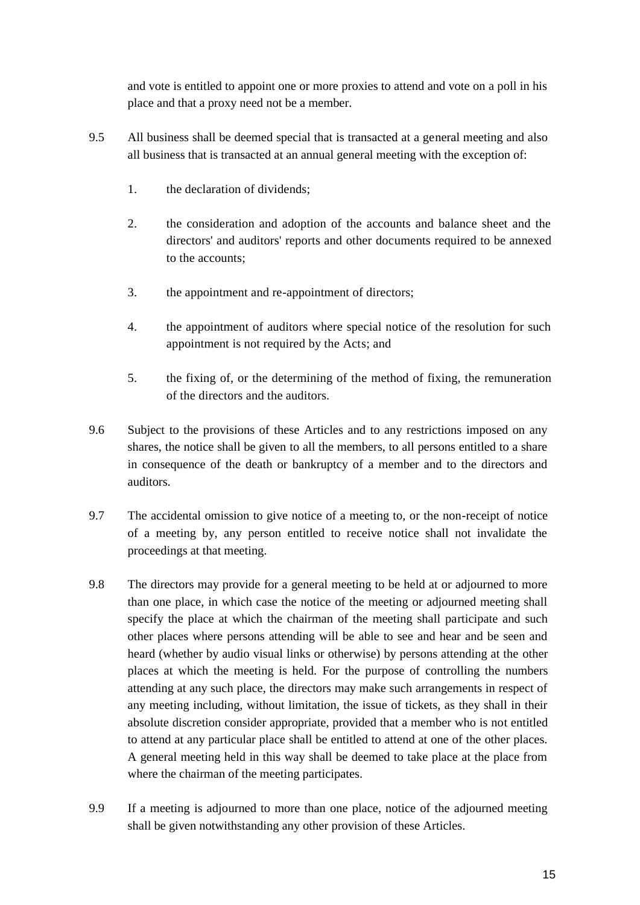and vote is entitled to appoint one or more proxies to attend and vote on a poll in his place and that a proxy need not be a member.

9.5 All business shall be deemed special that is transacted at a general meeting and also all business that is transacted at an annual general meeting with the exception of:

1. the declaration of dividends;

2. the consideration and adoption of the accounts and balance sheet and the directors' and auditors' reports and other documents required to be annexed to the accounts;

3. the appointment and re-appointment of directors;

4. the appointment of auditors where special notice of the resolution for such appointment is not required by the Acts; and

5. the fixing of, or the determining of the method of fixing, the remuneration of the directors and the auditors.

9.6 Subject to the provisions of these Articles and to any restrictions imposed on any shares, the notice shall be given to all the members, to all persons entitled to a share in consequence of the death or bankruptcy of a member and to the directors and auditors.

9.7 The accidental omission to give notice of a meeting to, or the non-receipt of notice of a meeting by, any person entitled to receive notice shall not invalidate the proceedings at that meeting.

9.8 The directors may provide for a general meeting to be held at or adjourned to more than one place, in which case the notice of the meeting or adjourned meeting shall specify the place at which the chairman of the meeting shall participate and such other places where persons attending will be able to see and hear and be seen and heard (whether by audio visual links or otherwise) by persons attending at the other places at which the meeting is held. For the purpose of controlling the numbers attending at any such place, the directors may make such arrangements in respect of any meeting including, without limitation, the issue of tickets, as they shall in their absolute discretion consider appropriate, provided that a member who is not entitled to attend at any particular place shall be entitled to attend at one of the other places. A general meeting held in this way shall be deemed to take place at the place from where the chairman of the meeting participates.

9.9 If a meeting is adjourned to more than one place, notice of the adjourned meeting shall be given notwithstanding any other provision of these Articles.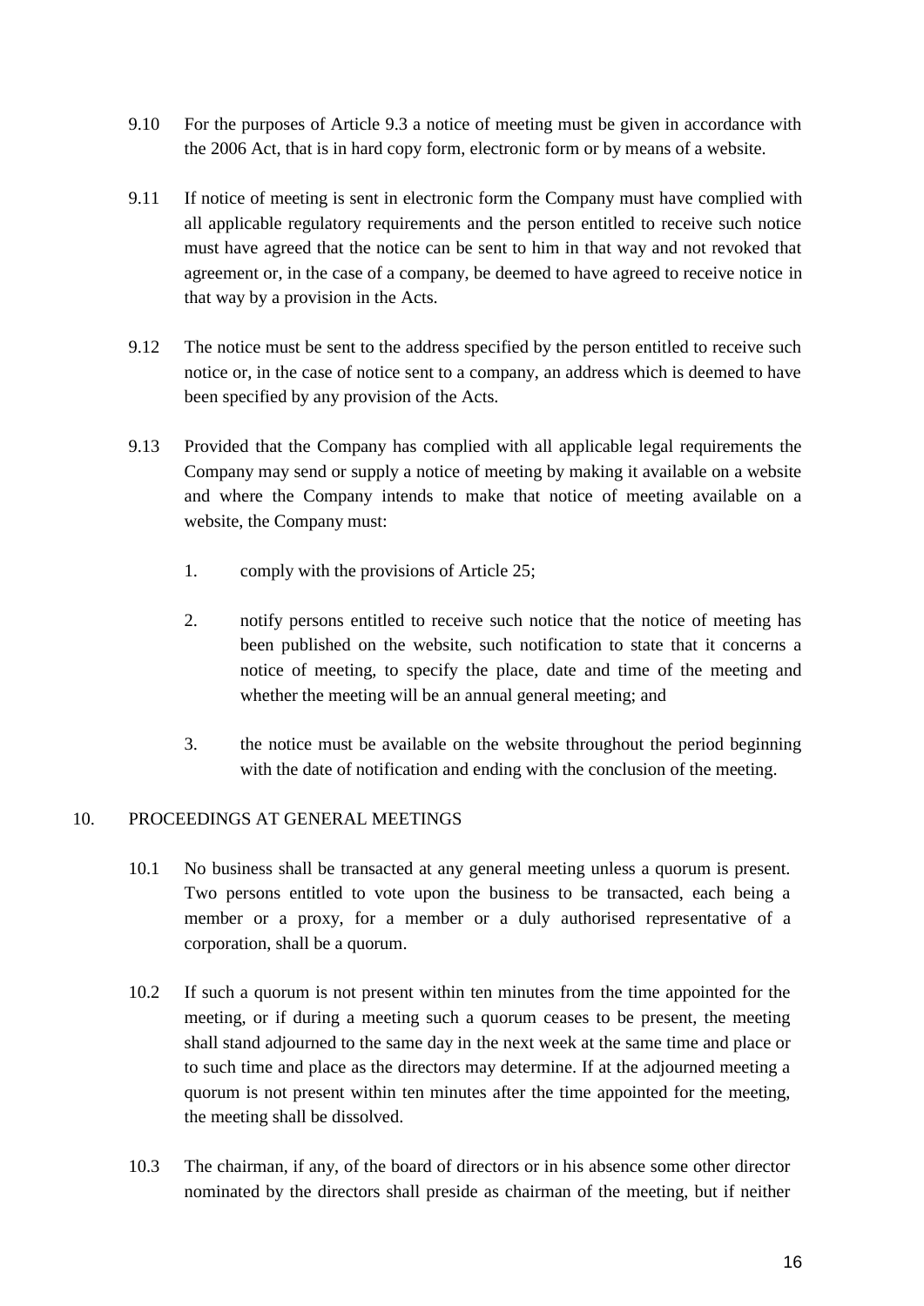9.10 For the purposes of Article 9.3 a notice of meeting must be given in accordance with the 2006 Act, that is in hard copy form, electronic form or by means of a website.

9.11 If notice of meeting is sent in electronic form the Company must have complied with all applicable regulatory requirements and the person entitled to receive such notice must have agreed that the notice can be sent to him in that way and not revoked that agreement or, in the case of a company, be deemed to have agreed to receive notice in that way by a provision in the Acts.

9.12 The notice must be sent to the address specified by the person entitled to receive such notice or, in the case of notice sent to a company, an address which is deemed to have been specified by any provision of the Acts.

9.13 Provided that the Company has complied with all applicable legal requirements the Company may send or supply a notice of meeting by making it available on a website and where the Company intends to make that notice of meeting available on a website, the Company must:

1. comply with the provisions of Article 25;

2. notify persons entitled to receive such notice that the notice of meeting has been published on the website, such notification to state that it concerns a notice of meeting, to specify the place, date and time of the meeting and whether the meeting will be an annual general meeting; and

3. the notice must be available on the website throughout the period beginning with the date of notification and ending with the conclusion of the meeting.

## 10. PROCEEDINGS AT GENERAL MEETINGS

10.1 No business shall be transacted at any general meeting unless a quorum is present. Two persons entitled to vote upon the business to be transacted, each being a member or a proxy, for a member or a duly authorised representative of a corporation, shall be a quorum.

10.2 If such a quorum is not present within ten minutes from the time appointed for the meeting, or if during a meeting such a quorum ceases to be present, the meeting shall stand adjourned to the same day in the next week at the same time and place or to such time and place as the directors may determine. If at the adjourned meeting a quorum is not present within ten minutes after the time appointed for the meeting, the meeting shall be dissolved.

10.3 The chairman, if any, of the board of directors or in his absence some other director nominated by the directors shall preside as chairman of the meeting, but if neither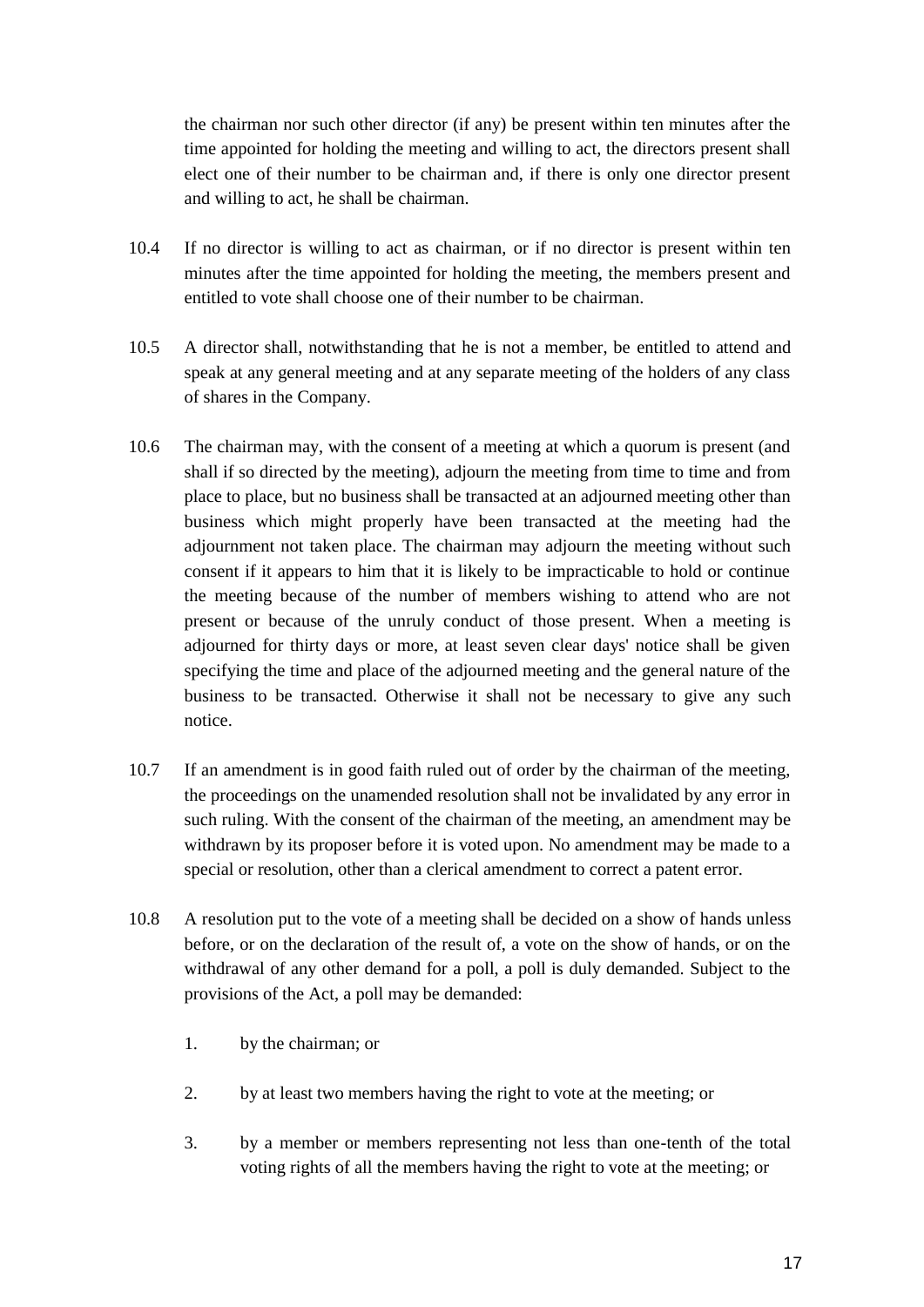the chairman nor such other director (if any) be present within ten minutes after the time appointed for holding the meeting and willing to act, the directors present shall elect one of their number to be chairman and, if there is only one director present and willing to act, he shall be chairman.

10.4 If no director is willing to act as chairman, or if no director is present within ten minutes after the time appointed for holding the meeting, the members present and entitled to vote shall choose one of their number to be chairman.

10.5 A director shall, notwithstanding that he is not a member, be entitled to attend and speak at any general meeting and at any separate meeting of the holders of any class of shares in the Company.

10.6 The chairman may, with the consent of a meeting at which a quorum is present (and shall if so directed by the meeting), adjourn the meeting from time to time and from place to place, but no business shall be transacted at an adjourned meeting other than business which might properly have been transacted at the meeting had the adjournment not taken place. The chairman may adjourn the meeting without such consent if it appears to him that it is likely to be impracticable to hold or continue the meeting because of the number of members wishing to attend who are not present or because of the unruly conduct of those present. When a meeting is adjourned for thirty days or more, at least seven clear days' notice shall be given specifying the time and place of the adjourned meeting and the general nature of the business to be transacted. Otherwise it shall not be necessary to give any such notice.

10.7 If an amendment is in good faith ruled out of order by the chairman of the meeting, the proceedings on the unamended resolution shall not be invalidated by any error in such ruling. With the consent of the chairman of the meeting, an amendment may be withdrawn by its proposer before it is voted upon. No amendment may be made to a special or resolution, other than a clerical amendment to correct a patent error.

10.8 A resolution put to the vote of a meeting shall be decided on a show of hands unless before, or on the declaration of the result of, a vote on the show of hands, or on the withdrawal of any other demand for a poll, a poll is duly demanded. Subject to the provisions of the Act, a poll may be demanded:

1. by the chairman; or

2. by at least two members having the right to vote at the meeting; or

3. by a member or members representing not less than one-tenth of the total voting rights of all the members having the right to vote at the meeting; or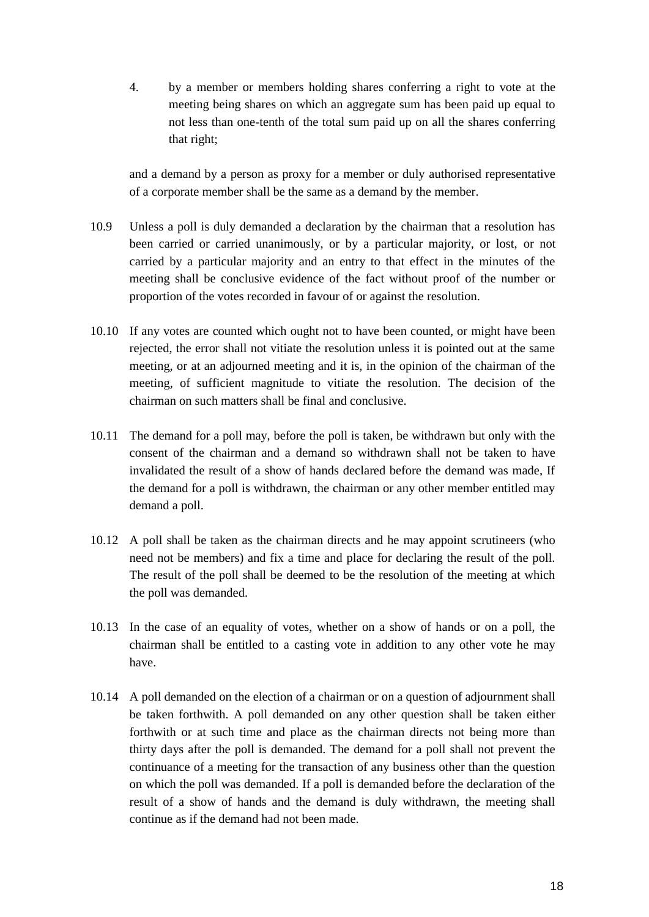4. by a member or members holding shares conferring a right to vote at the meeting being shares on which an aggregate sum has been paid up equal to not less than one-tenth of the total sum paid up on all the shares conferring that right;

and a demand by a person as proxy for a member or duly authorised representative of a corporate member shall be the same as a demand by the member.

10.9 Unless a poll is duly demanded a declaration by the chairman that a resolution has been carried or carried unanimously, or by a particular majority, or lost, or not carried by a particular majority and an entry to that effect in the minutes of the meeting shall be conclusive evidence of the fact without proof of the number or proportion of the votes recorded in favour of or against the resolution.

10.10 If any votes are counted which ought not to have been counted, or might have been rejected, the error shall not vitiate the resolution unless it is pointed out at the same meeting, or at an adjourned meeting and it is, in the opinion of the chairman of the meeting, of sufficient magnitude to vitiate the resolution. The decision of the chairman on such matters shall be final and conclusive.

10.11 The demand for a poll may, before the poll is taken, be withdrawn but only with the consent of the chairman and a demand so withdrawn shall not be taken to have invalidated the result of a show of hands declared before the demand was made, If the demand for a poll is withdrawn, the chairman or any other member entitled may demand a poll.

10.12 A poll shall be taken as the chairman directs and he may appoint scrutineers (who need not be members) and fix a time and place for declaring the result of the poll. The result of the poll shall be deemed to be the resolution of the meeting at which the poll was demanded.

10.13 In the case of an equality of votes, whether on a show of hands or on a poll, the chairman shall be entitled to a casting vote in addition to any other vote he may have.

10.14 A poll demanded on the election of a chairman or on a question of adjournment shall be taken forthwith. A poll demanded on any other question shall be taken either forthwith or at such time and place as the chairman directs not being more than thirty days after the poll is demanded. The demand for a poll shall not prevent the continuance of a meeting for the transaction of any business other than the question on which the poll was demanded. If a poll is demanded before the declaration of the result of a show of hands and the demand is duly withdrawn, the meeting shall continue as if the demand had not been made.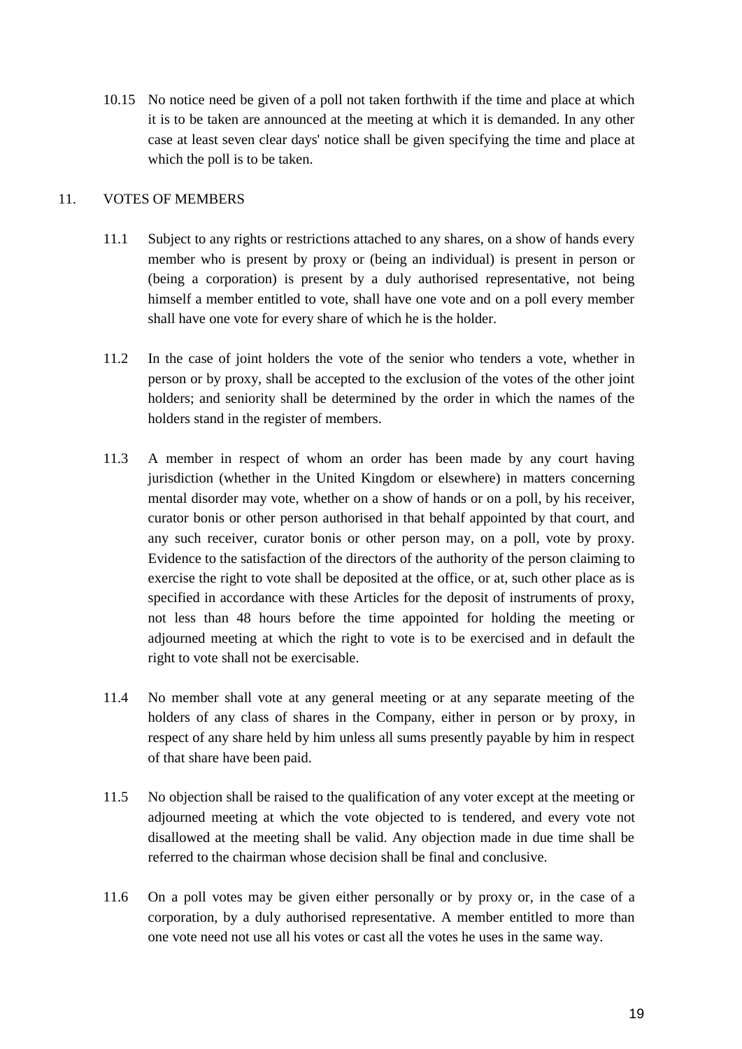10.15 No notice need be given of a poll not taken forthwith if the time and place at which it is to be taken are announced at the meeting at which it is demanded. In any other case at least seven clear days' notice shall be given specifying the time and place at which the poll is to be taken.

## 11. VOTES OF MEMBERS

11.1 Subject to any rights or restrictions attached to any shares, on a show of hands every member who is present by proxy or (being an individual) is present in person or (being a corporation) is present by a duly authorised representative, not being himself a member entitled to vote, shall have one vote and on a poll every member shall have one vote for every share of which he is the holder.

11.2 In the case of joint holders the vote of the senior who tenders a vote, whether in person or by proxy, shall be accepted to the exclusion of the votes of the other joint holders; and seniority shall be determined by the order in which the names of the holders stand in the register of members.

11.3 A member in respect of whom an order has been made by any court having jurisdiction (whether in the United Kingdom or elsewhere) in matters concerning mental disorder may vote, whether on a show of hands or on a poll, by his receiver, curator bonis or other person authorised in that behalf appointed by that court, and any such receiver, curator bonis or other person may, on a poll, vote by proxy. Evidence to the satisfaction of the directors of the authority of the person claiming to exercise the right to vote shall be deposited at the office, or at, such other place as is specified in accordance with these Articles for the deposit of instruments of proxy, not less than 48 hours before the time appointed for holding the meeting or adjourned meeting at which the right to vote is to be exercised and in default the right to vote shall not be exercisable.

11.4 No member shall vote at any general meeting or at any separate meeting of the holders of any class of shares in the Company, either in person or by proxy, in respect of any share held by him unless all sums presently payable by him in respect of that share have been paid.

11.5 No objection shall be raised to the qualification of any voter except at the meeting or adjourned meeting at which the vote objected to is tendered, and every vote not disallowed at the meeting shall be valid. Any objection made in due time shall be referred to the chairman whose decision shall be final and conclusive.

11.6 On a poll votes may be given either personally or by proxy or, in the case of a corporation, by a duly authorised representative. A member entitled to more than one vote need not use all his votes or cast all the votes he uses in the same way.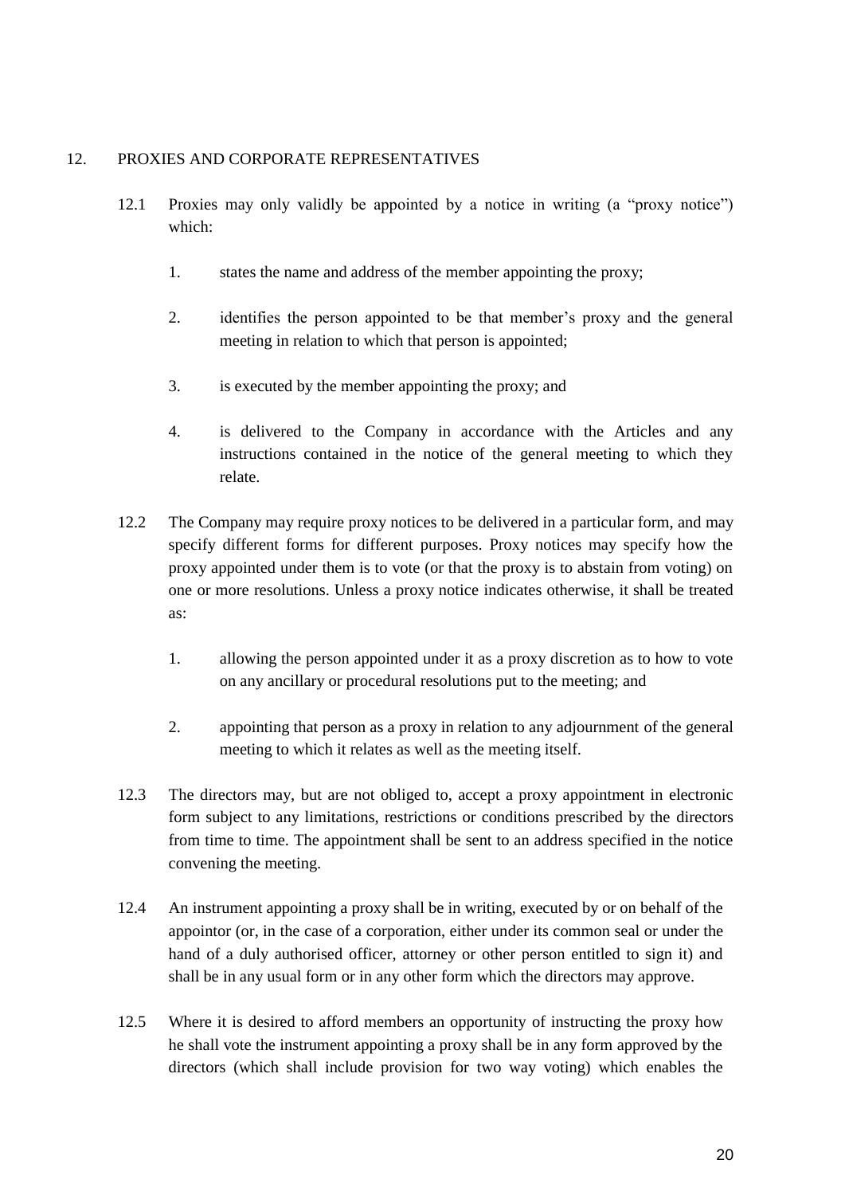## 12. PROXIES AND CORPORATE REPRESENTATIVES

12.1 Proxies may only validly be appointed by a notice in writing (a "proxy notice") which:

1. states the name and address of the member appointing the proxy;
2. identifies the person appointed to be that member's proxy and the general meeting in relation to which that person is appointed;
3. is executed by the member appointing the proxy; and
4. is delivered to the Company in accordance with the Articles and any instructions contained in the notice of the general meeting to which they relate.

12.2 The Company may require proxy notices to be delivered in a particular form, and may specify different forms for different purposes. Proxy notices may specify how the proxy appointed under them is to vote (or that the proxy is to abstain from voting) on one or more resolutions. Unless a proxy notice indicates otherwise, it shall be treated as:

1. allowing the person appointed under it as a proxy discretion as to how to vote on any ancillary or procedural resolutions put to the meeting; and
2. appointing that person as a proxy in relation to any adjournment of the general meeting to which it relates as well as the meeting itself.

12.3 The directors may, but are not obliged to, accept a proxy appointment in electronic form subject to any limitations, restrictions or conditions prescribed by the directors from time to time. The appointment shall be sent to an address specified in the notice convening the meeting.

12.4 An instrument appointing a proxy shall be in writing, executed by or on behalf of the appointor (or, in the case of a corporation, either under its common seal or under the hand of a duly authorised officer, attorney or other person entitled to sign it) and shall be in any usual form or in any other form which the directors may approve.

12.5 Where it is desired to afford members an opportunity of instructing the proxy how he shall vote the instrument appointing a proxy shall be in any form approved by the directors (which shall include provision for two way voting) which enables the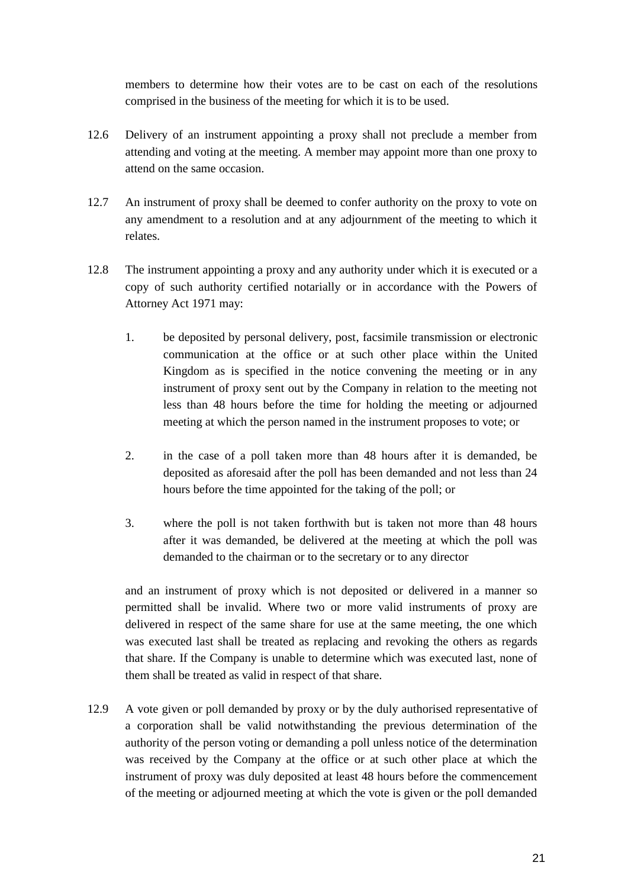members to determine how their votes are to be cast on each of the resolutions comprised in the business of the meeting for which it is to be used.

12.6 Delivery of an instrument appointing a proxy shall not preclude a member from attending and voting at the meeting. A member may appoint more than one proxy to attend on the same occasion.

12.7 An instrument of proxy shall be deemed to confer authority on the proxy to vote on any amendment to a resolution and at any adjournment of the meeting to which it relates.

12.8 The instrument appointing a proxy and any authority under which it is executed or a copy of such authority certified notarially or in accordance with the Powers of Attorney Act 1971 may:

1. be deposited by personal delivery, post, facsimile transmission or electronic communication at the office or at such other place within the United Kingdom as is specified in the notice convening the meeting or in any instrument of proxy sent out by the Company in relation to the meeting not less than 48 hours before the time for holding the meeting or adjourned meeting at which the person named in the instrument proposes to vote; or

2. in the case of a poll taken more than 48 hours after it is demanded, be deposited as aforesaid after the poll has been demanded and not less than 24 hours before the time appointed for the taking of the poll; or

3. where the poll is not taken forthwith but is taken not more than 48 hours after it was demanded, be delivered at the meeting at which the poll was demanded to the chairman or to the secretary or to any director

and an instrument of proxy which is not deposited or delivered in a manner so permitted shall be invalid. Where two or more valid instruments of proxy are delivered in respect of the same share for use at the same meeting, the one which was executed last shall be treated as replacing and revoking the others as regards that share. If the Company is unable to determine which was executed last, none of them shall be treated as valid in respect of that share.

12.9 A vote given or poll demanded by proxy or by the duly authorised representative of a corporation shall be valid notwithstanding the previous determination of the authority of the person voting or demanding a poll unless notice of the determination was received by the Company at the office or at such other place at which the instrument of proxy was duly deposited at least 48 hours before the commencement of the meeting or adjourned meeting at which the vote is given or the poll demanded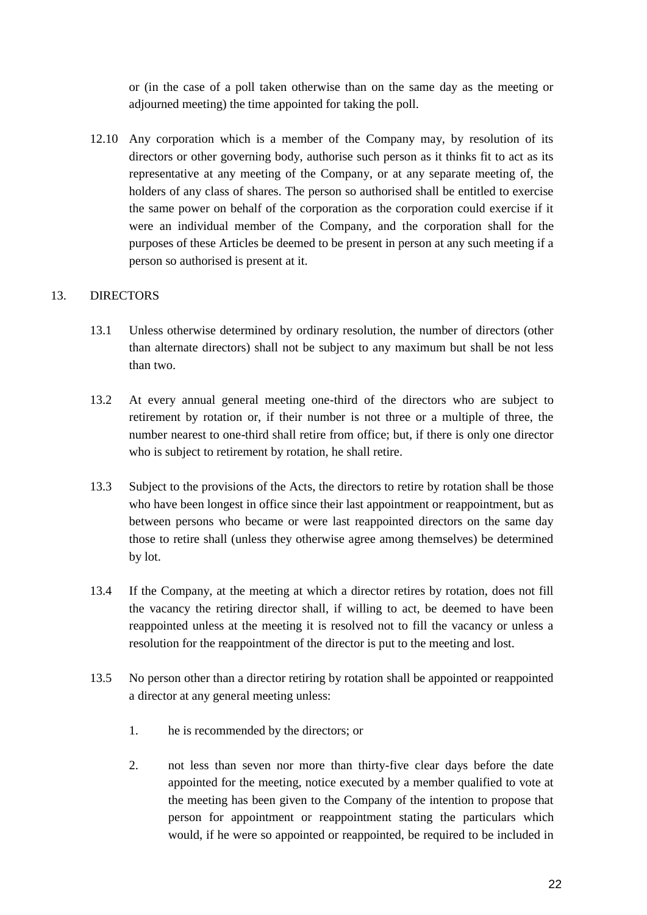or (in the case of a poll taken otherwise than on the same day as the meeting or adjourned meeting) the time appointed for taking the poll.

12.10 Any corporation which is a member of the Company may, by resolution of its directors or other governing body, authorise such person as it thinks fit to act as its representative at any meeting of the Company, or at any separate meeting of, the holders of any class of shares. The person so authorised shall be entitled to exercise the same power on behalf of the corporation as the corporation could exercise if it were an individual member of the Company, and the corporation shall for the purposes of these Articles be deemed to be present in person at any such meeting if a person so authorised is present at it.

## 13. DIRECTORS

13.1 Unless otherwise determined by ordinary resolution, the number of directors (other than alternate directors) shall not be subject to any maximum but shall be not less than two.

13.2 At every annual general meeting one-third of the directors who are subject to retirement by rotation or, if their number is not three or a multiple of three, the number nearest to one-third shall retire from office; but, if there is only one director who is subject to retirement by rotation, he shall retire.

13.3 Subject to the provisions of the Acts, the directors to retire by rotation shall be those who have been longest in office since their last appointment or reappointment, but as between persons who became or were last reappointed directors on the same day those to retire shall (unless they otherwise agree among themselves) be determined by lot.

13.4 If the Company, at the meeting at which a director retires by rotation, does not fill the vacancy the retiring director shall, if willing to act, be deemed to have been reappointed unless at the meeting it is resolved not to fill the vacancy or unless a resolution for the reappointment of the director is put to the meeting and lost.

13.5 No person other than a director retiring by rotation shall be appointed or reappointed a director at any general meeting unless:

1. he is recommended by the directors; or

2. not less than seven nor more than thirty-five clear days before the date appointed for the meeting, notice executed by a member qualified to vote at the meeting has been given to the Company of the intention to propose that person for appointment or reappointment stating the particulars which would, if he were so appointed or reappointed, be required to be included in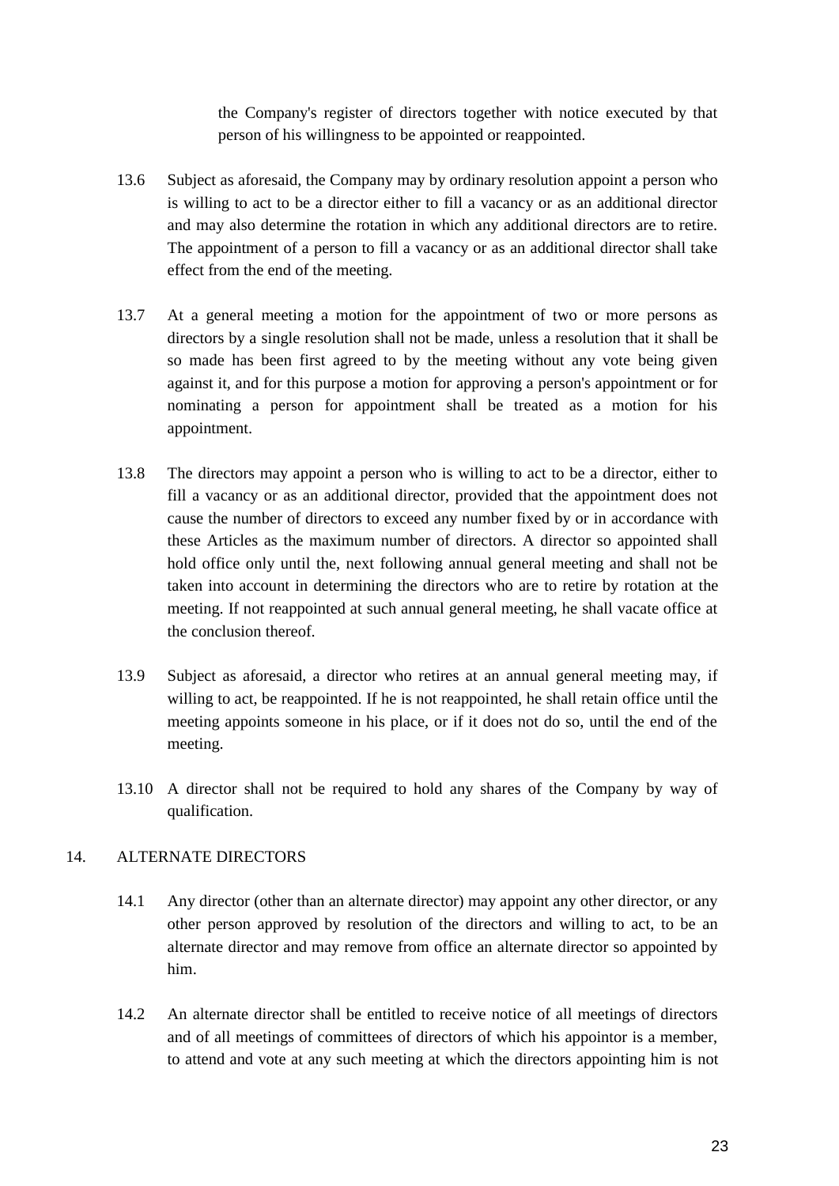the Company's register of directors together with notice executed by that person of his willingness to be appointed or reappointed.

13.6 Subject as aforesaid, the Company may by ordinary resolution appoint a person who is willing to act to be a director either to fill a vacancy or as an additional director and may also determine the rotation in which any additional directors are to retire. The appointment of a person to fill a vacancy or as an additional director shall take effect from the end of the meeting.

13.7 At a general meeting a motion for the appointment of two or more persons as directors by a single resolution shall not be made, unless a resolution that it shall be so made has been first agreed to by the meeting without any vote being given against it, and for this purpose a motion for approving a person's appointment or for nominating a person for appointment shall be treated as a motion for his appointment.

13.8 The directors may appoint a person who is willing to act to be a director, either to fill a vacancy or as an additional director, provided that the appointment does not cause the number of directors to exceed any number fixed by or in accordance with these Articles as the maximum number of directors. A director so appointed shall hold office only until the, next following annual general meeting and shall not be taken into account in determining the directors who are to retire by rotation at the meeting. If not reappointed at such annual general meeting, he shall vacate office at the conclusion thereof.

13.9 Subject as aforesaid, a director who retires at an annual general meeting may, if willing to act, be reappointed. If he is not reappointed, he shall retain office until the meeting appoints someone in his place, or if it does not do so, until the end of the meeting.

13.10 A director shall not be required to hold any shares of the Company by way of qualification.

## 14. ALTERNATE DIRECTORS

14.1 Any director (other than an alternate director) may appoint any other director, or any other person approved by resolution of the directors and willing to act, to be an alternate director and may remove from office an alternate director so appointed by him.

14.2 An alternate director shall be entitled to receive notice of all meetings of directors and of all meetings of committees of directors of which his appointor is a member, to attend and vote at any such meeting at which the directors appointing him is not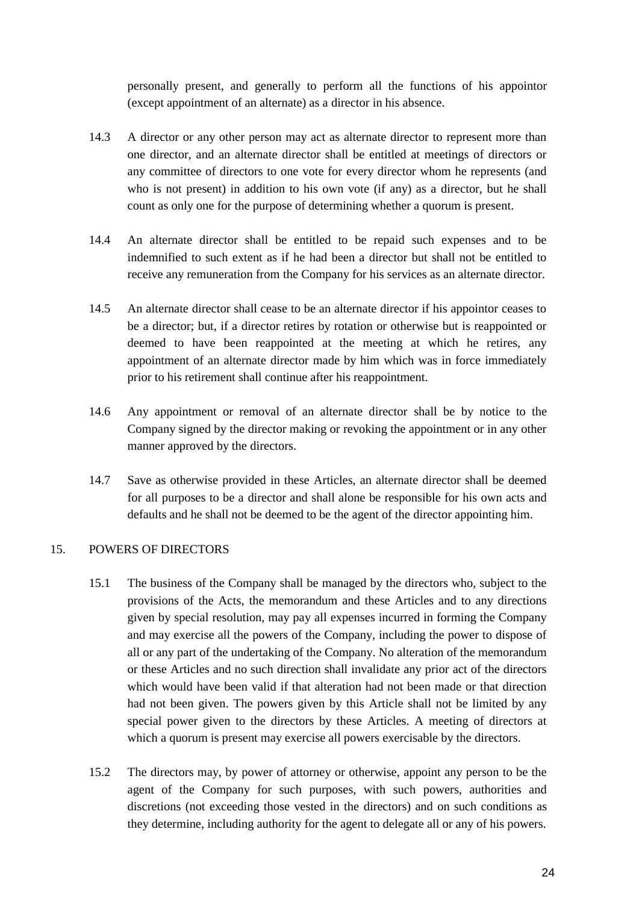personally present, and generally to perform all the functions of his appointor (except appointment of an alternate) as a director in his absence.

14.3 A director or any other person may act as alternate director to represent more than one director, and an alternate director shall be entitled at meetings of directors or any committee of directors to one vote for every director whom he represents (and who is not present) in addition to his own vote (if any) as a director, but he shall count as only one for the purpose of determining whether a quorum is present.

14.4 An alternate director shall be entitled to be repaid such expenses and to be indemnified to such extent as if he had been a director but shall not be entitled to receive any remuneration from the Company for his services as an alternate director.

14.5 An alternate director shall cease to be an alternate director if his appointor ceases to be a director; but, if a director retires by rotation or otherwise but is reappointed or deemed to have been reappointed at the meeting at which he retires, any appointment of an alternate director made by him which was in force immediately prior to his retirement shall continue after his reappointment.

14.6 Any appointment or removal of an alternate director shall be by notice to the Company signed by the director making or revoking the appointment or in any other manner approved by the directors.

14.7 Save as otherwise provided in these Articles, an alternate director shall be deemed for all purposes to be a director and shall alone be responsible for his own acts and defaults and he shall not be deemed to be the agent of the director appointing him.

## 15. POWERS OF DIRECTORS

15.1 The business of the Company shall be managed by the directors who, subject to the provisions of the Acts, the memorandum and these Articles and to any directions given by special resolution, may pay all expenses incurred in forming the Company and may exercise all the powers of the Company, including the power to dispose of all or any part of the undertaking of the Company. No alteration of the memorandum or these Articles and no such direction shall invalidate any prior act of the directors which would have been valid if that alteration had not been made or that direction had not been given. The powers given by this Article shall not be limited by any special power given to the directors by these Articles. A meeting of directors at which a quorum is present may exercise all powers exercisable by the directors.

15.2 The directors may, by power of attorney or otherwise, appoint any person to be the agent of the Company for such purposes, with such powers, authorities and discretions (not exceeding those vested in the directors) and on such conditions as they determine, including authority for the agent to delegate all or any of his powers.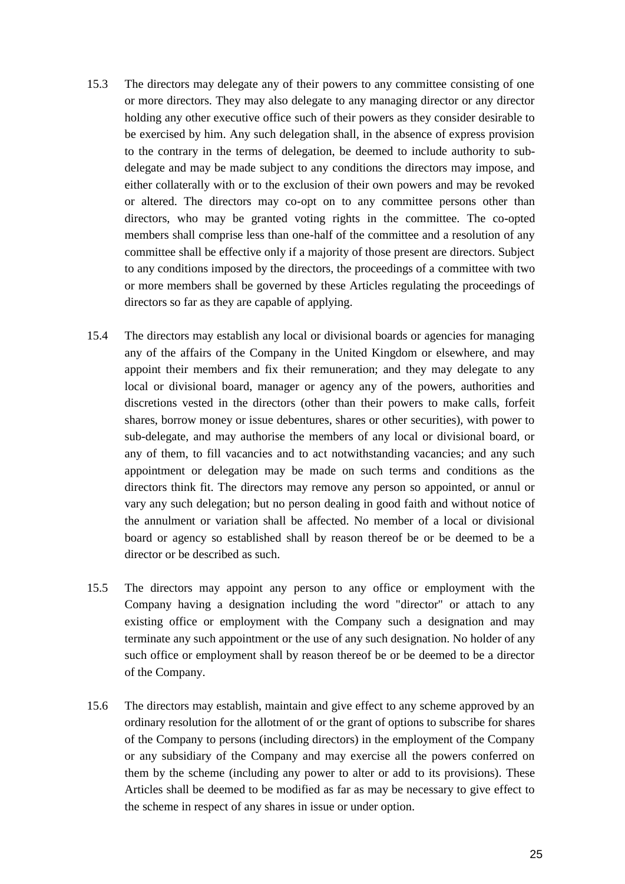15.3 The directors may delegate any of their powers to any committee consisting of one or more directors. They may also delegate to any managing director or any director holding any other executive office such of their powers as they consider desirable to be exercised by him. Any such delegation shall, in the absence of express provision to the contrary in the terms of delegation, be deemed to include authority to sub-delegate and may be made subject to any conditions the directors may impose, and either collaterally with or to the exclusion of their own powers and may be revoked or altered. The directors may co-opt on to any committee persons other than directors, who may be granted voting rights in the committee. The co-opted members shall comprise less than one-half of the committee and a resolution of any committee shall be effective only if a majority of those present are directors. Subject to any conditions imposed by the directors, the proceedings of a committee with two or more members shall be governed by these Articles regulating the proceedings of directors so far as they are capable of applying.

15.4 The directors may establish any local or divisional boards or agencies for managing any of the affairs of the Company in the United Kingdom or elsewhere, and may appoint their members and fix their remuneration; and they may delegate to any local or divisional board, manager or agency any of the powers, authorities and discretions vested in the directors (other than their powers to make calls, forfeit shares, borrow money or issue debentures, shares or other securities), with power to sub-delegate, and may authorise the members of any local or divisional board, or any of them, to fill vacancies and to act notwithstanding vacancies; and any such appointment or delegation may be made on such terms and conditions as the directors think fit. The directors may remove any person so appointed, or annul or vary any such delegation; but no person dealing in good faith and without notice of the annulment or variation shall be affected. No member of a local or divisional board or agency so established shall by reason thereof be or be deemed to be a director or be described as such.

15.5 The directors may appoint any person to any office or employment with the Company having a designation including the word "director" or attach to any existing office or employment with the Company such a designation and may terminate any such appointment or the use of any such designation. No holder of any such office or employment shall by reason thereof be or be deemed to be a director of the Company.

15.6 The directors may establish, maintain and give effect to any scheme approved by an ordinary resolution for the allotment of or the grant of options to subscribe for shares of the Company to persons (including directors) in the employment of the Company or any subsidiary of the Company and may exercise all the powers conferred on them by the scheme (including any power to alter or add to its provisions). These Articles shall be deemed to be modified as far as may be necessary to give effect to the scheme in respect of any shares in issue or under option.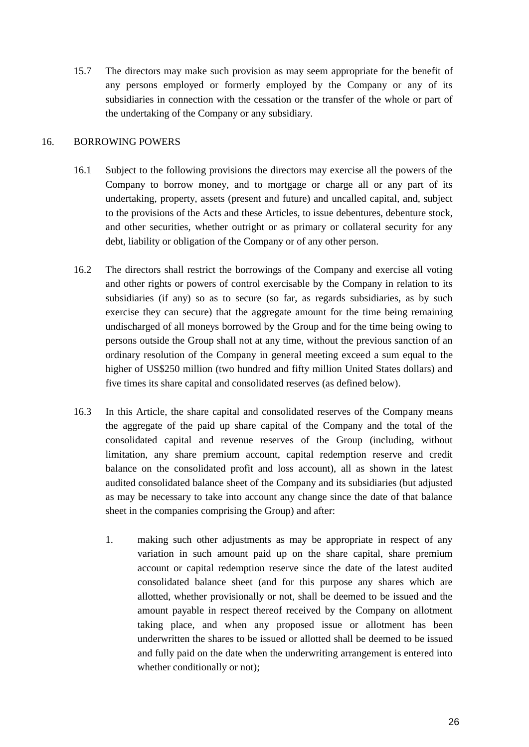15.7 The directors may make such provision as may seem appropriate for the benefit of any persons employed or formerly employed by the Company or any of its subsidiaries in connection with the cessation or the transfer of the whole or part of the undertaking of the Company or any subsidiary.

## 16. BORROWING POWERS

16.1 Subject to the following provisions the directors may exercise all the powers of the Company to borrow money, and to mortgage or charge all or any part of its undertaking, property, assets (present and future) and uncalled capital, and, subject to the provisions of the Acts and these Articles, to issue debentures, debenture stock, and other securities, whether outright or as primary or collateral security for any debt, liability or obligation of the Company or of any other person.

16.2 The directors shall restrict the borrowings of the Company and exercise all voting and other rights or powers of control exercisable by the Company in relation to its subsidiaries (if any) so as to secure (so far, as regards subsidiaries, as by such exercise they can secure) that the aggregate amount for the time being remaining undischarged of all moneys borrowed by the Group and for the time being owing to persons outside the Group shall not at any time, without the previous sanction of an ordinary resolution of the Company in general meeting exceed a sum equal to the higher of US$250 million (two hundred and fifty million United States dollars) and five times its share capital and consolidated reserves (as defined below).

16.3 In this Article, the share capital and consolidated reserves of the Company means the aggregate of the paid up share capital of the Company and the total of the consolidated capital and revenue reserves of the Group (including, without limitation, any share premium account, capital redemption reserve and credit balance on the consolidated profit and loss account), all as shown in the latest audited consolidated balance sheet of the Company and its subsidiaries (but adjusted as may be necessary to take into account any change since the date of that balance sheet in the companies comprising the Group) and after:

1. making such other adjustments as may be appropriate in respect of any variation in such amount paid up on the share capital, share premium account or capital redemption reserve since the date of the latest audited consolidated balance sheet (and for this purpose any shares which are allotted, whether provisionally or not, shall be deemed to be issued and the amount payable in respect thereof received by the Company on allotment taking place, and when any proposed issue or allotment has been underwritten the shares to be issued or allotted shall be deemed to be issued and fully paid on the date when the underwriting arrangement is entered into whether conditionally or not);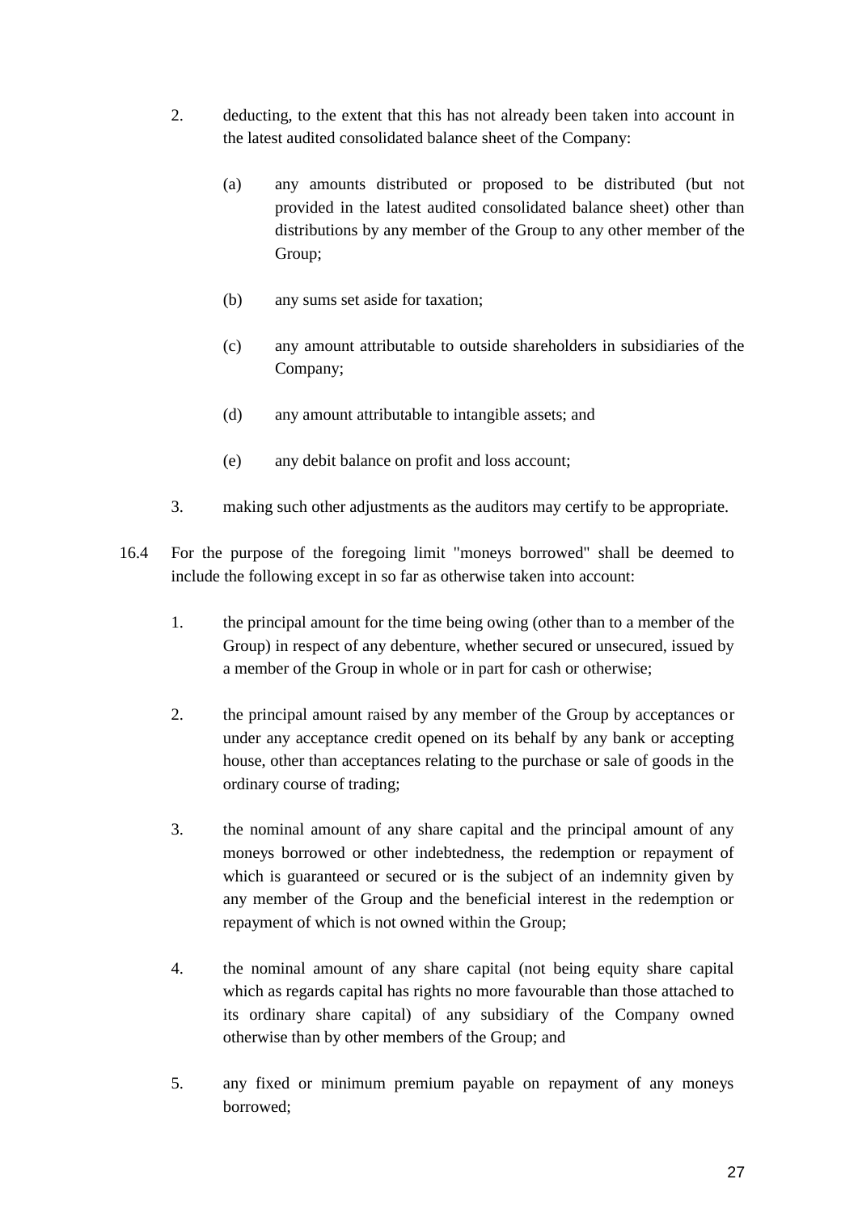2. deducting, to the extent that this has not already been taken into account in the latest audited consolidated balance sheet of the Company:

   (a) any amounts distributed or proposed to be distributed (but not provided in the latest audited consolidated balance sheet) other than distributions by any member of the Group to any other member of the Group;

   (b) any sums set aside for taxation;

   (c) any amount attributable to outside shareholders in subsidiaries of the Company;

   (d) any amount attributable to intangible assets; and

   (e) any debit balance on profit and loss account;

3. making such other adjustments as the auditors may certify to be appropriate.

16.4 For the purpose of the foregoing limit "moneys borrowed" shall be deemed to include the following except in so far as otherwise taken into account:

1. the principal amount for the time being owing (other than to a member of the Group) in respect of any debenture, whether secured or unsecured, issued by a member of the Group in whole or in part for cash or otherwise;

2. the principal amount raised by any member of the Group by acceptances or under any acceptance credit opened on its behalf by any bank or accepting house, other than acceptances relating to the purchase or sale of goods in the ordinary course of trading;

3. the nominal amount of any share capital and the principal amount of any moneys borrowed or other indebtedness, the redemption or repayment of which is guaranteed or secured or is the subject of an indemnity given by any member of the Group and the beneficial interest in the redemption or repayment of which is not owned within the Group;

4. the nominal amount of any share capital (not being equity share capital which as regards capital has rights no more favourable than those attached to its ordinary share capital) of any subsidiary of the Company owned otherwise than by other members of the Group; and

5. any fixed or minimum premium payable on repayment of any moneys borrowed;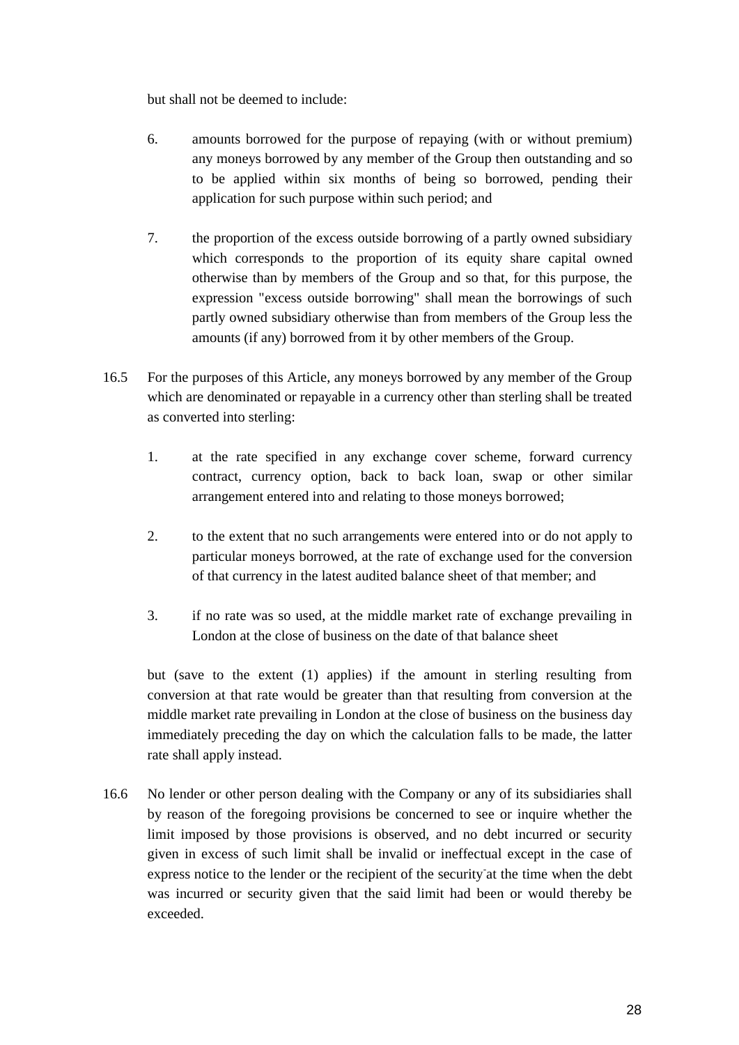but shall not be deemed to include:

6. amounts borrowed for the purpose of repaying (with or without premium) any moneys borrowed by any member of the Group then outstanding and so to be applied within six months of being so borrowed, pending their application for such purpose within such period; and

7. the proportion of the excess outside borrowing of a partly owned subsidiary which corresponds to the proportion of its equity share capital owned otherwise than by members of the Group and so that, for this purpose, the expression "excess outside borrowing" shall mean the borrowings of such partly owned subsidiary otherwise than from members of the Group less the amounts (if any) borrowed from it by other members of the Group.

16.5 For the purposes of this Article, any moneys borrowed by any member of the Group which are denominated or repayable in a currency other than sterling shall be treated as converted into sterling:

1. at the rate specified in any exchange cover scheme, forward currency contract, currency option, back to back loan, swap or other similar arrangement entered into and relating to those moneys borrowed;

2. to the extent that no such arrangements were entered into or do not apply to particular moneys borrowed, at the rate of exchange used for the conversion of that currency in the latest audited balance sheet of that member; and

3. if no rate was so used, at the middle market rate of exchange prevailing in London at the close of business on the date of that balance sheet

but (save to the extent (1) applies) if the amount in sterling resulting from conversion at that rate would be greater than that resulting from conversion at the middle market rate prevailing in London at the close of business on the business day immediately preceding the day on which the calculation falls to be made, the latter rate shall apply instead.

16.6 No lender or other person dealing with the Company or any of its subsidiaries shall by reason of the foregoing provisions be concerned to see or inquire whether the limit imposed by those provisions is observed, and no debt incurred or security given in excess of such limit shall be invalid or ineffectual except in the case of express notice to the lender or the recipient of the security at the time when the debt was incurred or security given that the said limit had been or would thereby be exceeded.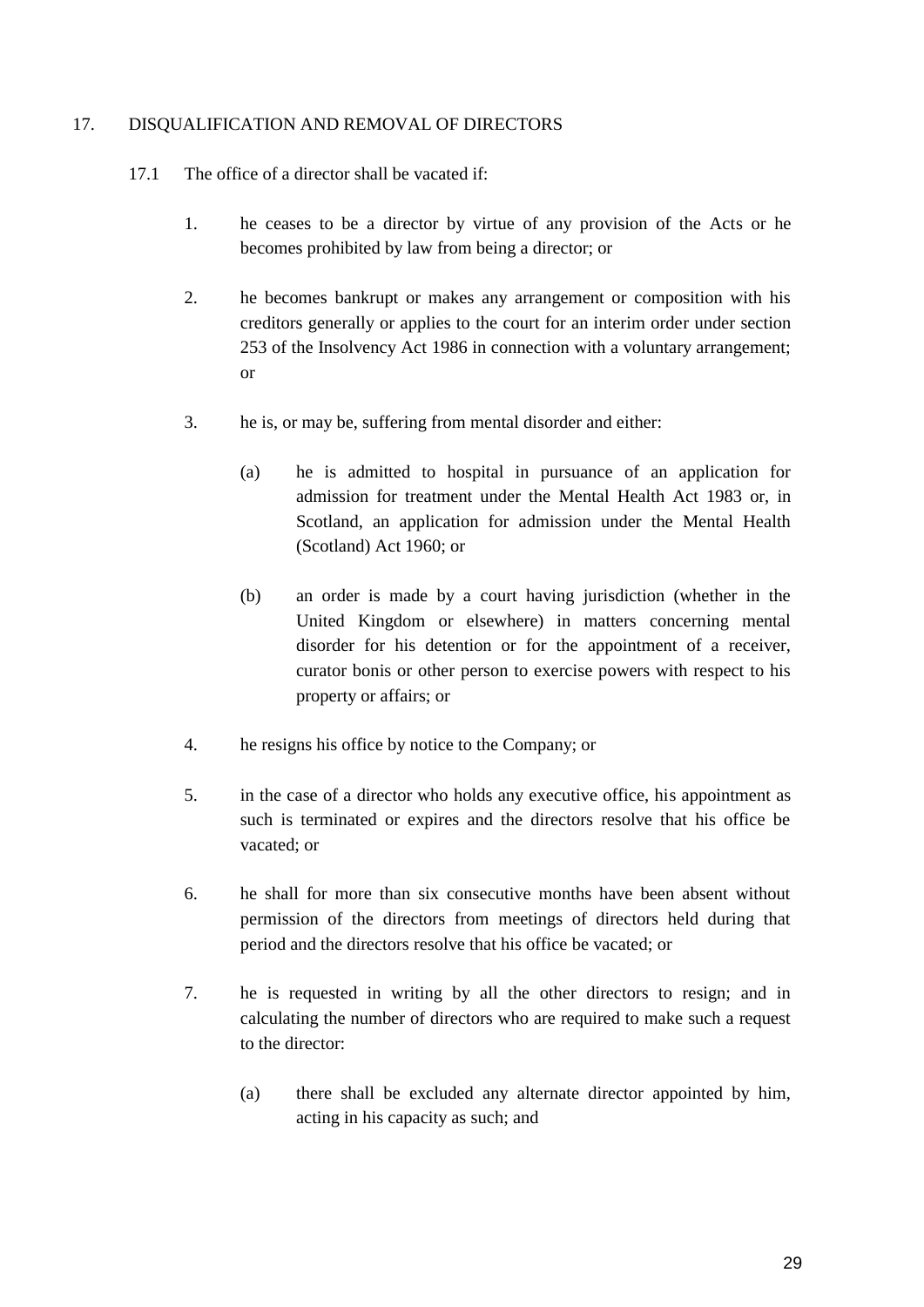## 17. DISQUALIFICATION AND REMOVAL OF DIRECTORS

17.1 The office of a director shall be vacated if:

1. he ceases to be a director by virtue of any provision of the Acts or he becomes prohibited by law from being a director; or

2. he becomes bankrupt or makes any arrangement or composition with his creditors generally or applies to the court for an interim order under section 253 of the Insolvency Act 1986 in connection with a voluntary arrangement; or

3. he is, or may be, suffering from mental disorder and either:

   (a) he is admitted to hospital in pursuance of an application for admission for treatment under the Mental Health Act 1983 or, in Scotland, an application for admission under the Mental Health (Scotland) Act 1960; or

   (b) an order is made by a court having jurisdiction (whether in the United Kingdom or elsewhere) in matters concerning mental disorder for his detention or for the appointment of a receiver, curator bonis or other person to exercise powers with respect to his property or affairs; or

4. he resigns his office by notice to the Company; or

5. in the case of a director who holds any executive office, his appointment as such is terminated or expires and the directors resolve that his office be vacated; or

6. he shall for more than six consecutive months have been absent without permission of the directors from meetings of directors held during that period and the directors resolve that his office be vacated; or

7. he is requested in writing by all the other directors to resign; and in calculating the number of directors who are required to make such a request to the director:

   (a) there shall be excluded any alternate director appointed by him, acting in his capacity as such; and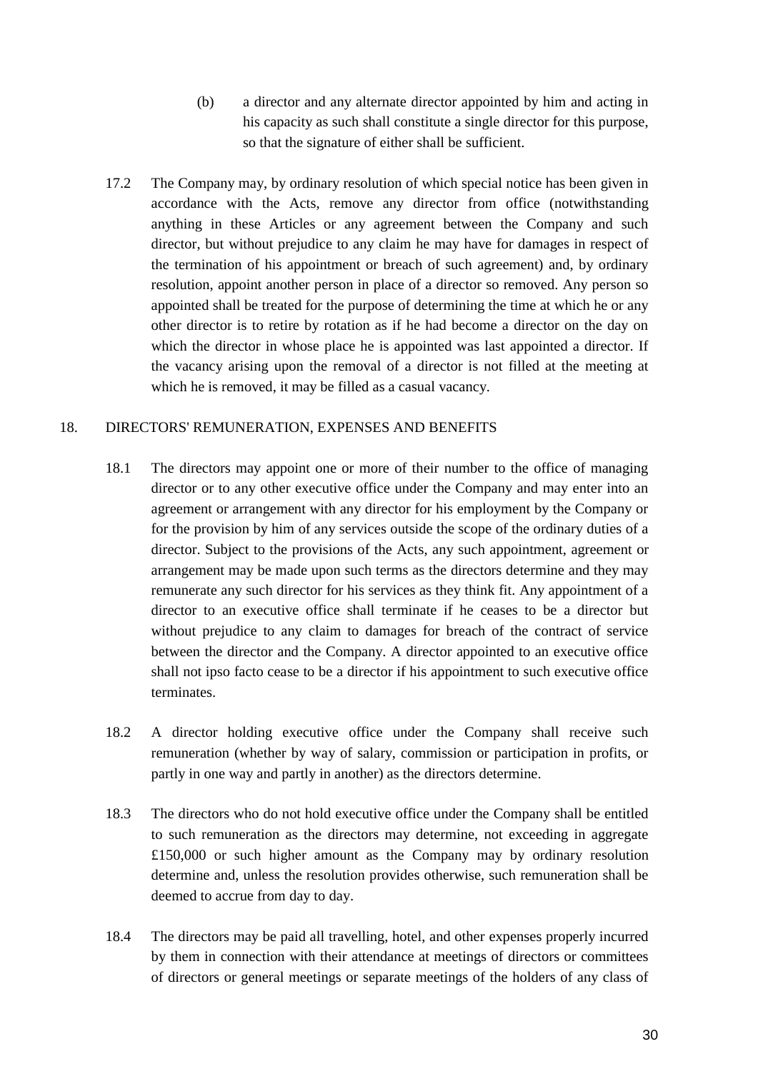(b) a director and any alternate director appointed by him and acting in his capacity as such shall constitute a single director for this purpose, so that the signature of either shall be sufficient.

17.2 The Company may, by ordinary resolution of which special notice has been given in accordance with the Acts, remove any director from office (notwithstanding anything in these Articles or any agreement between the Company and such director, but without prejudice to any claim he may have for damages in respect of the termination of his appointment or breach of such agreement) and, by ordinary resolution, appoint another person in place of a director so removed. Any person so appointed shall be treated for the purpose of determining the time at which he or any other director is to retire by rotation as if he had become a director on the day on which the director in whose place he is appointed was last appointed a director. If the vacancy arising upon the removal of a director is not filled at the meeting at which he is removed, it may be filled as a casual vacancy.

## 18. DIRECTORS' REMUNERATION, EXPENSES AND BENEFITS

18.1 The directors may appoint one or more of their number to the office of managing director or to any other executive office under the Company and may enter into an agreement or arrangement with any director for his employment by the Company or for the provision by him of any services outside the scope of the ordinary duties of a director. Subject to the provisions of the Acts, any such appointment, agreement or arrangement may be made upon such terms as the directors determine and they may remunerate any such director for his services as they think fit. Any appointment of a director to an executive office shall terminate if he ceases to be a director but without prejudice to any claim to damages for breach of the contract of service between the director and the Company. A director appointed to an executive office shall not ipso facto cease to be a director if his appointment to such executive office terminates.

18.2 A director holding executive office under the Company shall receive such remuneration (whether by way of salary, commission or participation in profits, or partly in one way and partly in another) as the directors determine.

18.3 The directors who do not hold executive office under the Company shall be entitled to such remuneration as the directors may determine, not exceeding in aggregate £150,000 or such higher amount as the Company may by ordinary resolution determine and, unless the resolution provides otherwise, such remuneration shall be deemed to accrue from day to day.

18.4 The directors may be paid all travelling, hotel, and other expenses properly incurred by them in connection with their attendance at meetings of directors or committees of directors or general meetings or separate meetings of the holders of any class of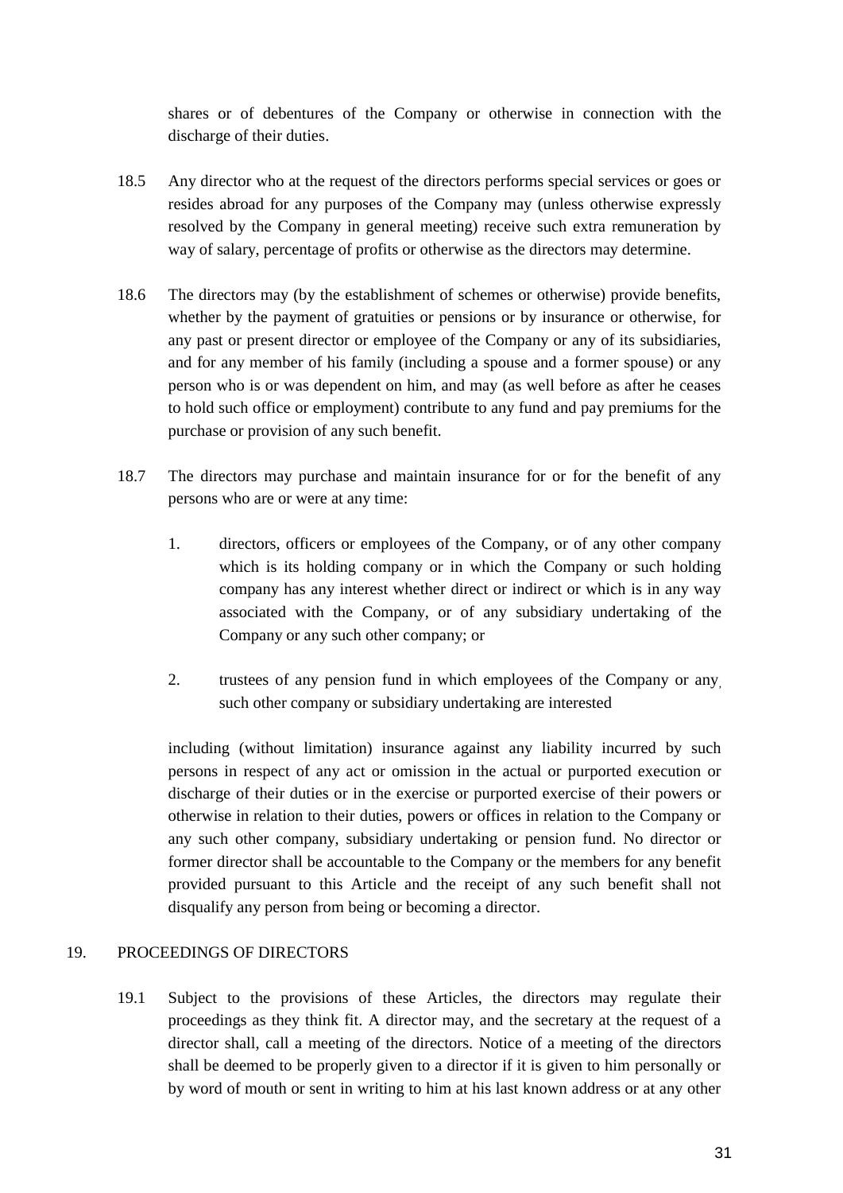shares or of debentures of the Company or otherwise in connection with the discharge of their duties.

18.5 Any director who at the request of the directors performs special services or goes or resides abroad for any purposes of the Company may (unless otherwise expressly resolved by the Company in general meeting) receive such extra remuneration by way of salary, percentage of profits or otherwise as the directors may determine.

18.6 The directors may (by the establishment of schemes or otherwise) provide benefits, whether by the payment of gratuities or pensions or by insurance or otherwise, for any past or present director or employee of the Company or any of its subsidiaries, and for any member of his family (including a spouse and a former spouse) or any person who is or was dependent on him, and may (as well before as after he ceases to hold such office or employment) contribute to any fund and pay premiums for the purchase or provision of any such benefit.

18.7 The directors may purchase and maintain insurance for or for the benefit of any persons who are or were at any time:

1. directors, officers or employees of the Company, or of any other company which is its holding company or in which the Company or such holding company has any interest whether direct or indirect or which is in any way associated with the Company, or of any subsidiary undertaking of the Company or any such other company; or

2. trustees of any pension fund in which employees of the Company or any such other company or subsidiary undertaking are interested

including (without limitation) insurance against any liability incurred by such persons in respect of any act or omission in the actual or purported execution or discharge of their duties or in the exercise or purported exercise of their powers or otherwise in relation to their duties, powers or offices in relation to the Company or any such other company, subsidiary undertaking or pension fund. No director or former director shall be accountable to the Company or the members for any benefit provided pursuant to this Article and the receipt of any such benefit shall not disqualify any person from being or becoming a director.

## 19. PROCEEDINGS OF DIRECTORS

19.1 Subject to the provisions of these Articles, the directors may regulate their proceedings as they think fit. A director may, and the secretary at the request of a director shall, call a meeting of the directors. Notice of a meeting of the directors shall be deemed to be properly given to a director if it is given to him personally or by word of mouth or sent in writing to him at his last known address or at any other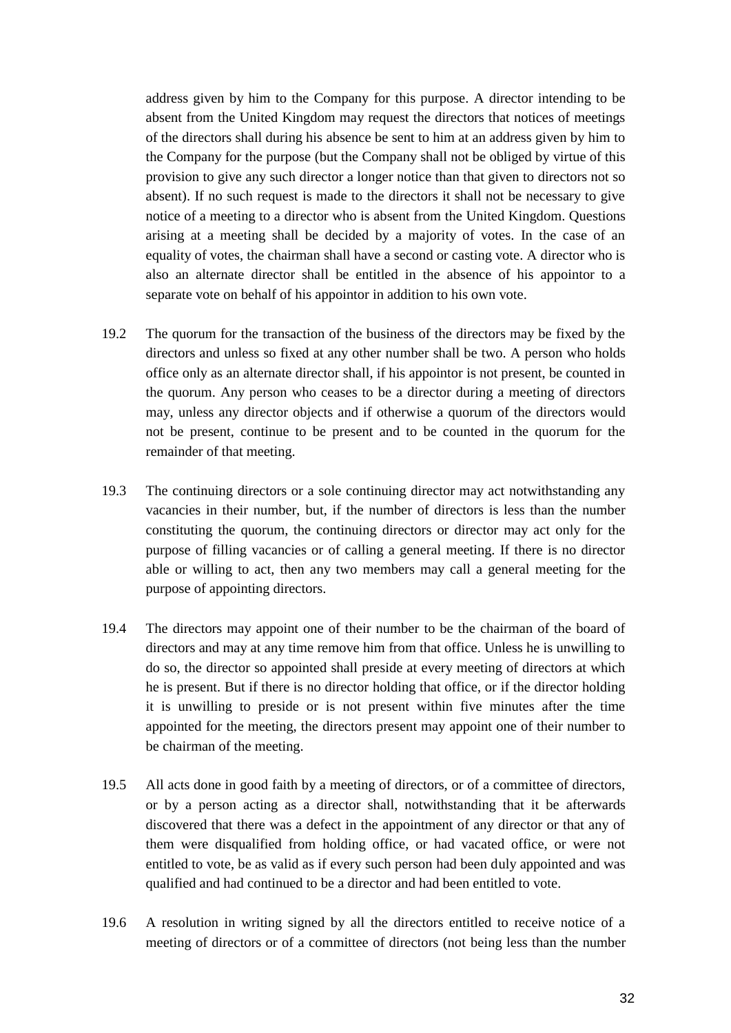address given by him to the Company for this purpose. A director intending to be absent from the United Kingdom may request the directors that notices of meetings of the directors shall during his absence be sent to him at an address given by him to the Company for the purpose (but the Company shall not be obliged by virtue of this provision to give any such director a longer notice than that given to directors not so absent). If no such request is made to the directors it shall not be necessary to give notice of a meeting to a director who is absent from the United Kingdom. Questions arising at a meeting shall be decided by a majority of votes. In the case of an equality of votes, the chairman shall have a second or casting vote. A director who is also an alternate director shall be entitled in the absence of his appointor to a separate vote on behalf of his appointor in addition to his own vote.

19.2 The quorum for the transaction of the business of the directors may be fixed by the directors and unless so fixed at any other number shall be two. A person who holds office only as an alternate director shall, if his appointor is not present, be counted in the quorum. Any person who ceases to be a director during a meeting of directors may, unless any director objects and if otherwise a quorum of the directors would not be present, continue to be present and to be counted in the quorum for the remainder of that meeting.

19.3 The continuing directors or a sole continuing director may act notwithstanding any vacancies in their number, but, if the number of directors is less than the number constituting the quorum, the continuing directors or director may act only for the purpose of filling vacancies or of calling a general meeting. If there is no director able or willing to act, then any two members may call a general meeting for the purpose of appointing directors.

19.4 The directors may appoint one of their number to be the chairman of the board of directors and may at any time remove him from that office. Unless he is unwilling to do so, the director so appointed shall preside at every meeting of directors at which he is present. But if there is no director holding that office, or if the director holding it is unwilling to preside or is not present within five minutes after the time appointed for the meeting, the directors present may appoint one of their number to be chairman of the meeting.

19.5 All acts done in good faith by a meeting of directors, or of a committee of directors, or by a person acting as a director shall, notwithstanding that it be afterwards discovered that there was a defect in the appointment of any director or that any of them were disqualified from holding office, or had vacated office, or were not entitled to vote, be as valid as if every such person had been duly appointed and was qualified and had continued to be a director and had been entitled to vote.

19.6 A resolution in writing signed by all the directors entitled to receive notice of a meeting of directors or of a committee of directors (not being less than the number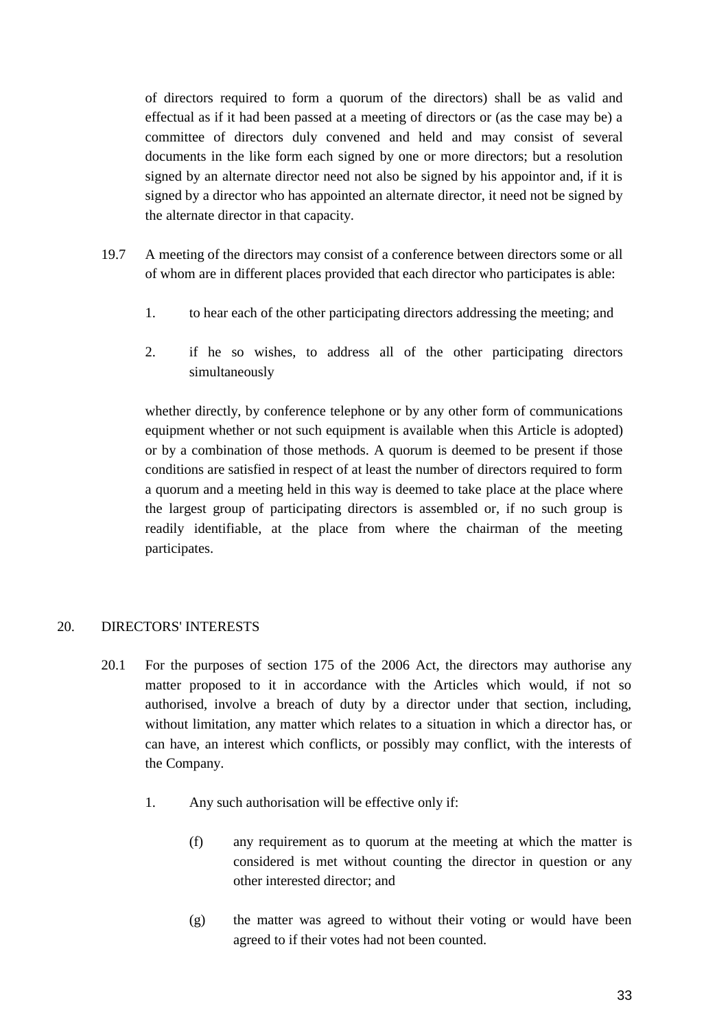of directors required to form a quorum of the directors) shall be as valid and effectual as if it had been passed at a meeting of directors or (as the case may be) a committee of directors duly convened and held and may consist of several documents in the like form each signed by one or more directors; but a resolution signed by an alternate director need not also be signed by his appointor and, if it is signed by a director who has appointed an alternate director, it need not be signed by the alternate director in that capacity.

19.7 A meeting of the directors may consist of a conference between directors some or all of whom are in different places provided that each director who participates is able:

1. to hear each of the other participating directors addressing the meeting; and

2. if he so wishes, to address all of the other participating directors simultaneously

whether directly, by conference telephone or by any other form of communications equipment whether or not such equipment is available when this Article is adopted) or by a combination of those methods. A quorum is deemed to be present if those conditions are satisfied in respect of at least the number of directors required to form a quorum and a meeting held in this way is deemed to take place at the place where the largest group of participating directors is assembled or, if no such group is readily identifiable, at the place from where the chairman of the meeting participates.

## 20. DIRECTORS' INTERESTS

20.1 For the purposes of section 175 of the 2006 Act, the directors may authorise any matter proposed to it in accordance with the Articles which would, if not so authorised, involve a breach of duty by a director under that section, including, without limitation, any matter which relates to a situation in which a director has, or can have, an interest which conflicts, or possibly may conflict, with the interests of the Company.

1. Any such authorisation will be effective only if:

   (f) any requirement as to quorum at the meeting at which the matter is considered is met without counting the director in question or any other interested director; and

   (g) the matter was agreed to without their voting or would have been agreed to if their votes had not been counted.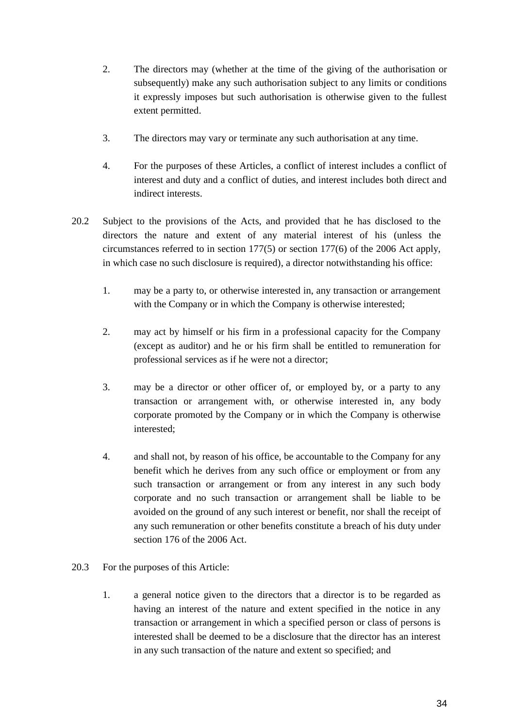2. The directors may (whether at the time of the giving of the authorisation or subsequently) make any such authorisation subject to any limits or conditions it expressly imposes but such authorisation is otherwise given to the fullest extent permitted.

3. The directors may vary or terminate any such authorisation at any time.

4. For the purposes of these Articles, a conflict of interest includes a conflict of interest and duty and a conflict of duties, and interest includes both direct and indirect interests.

20.2 Subject to the provisions of the Acts, and provided that he has disclosed to the directors the nature and extent of any material interest of his (unless the circumstances referred to in section 177(5) or section 177(6) of the 2006 Act apply, in which case no such disclosure is required), a director notwithstanding his office:

1. may be a party to, or otherwise interested in, any transaction or arrangement with the Company or in which the Company is otherwise interested;

2. may act by himself or his firm in a professional capacity for the Company (except as auditor) and he or his firm shall be entitled to remuneration for professional services as if he were not a director;

3. may be a director or other officer of, or employed by, or a party to any transaction or arrangement with, or otherwise interested in, any body corporate promoted by the Company or in which the Company is otherwise interested;

4. and shall not, by reason of his office, be accountable to the Company for any benefit which he derives from any such office or employment or from any such transaction or arrangement or from any interest in any such body corporate and no such transaction or arrangement shall be liable to be avoided on the ground of any such interest or benefit, nor shall the receipt of any such remuneration or other benefits constitute a breach of his duty under section 176 of the 2006 Act.

20.3 For the purposes of this Article:

1. a general notice given to the directors that a director is to be regarded as having an interest of the nature and extent specified in the notice in any transaction or arrangement in which a specified person or class of persons is interested shall be deemed to be a disclosure that the director has an interest in any such transaction of the nature and extent so specified; and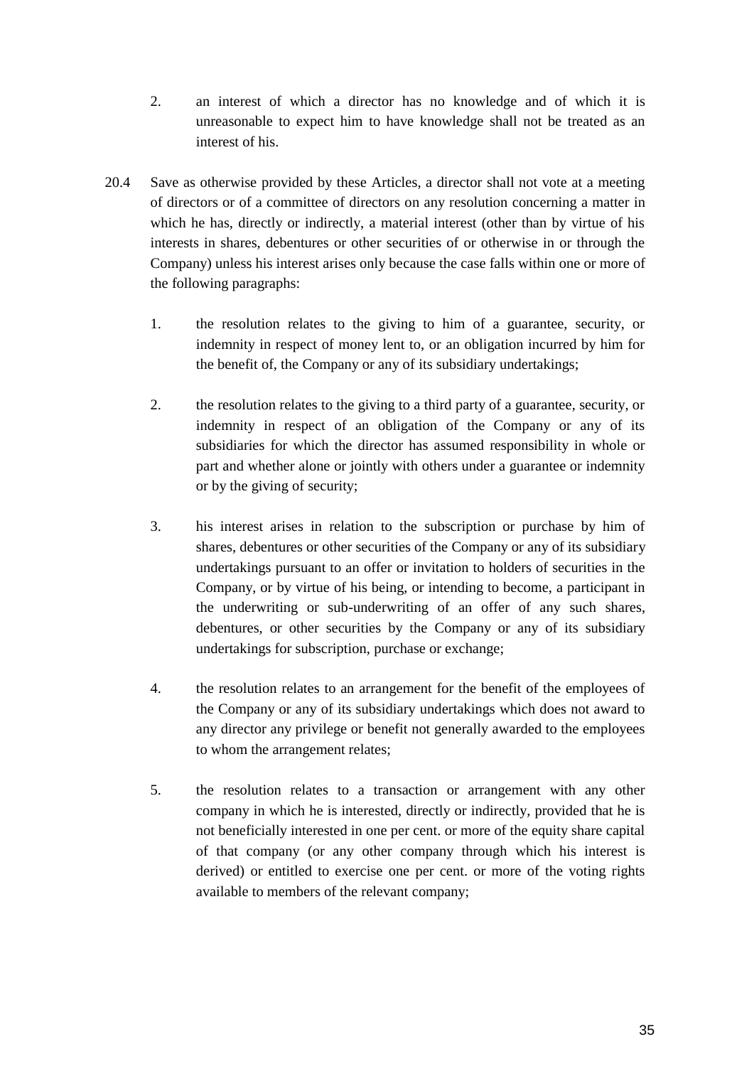2. an interest of which a director has no knowledge and of which it is unreasonable to expect him to have knowledge shall not be treated as an interest of his.

20.4 Save as otherwise provided by these Articles, a director shall not vote at a meeting of directors or of a committee of directors on any resolution concerning a matter in which he has, directly or indirectly, a material interest (other than by virtue of his interests in shares, debentures or other securities of or otherwise in or through the Company) unless his interest arises only because the case falls within one or more of the following paragraphs:

1. the resolution relates to the giving to him of a guarantee, security, or indemnity in respect of money lent to, or an obligation incurred by him for the benefit of, the Company or any of its subsidiary undertakings;

2. the resolution relates to the giving to a third party of a guarantee, security, or indemnity in respect of an obligation of the Company or any of its subsidiaries for which the director has assumed responsibility in whole or part and whether alone or jointly with others under a guarantee or indemnity or by the giving of security;

3. his interest arises in relation to the subscription or purchase by him of shares, debentures or other securities of the Company or any of its subsidiary undertakings pursuant to an offer or invitation to holders of securities in the Company, or by virtue of his being, or intending to become, a participant in the underwriting or sub-underwriting of an offer of any such shares, debentures, or other securities by the Company or any of its subsidiary undertakings for subscription, purchase or exchange;

4. the resolution relates to an arrangement for the benefit of the employees of the Company or any of its subsidiary undertakings which does not award to any director any privilege or benefit not generally awarded to the employees to whom the arrangement relates;

5. the resolution relates to a transaction or arrangement with any other company in which he is interested, directly or indirectly, provided that he is not beneficially interested in one per cent. or more of the equity share capital of that company (or any other company through which his interest is derived) or entitled to exercise one per cent. or more of the voting rights available to members of the relevant company;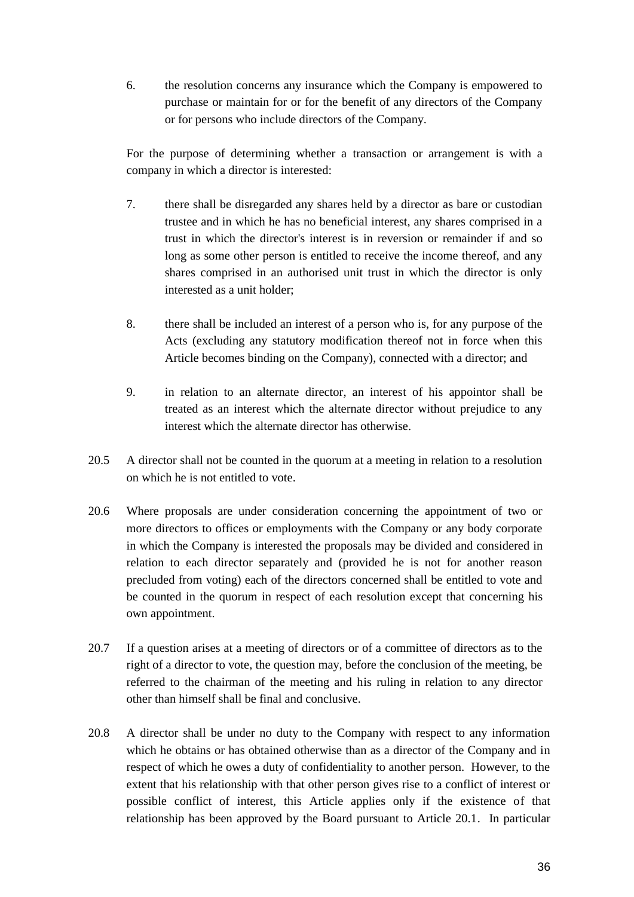6. the resolution concerns any insurance which the Company is empowered to purchase or maintain for or for the benefit of any directors of the Company or for persons who include directors of the Company.

For the purpose of determining whether a transaction or arrangement is with a company in which a director is interested:

7. there shall be disregarded any shares held by a director as bare or custodian trustee and in which he has no beneficial interest, any shares comprised in a trust in which the director's interest is in reversion or remainder if and so long as some other person is entitled to receive the income thereof, and any shares comprised in an authorised unit trust in which the director is only interested as a unit holder;

8. there shall be included an interest of a person who is, for any purpose of the Acts (excluding any statutory modification thereof not in force when this Article becomes binding on the Company), connected with a director; and

9. in relation to an alternate director, an interest of his appointor shall be treated as an interest which the alternate director without prejudice to any interest which the alternate director has otherwise.

20.5 A director shall not be counted in the quorum at a meeting in relation to a resolution on which he is not entitled to vote.

20.6 Where proposals are under consideration concerning the appointment of two or more directors to offices or employments with the Company or any body corporate in which the Company is interested the proposals may be divided and considered in relation to each director separately and (provided he is not for another reason precluded from voting) each of the directors concerned shall be entitled to vote and be counted in the quorum in respect of each resolution except that concerning his own appointment.

20.7 If a question arises at a meeting of directors or of a committee of directors as to the right of a director to vote, the question may, before the conclusion of the meeting, be referred to the chairman of the meeting and his ruling in relation to any director other than himself shall be final and conclusive.

20.8 A director shall be under no duty to the Company with respect to any information which he obtains or has obtained otherwise than as a director of the Company and in respect of which he owes a duty of confidentiality to another person. However, to the extent that his relationship with that other person gives rise to a conflict of interest or possible conflict of interest, this Article applies only if the existence of that relationship has been approved by the Board pursuant to Article 20.1. In particular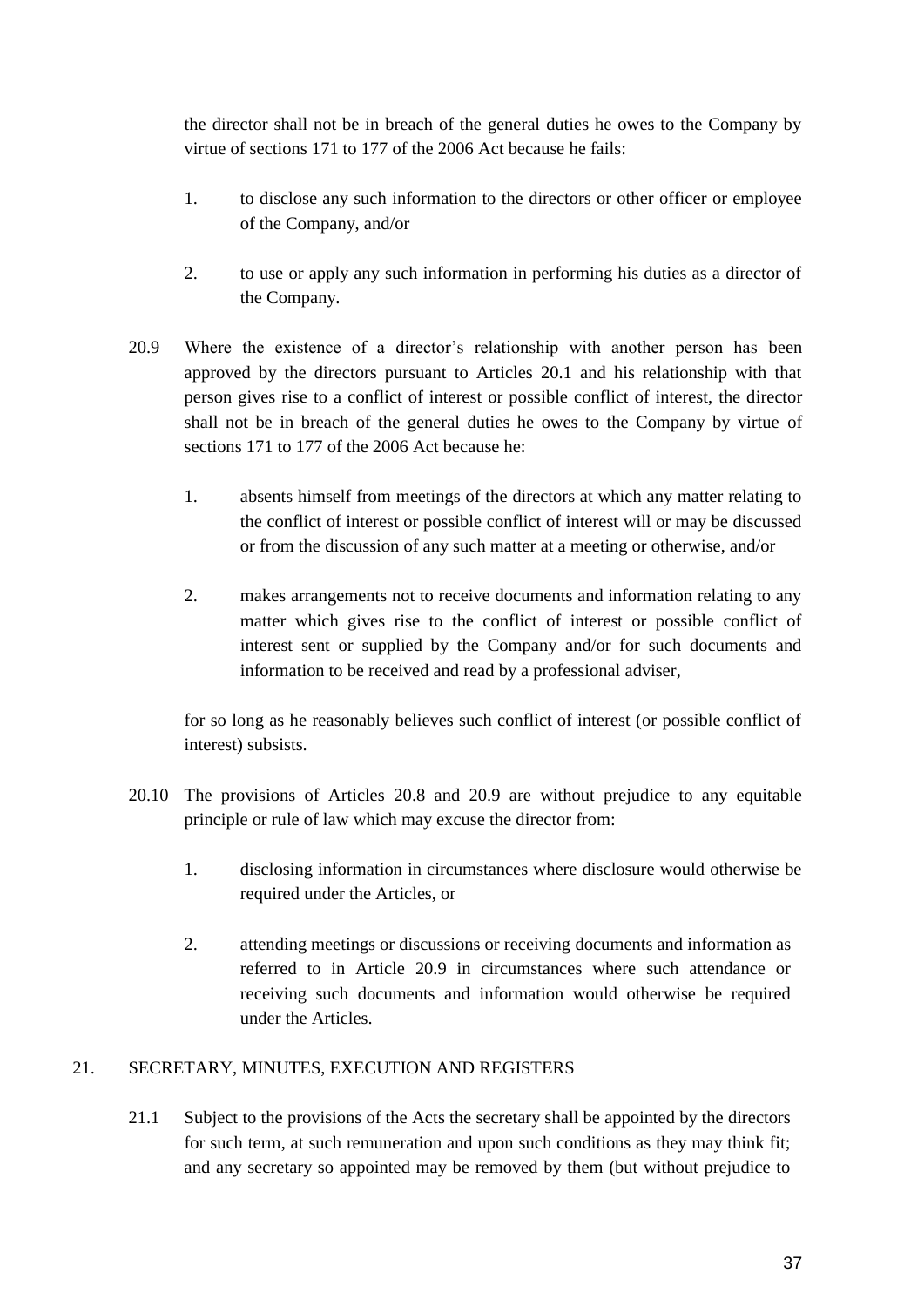the director shall not be in breach of the general duties he owes to the Company by virtue of sections 171 to 177 of the 2006 Act because he fails:

1. to disclose any such information to the directors or other officer or employee of the Company, and/or

2. to use or apply any such information in performing his duties as a director of the Company.

20.9 Where the existence of a director's relationship with another person has been approved by the directors pursuant to Articles 20.1 and his relationship with that person gives rise to a conflict of interest or possible conflict of interest, the director shall not be in breach of the general duties he owes to the Company by virtue of sections 171 to 177 of the 2006 Act because he:

1. absents himself from meetings of the directors at which any matter relating to the conflict of interest or possible conflict of interest will or may be discussed or from the discussion of any such matter at a meeting or otherwise, and/or

2. makes arrangements not to receive documents and information relating to any matter which gives rise to the conflict of interest or possible conflict of interest sent or supplied by the Company and/or for such documents and information to be received and read by a professional adviser,

for so long as he reasonably believes such conflict of interest (or possible conflict of interest) subsists.

20.10 The provisions of Articles 20.8 and 20.9 are without prejudice to any equitable principle or rule of law which may excuse the director from:

1. disclosing information in circumstances where disclosure would otherwise be required under the Articles, or

2. attending meetings or discussions or receiving documents and information as referred to in Article 20.9 in circumstances where such attendance or receiving such documents and information would otherwise be required under the Articles.

## 21. SECRETARY, MINUTES, EXECUTION AND REGISTERS

21.1 Subject to the provisions of the Acts the secretary shall be appointed by the directors for such term, at such remuneration and upon such conditions as they may think fit; and any secretary so appointed may be removed by them (but without prejudice to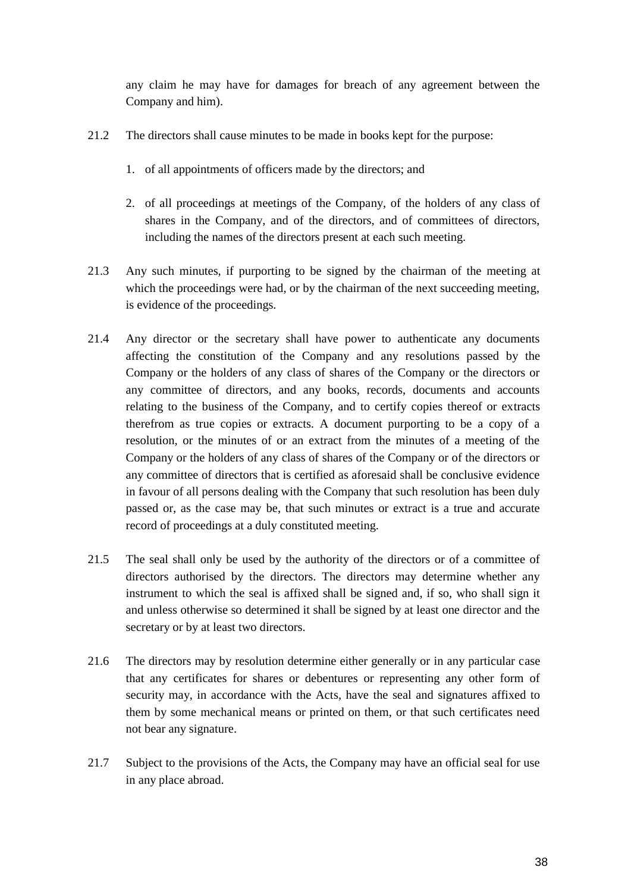any claim he may have for damages for breach of any agreement between the Company and him).

21.2 The directors shall cause minutes to be made in books kept for the purpose:

1. of all appointments of officers made by the directors; and

2. of all proceedings at meetings of the Company, of the holders of any class of shares in the Company, and of the directors, and of committees of directors, including the names of the directors present at each such meeting.

21.3 Any such minutes, if purporting to be signed by the chairman of the meeting at which the proceedings were had, or by the chairman of the next succeeding meeting, is evidence of the proceedings.

21.4 Any director or the secretary shall have power to authenticate any documents affecting the constitution of the Company and any resolutions passed by the Company or the holders of any class of shares of the Company or the directors or any committee of directors, and any books, records, documents and accounts relating to the business of the Company, and to certify copies thereof or extracts therefrom as true copies or extracts. A document purporting to be a copy of a resolution, or the minutes of or an extract from the minutes of a meeting of the Company or the holders of any class of shares of the Company or of the directors or any committee of directors that is certified as aforesaid shall be conclusive evidence in favour of all persons dealing with the Company that such resolution has been duly passed or, as the case may be, that such minutes or extract is a true and accurate record of proceedings at a duly constituted meeting.

21.5 The seal shall only be used by the authority of the directors or of a committee of directors authorised by the directors. The directors may determine whether any instrument to which the seal is affixed shall be signed and, if so, who shall sign it and unless otherwise so determined it shall be signed by at least one director and the secretary or by at least two directors.

21.6 The directors may by resolution determine either generally or in any particular case that any certificates for shares or debentures or representing any other form of security may, in accordance with the Acts, have the seal and signatures affixed to them by some mechanical means or printed on them, or that such certificates need not bear any signature.

21.7 Subject to the provisions of the Acts, the Company may have an official seal for use in any place abroad.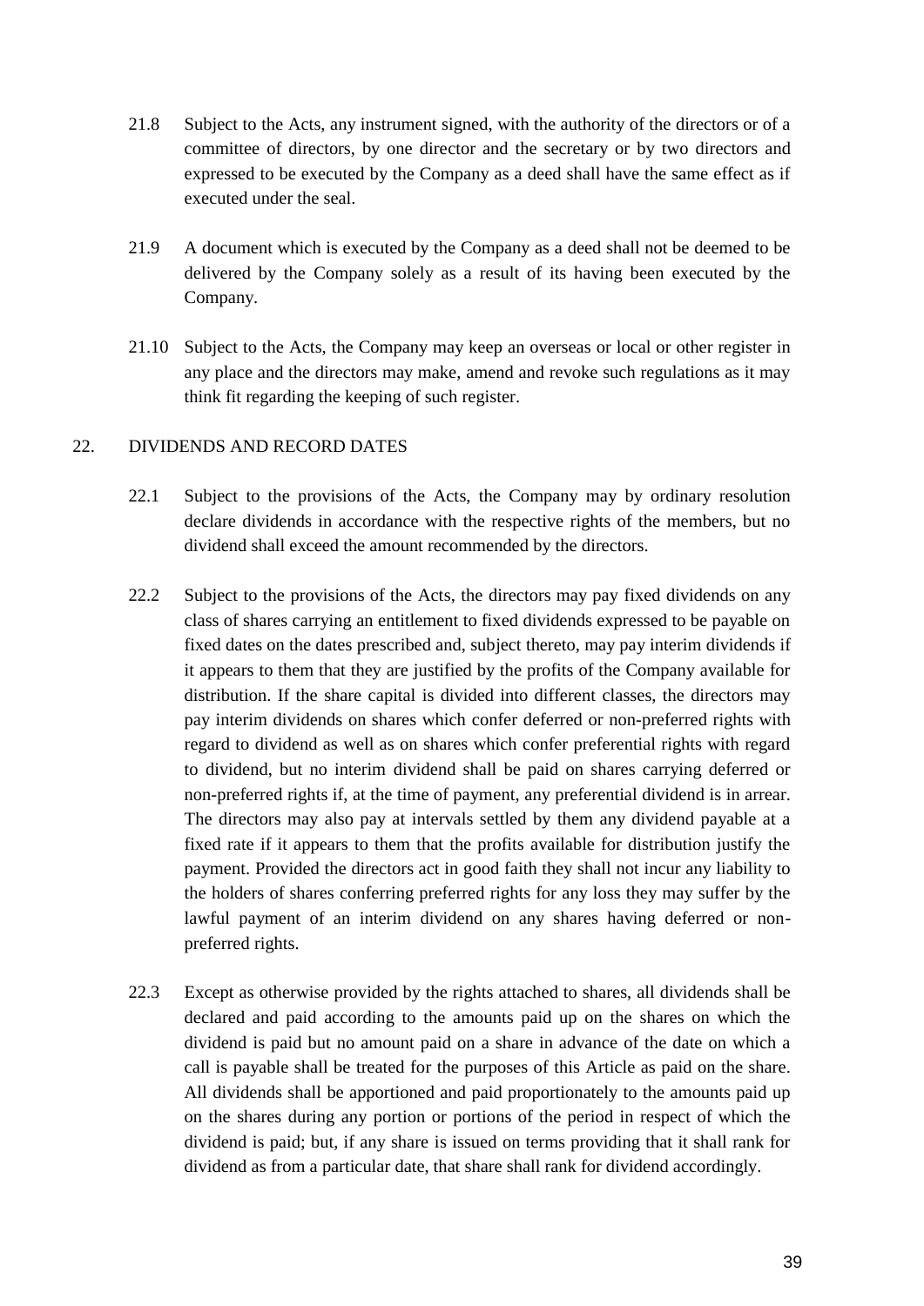21.8 Subject to the Acts, any instrument signed, with the authority of the directors or of a committee of directors, by one director and the secretary or by two directors and expressed to be executed by the Company as a deed shall have the same effect as if executed under the seal.

21.9 A document which is executed by the Company as a deed shall not be deemed to be delivered by the Company solely as a result of its having been executed by the Company.

21.10 Subject to the Acts, the Company may keep an overseas or local or other register in any place and the directors may make, amend and revoke such regulations as it may think fit regarding the keeping of such register.

## 22. DIVIDENDS AND RECORD DATES

22.1 Subject to the provisions of the Acts, the Company may by ordinary resolution declare dividends in accordance with the respective rights of the members, but no dividend shall exceed the amount recommended by the directors.

22.2 Subject to the provisions of the Acts, the directors may pay fixed dividends on any class of shares carrying an entitlement to fixed dividends expressed to be payable on fixed dates on the dates prescribed and, subject thereto, may pay interim dividends if it appears to them that they are justified by the profits of the Company available for distribution. If the share capital is divided into different classes, the directors may pay interim dividends on shares which confer deferred or non-preferred rights with regard to dividend as well as on shares which confer preferential rights with regard to dividend, but no interim dividend shall be paid on shares carrying deferred or non-preferred rights if, at the time of payment, any preferential dividend is in arrear. The directors may also pay at intervals settled by them any dividend payable at a fixed rate if it appears to them that the profits available for distribution justify the payment. Provided the directors act in good faith they shall not incur any liability to the holders of shares conferring preferred rights for any loss they may suffer by the lawful payment of an interim dividend on any shares having deferred or non-preferred rights.

22.3 Except as otherwise provided by the rights attached to shares, all dividends shall be declared and paid according to the amounts paid up on the shares on which the dividend is paid but no amount paid on a share in advance of the date on which a call is payable shall be treated for the purposes of this Article as paid on the share. All dividends shall be apportioned and paid proportionately to the amounts paid up on the shares during any portion or portions of the period in respect of which the dividend is paid; but, if any share is issued on terms providing that it shall rank for dividend as from a particular date, that share shall rank for dividend accordingly.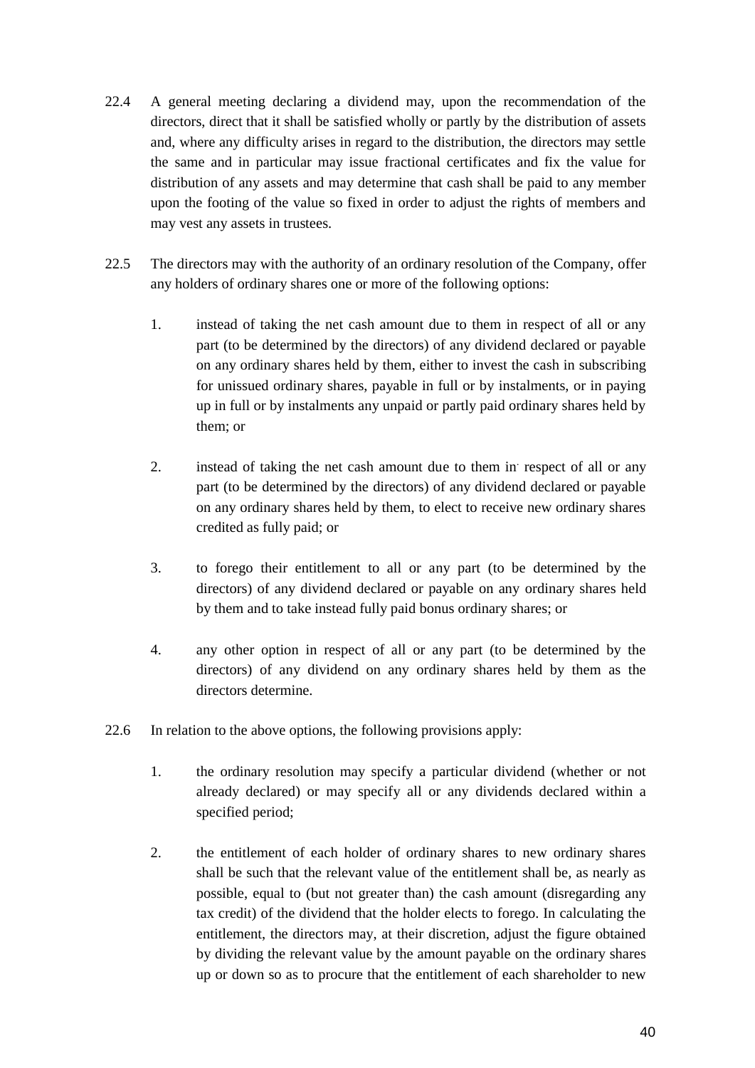22.4 A general meeting declaring a dividend may, upon the recommendation of the directors, direct that it shall be satisfied wholly or partly by the distribution of assets and, where any difficulty arises in regard to the distribution, the directors may settle the same and in particular may issue fractional certificates and fix the value for distribution of any assets and may determine that cash shall be paid to any member upon the footing of the value so fixed in order to adjust the rights of members and may vest any assets in trustees.

22.5 The directors may with the authority of an ordinary resolution of the Company, offer any holders of ordinary shares one or more of the following options:

1. instead of taking the net cash amount due to them in respect of all or any part (to be determined by the directors) of any dividend declared or payable on any ordinary shares held by them, either to invest the cash in subscribing for unissued ordinary shares, payable in full or by instalments, or in paying up in full or by instalments any unpaid or partly paid ordinary shares held by them; or

2. instead of taking the net cash amount due to them in respect of all or any part (to be determined by the directors) of any dividend declared or payable on any ordinary shares held by them, to elect to receive new ordinary shares credited as fully paid; or

3. to forego their entitlement to all or any part (to be determined by the directors) of any dividend declared or payable on any ordinary shares held by them and to take instead fully paid bonus ordinary shares; or

4. any other option in respect of all or any part (to be determined by the directors) of any dividend on any ordinary shares held by them as the directors determine.

22.6 In relation to the above options, the following provisions apply:

1. the ordinary resolution may specify a particular dividend (whether or not already declared) or may specify all or any dividends declared within a specified period;

2. the entitlement of each holder of ordinary shares to new ordinary shares shall be such that the relevant value of the entitlement shall be, as nearly as possible, equal to (but not greater than) the cash amount (disregarding any tax credit) of the dividend that the holder elects to forego. In calculating the entitlement, the directors may, at their discretion, adjust the figure obtained by dividing the relevant value by the amount payable on the ordinary shares up or down so as to procure that the entitlement of each shareholder to new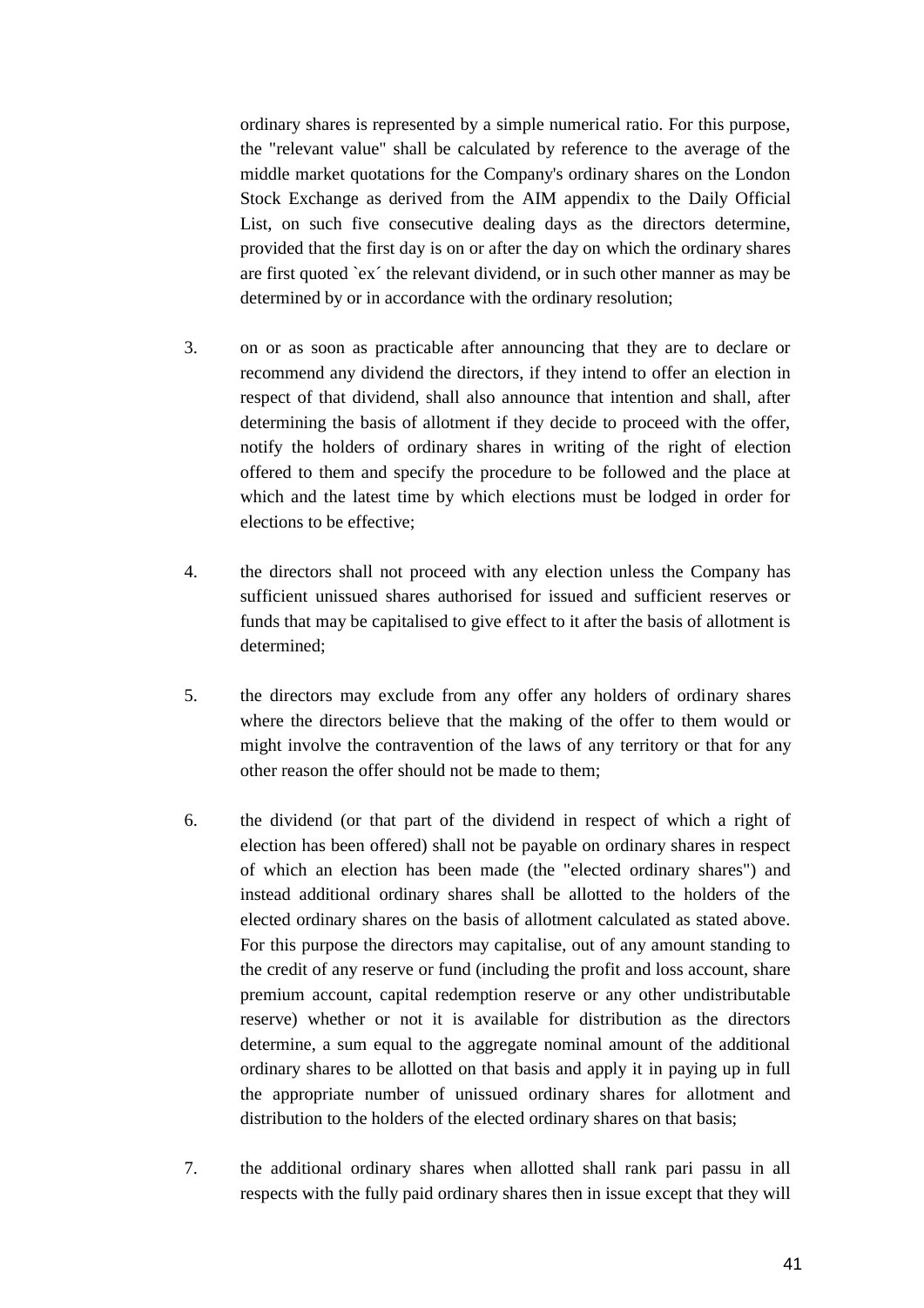ordinary shares is represented by a simple numerical ratio. For this purpose, the "relevant value" shall be calculated by reference to the average of the middle market quotations for the Company's ordinary shares on the London Stock Exchange as derived from the AIM appendix to the Daily Official List, on such five consecutive dealing days as the directors determine, provided that the first day is on or after the day on which the ordinary shares are first quoted `ex´ the relevant dividend, or in such other manner as may be determined by or in accordance with the ordinary resolution;

3. on or as soon as practicable after announcing that they are to declare or recommend any dividend the directors, if they intend to offer an election in respect of that dividend, shall also announce that intention and shall, after determining the basis of allotment if they decide to proceed with the offer, notify the holders of ordinary shares in writing of the right of election offered to them and specify the procedure to be followed and the place at which and the latest time by which elections must be lodged in order for elections to be effective;

4. the directors shall not proceed with any election unless the Company has sufficient unissued shares authorised for issued and sufficient reserves or funds that may be capitalised to give effect to it after the basis of allotment is determined;

5. the directors may exclude from any offer any holders of ordinary shares where the directors believe that the making of the offer to them would or might involve the contravention of the laws of any territory or that for any other reason the offer should not be made to them;

6. the dividend (or that part of the dividend in respect of which a right of election has been offered) shall not be payable on ordinary shares in respect of which an election has been made (the "elected ordinary shares") and instead additional ordinary shares shall be allotted to the holders of the elected ordinary shares on the basis of allotment calculated as stated above. For this purpose the directors may capitalise, out of any amount standing to the credit of any reserve or fund (including the profit and loss account, share premium account, capital redemption reserve or any other undistributable reserve) whether or not it is available for distribution as the directors determine, a sum equal to the aggregate nominal amount of the additional ordinary shares to be allotted on that basis and apply it in paying up in full the appropriate number of unissued ordinary shares for allotment and distribution to the holders of the elected ordinary shares on that basis;

7. the additional ordinary shares when allotted shall rank pari passu in all respects with the fully paid ordinary shares then in issue except that they will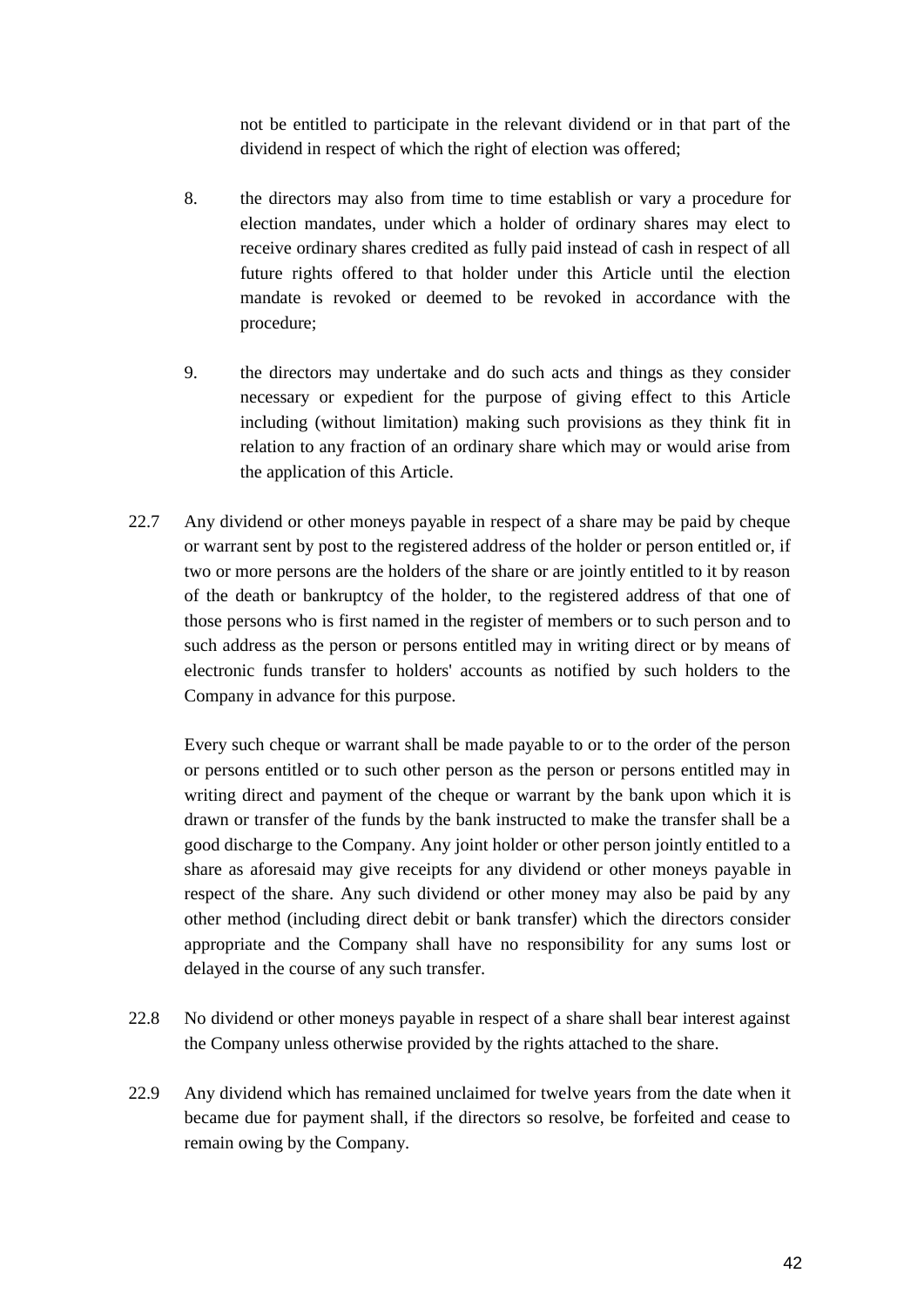not be entitled to participate in the relevant dividend or in that part of the dividend in respect of which the right of election was offered;

8. the directors may also from time to time establish or vary a procedure for election mandates, under which a holder of ordinary shares may elect to receive ordinary shares credited as fully paid instead of cash in respect of all future rights offered to that holder under this Article until the election mandate is revoked or deemed to be revoked in accordance with the procedure;

9. the directors may undertake and do such acts and things as they consider necessary or expedient for the purpose of giving effect to this Article including (without limitation) making such provisions as they think fit in relation to any fraction of an ordinary share which may or would arise from the application of this Article.

22.7 Any dividend or other moneys payable in respect of a share may be paid by cheque or warrant sent by post to the registered address of the holder or person entitled or, if two or more persons are the holders of the share or are jointly entitled to it by reason of the death or bankruptcy of the holder, to the registered address of that one of those persons who is first named in the register of members or to such person and to such address as the person or persons entitled may in writing direct or by means of electronic funds transfer to holders' accounts as notified by such holders to the Company in advance for this purpose.

Every such cheque or warrant shall be made payable to or to the order of the person or persons entitled or to such other person as the person or persons entitled may in writing direct and payment of the cheque or warrant by the bank upon which it is drawn or transfer of the funds by the bank instructed to make the transfer shall be a good discharge to the Company. Any joint holder or other person jointly entitled to a share as aforesaid may give receipts for any dividend or other moneys payable in respect of the share. Any such dividend or other money may also be paid by any other method (including direct debit or bank transfer) which the directors consider appropriate and the Company shall have no responsibility for any sums lost or delayed in the course of any such transfer.

22.8 No dividend or other moneys payable in respect of a share shall bear interest against the Company unless otherwise provided by the rights attached to the share.

22.9 Any dividend which has remained unclaimed for twelve years from the date when it became due for payment shall, if the directors so resolve, be forfeited and cease to remain owing by the Company.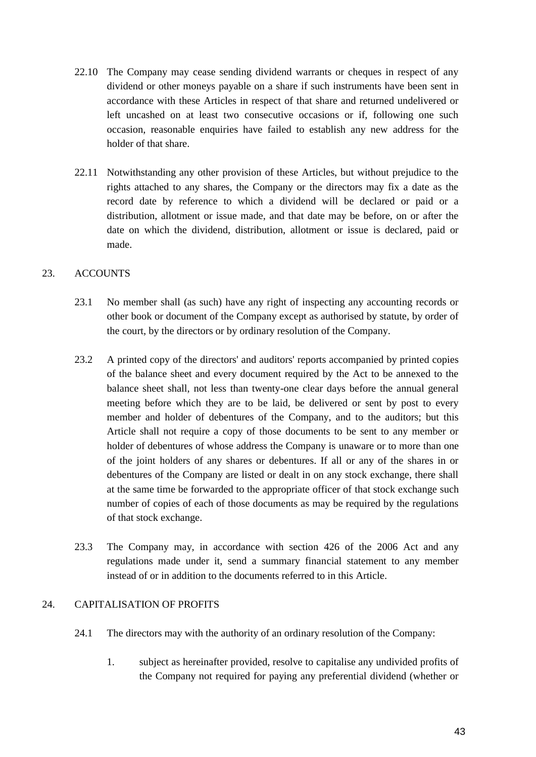22.10 The Company may cease sending dividend warrants or cheques in respect of any dividend or other moneys payable on a share if such instruments have been sent in accordance with these Articles in respect of that share and returned undelivered or left uncashed on at least two consecutive occasions or if, following one such occasion, reasonable enquiries have failed to establish any new address for the holder of that share.

22.11 Notwithstanding any other provision of these Articles, but without prejudice to the rights attached to any shares, the Company or the directors may fix a date as the record date by reference to which a dividend will be declared or paid or a distribution, allotment or issue made, and that date may be before, on or after the date on which the dividend, distribution, allotment or issue is declared, paid or made.

## 23. ACCOUNTS

23.1 No member shall (as such) have any right of inspecting any accounting records or other book or document of the Company except as authorised by statute, by order of the court, by the directors or by ordinary resolution of the Company.

23.2 A printed copy of the directors' and auditors' reports accompanied by printed copies of the balance sheet and every document required by the Act to be annexed to the balance sheet shall, not less than twenty-one clear days before the annual general meeting before which they are to be laid, be delivered or sent by post to every member and holder of debentures of the Company, and to the auditors; but this Article shall not require a copy of those documents to be sent to any member or holder of debentures of whose address the Company is unaware or to more than one of the joint holders of any shares or debentures. If all or any of the shares in or debentures of the Company are listed or dealt in on any stock exchange, there shall at the same time be forwarded to the appropriate officer of that stock exchange such number of copies of each of those documents as may be required by the regulations of that stock exchange.

23.3 The Company may, in accordance with section 426 of the 2006 Act and any regulations made under it, send a summary financial statement to any member instead of or in addition to the documents referred to in this Article.

## 24. CAPITALISATION OF PROFITS

24.1 The directors may with the authority of an ordinary resolution of the Company:

1. subject as hereinafter provided, resolve to capitalise any undivided profits of the Company not required for paying any preferential dividend (whether or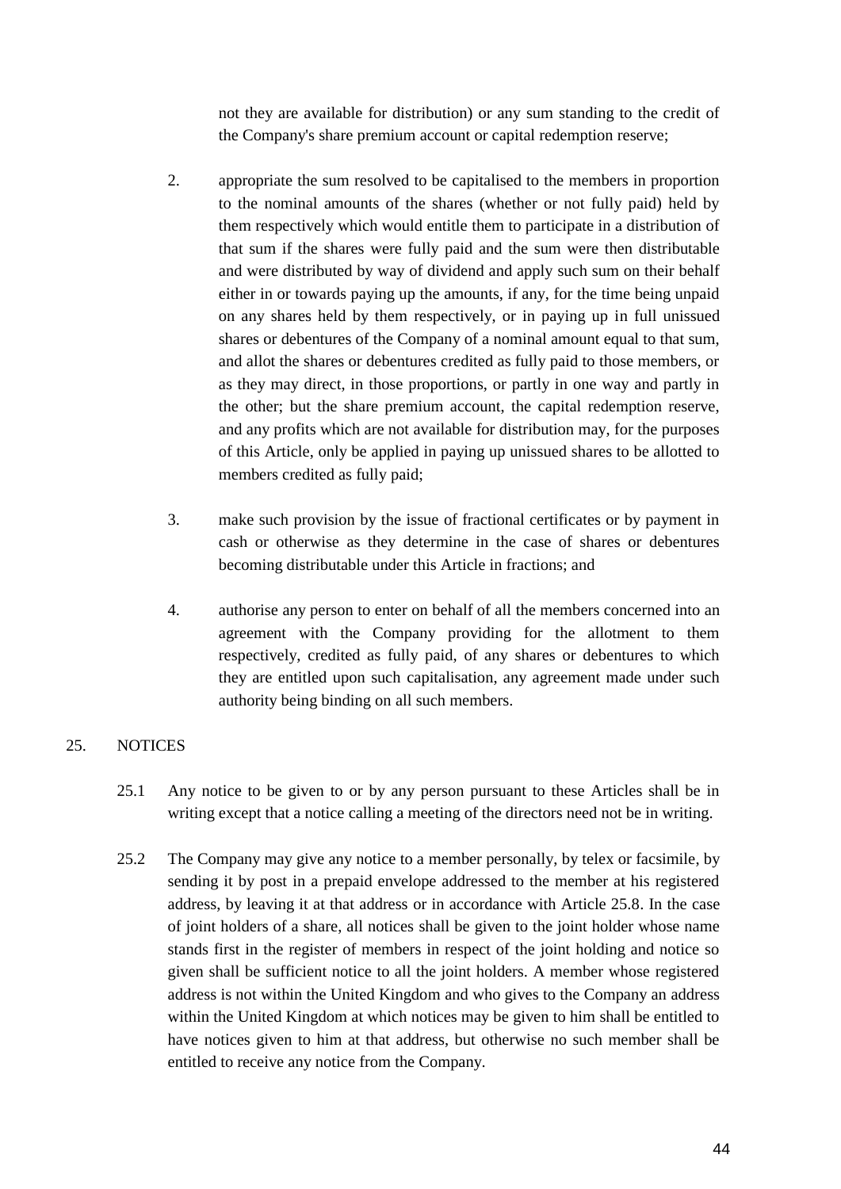not they are available for distribution) or any sum standing to the credit of the Company's share premium account or capital redemption reserve;

2. appropriate the sum resolved to be capitalised to the members in proportion to the nominal amounts of the shares (whether or not fully paid) held by them respectively which would entitle them to participate in a distribution of that sum if the shares were fully paid and the sum were then distributable and were distributed by way of dividend and apply such sum on their behalf either in or towards paying up the amounts, if any, for the time being unpaid on any shares held by them respectively, or in paying up in full unissued shares or debentures of the Company of a nominal amount equal to that sum, and allot the shares or debentures credited as fully paid to those members, or as they may direct, in those proportions, or partly in one way and partly in the other; but the share premium account, the capital redemption reserve, and any profits which are not available for distribution may, for the purposes of this Article, only be applied in paying up unissued shares to be allotted to members credited as fully paid;

3. make such provision by the issue of fractional certificates or by payment in cash or otherwise as they determine in the case of shares or debentures becoming distributable under this Article in fractions; and

4. authorise any person to enter on behalf of all the members concerned into an agreement with the Company providing for the allotment to them respectively, credited as fully paid, of any shares or debentures to which they are entitled upon such capitalisation, any agreement made under such authority being binding on all such members.

## 25. NOTICES

25.1 Any notice to be given to or by any person pursuant to these Articles shall be in writing except that a notice calling a meeting of the directors need not be in writing.

25.2 The Company may give any notice to a member personally, by telex or facsimile, by sending it by post in a prepaid envelope addressed to the member at his registered address, by leaving it at that address or in accordance with Article 25.8. In the case of joint holders of a share, all notices shall be given to the joint holder whose name stands first in the register of members in respect of the joint holding and notice so given shall be sufficient notice to all the joint holders. A member whose registered address is not within the United Kingdom and who gives to the Company an address within the United Kingdom at which notices may be given to him shall be entitled to have notices given to him at that address, but otherwise no such member shall be entitled to receive any notice from the Company.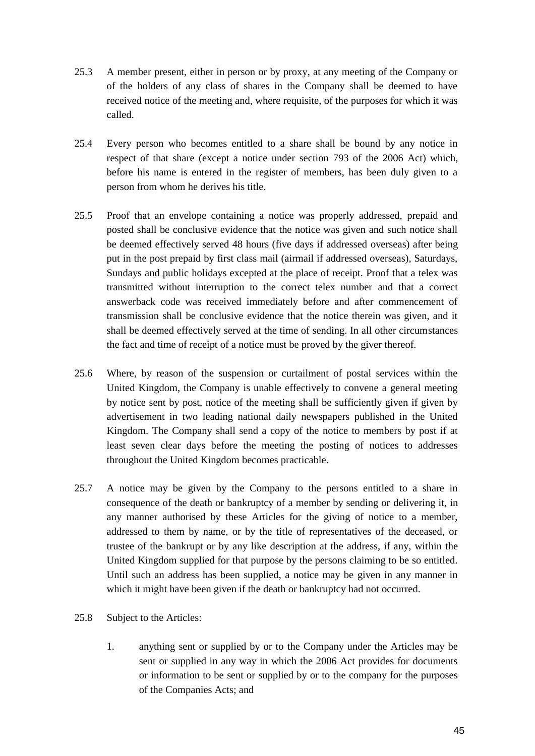25.3 A member present, either in person or by proxy, at any meeting of the Company or of the holders of any class of shares in the Company shall be deemed to have received notice of the meeting and, where requisite, of the purposes for which it was called.

25.4 Every person who becomes entitled to a share shall be bound by any notice in respect of that share (except a notice under section 793 of the 2006 Act) which, before his name is entered in the register of members, has been duly given to a person from whom he derives his title.

25.5 Proof that an envelope containing a notice was properly addressed, prepaid and posted shall be conclusive evidence that the notice was given and such notice shall be deemed effectively served 48 hours (five days if addressed overseas) after being put in the post prepaid by first class mail (airmail if addressed overseas), Saturdays, Sundays and public holidays excepted at the place of receipt. Proof that a telex was transmitted without interruption to the correct telex number and that a correct answerback code was received immediately before and after commencement of transmission shall be conclusive evidence that the notice therein was given, and it shall be deemed effectively served at the time of sending. In all other circumstances the fact and time of receipt of a notice must be proved by the giver thereof.

25.6 Where, by reason of the suspension or curtailment of postal services within the United Kingdom, the Company is unable effectively to convene a general meeting by notice sent by post, notice of the meeting shall be sufficiently given if given by advertisement in two leading national daily newspapers published in the United Kingdom. The Company shall send a copy of the notice to members by post if at least seven clear days before the meeting the posting of notices to addresses throughout the United Kingdom becomes practicable.

25.7 A notice may be given by the Company to the persons entitled to a share in consequence of the death or bankruptcy of a member by sending or delivering it, in any manner authorised by these Articles for the giving of notice to a member, addressed to them by name, or by the title of representatives of the deceased, or trustee of the bankrupt or by any like description at the address, if any, within the United Kingdom supplied for that purpose by the persons claiming to be so entitled. Until such an address has been supplied, a notice may be given in any manner in which it might have been given if the death or bankruptcy had not occurred.

25.8 Subject to the Articles:

1. anything sent or supplied by or to the Company under the Articles may be sent or supplied in any way in which the 2006 Act provides for documents or information to be sent or supplied by or to the company for the purposes of the Companies Acts; and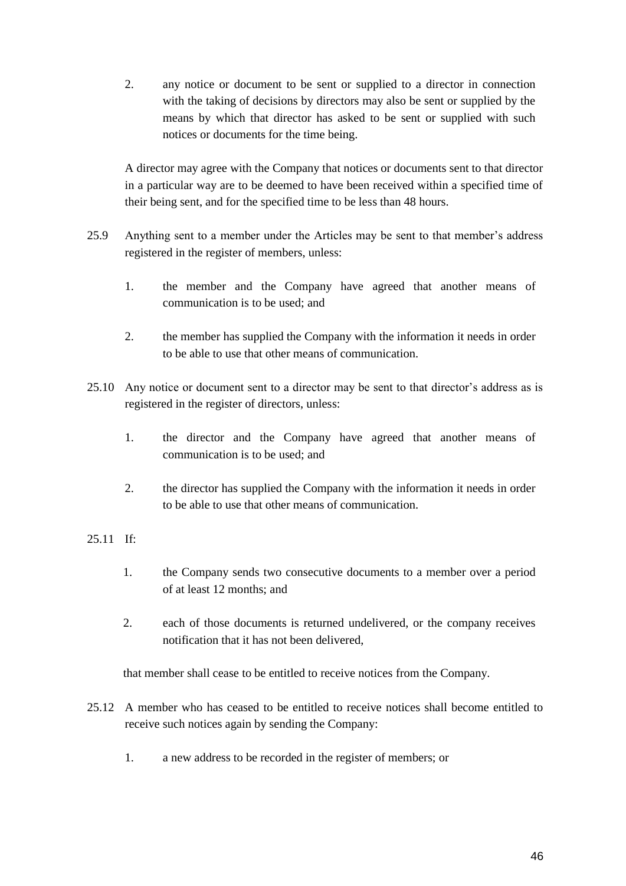2. any notice or document to be sent or supplied to a director in connection with the taking of decisions by directors may also be sent or supplied by the means by which that director has asked to be sent or supplied with such notices or documents for the time being.

A director may agree with the Company that notices or documents sent to that director in a particular way are to be deemed to have been received within a specified time of their being sent, and for the specified time to be less than 48 hours.

25.9 Anything sent to a member under the Articles may be sent to that member's address registered in the register of members, unless:

1. the member and the Company have agreed that another means of communication is to be used; and

2. the member has supplied the Company with the information it needs in order to be able to use that other means of communication.

25.10 Any notice or document sent to a director may be sent to that director's address as is registered in the register of directors, unless:

1. the director and the Company have agreed that another means of communication is to be used; and

2. the director has supplied the Company with the information it needs in order to be able to use that other means of communication.

25.11 If:

1. the Company sends two consecutive documents to a member over a period of at least 12 months; and

2. each of those documents is returned undelivered, or the company receives notification that it has not been delivered,

that member shall cease to be entitled to receive notices from the Company.

25.12 A member who has ceased to be entitled to receive notices shall become entitled to receive such notices again by sending the Company:

1. a new address to be recorded in the register of members; or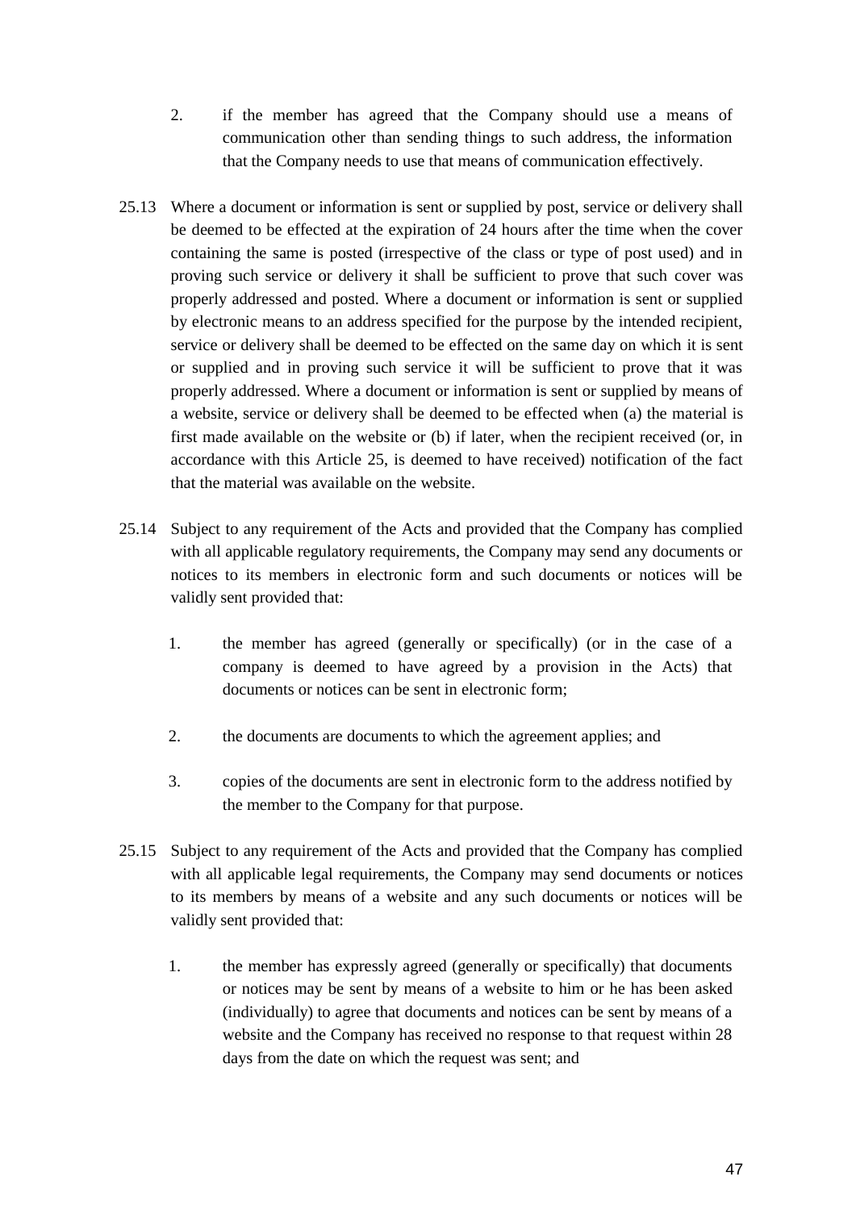2. if the member has agreed that the Company should use a means of communication other than sending things to such address, the information that the Company needs to use that means of communication effectively.

25.13 Where a document or information is sent or supplied by post, service or delivery shall be deemed to be effected at the expiration of 24 hours after the time when the cover containing the same is posted (irrespective of the class or type of post used) and in proving such service or delivery it shall be sufficient to prove that such cover was properly addressed and posted. Where a document or information is sent or supplied by electronic means to an address specified for the purpose by the intended recipient, service or delivery shall be deemed to be effected on the same day on which it is sent or supplied and in proving such service it will be sufficient to prove that it was properly addressed. Where a document or information is sent or supplied by means of a website, service or delivery shall be deemed to be effected when (a) the material is first made available on the website or (b) if later, when the recipient received (or, in accordance with this Article 25, is deemed to have received) notification of the fact that the material was available on the website.

25.14 Subject to any requirement of the Acts and provided that the Company has complied with all applicable regulatory requirements, the Company may send any documents or notices to its members in electronic form and such documents or notices will be validly sent provided that:

1. the member has agreed (generally or specifically) (or in the case of a company is deemed to have agreed by a provision in the Acts) that documents or notices can be sent in electronic form;

2. the documents are documents to which the agreement applies; and

3. copies of the documents are sent in electronic form to the address notified by the member to the Company for that purpose.

25.15 Subject to any requirement of the Acts and provided that the Company has complied with all applicable legal requirements, the Company may send documents or notices to its members by means of a website and any such documents or notices will be validly sent provided that:

1. the member has expressly agreed (generally or specifically) that documents or notices may be sent by means of a website to him or he has been asked (individually) to agree that documents and notices can be sent by means of a website and the Company has received no response to that request within 28 days from the date on which the request was sent; and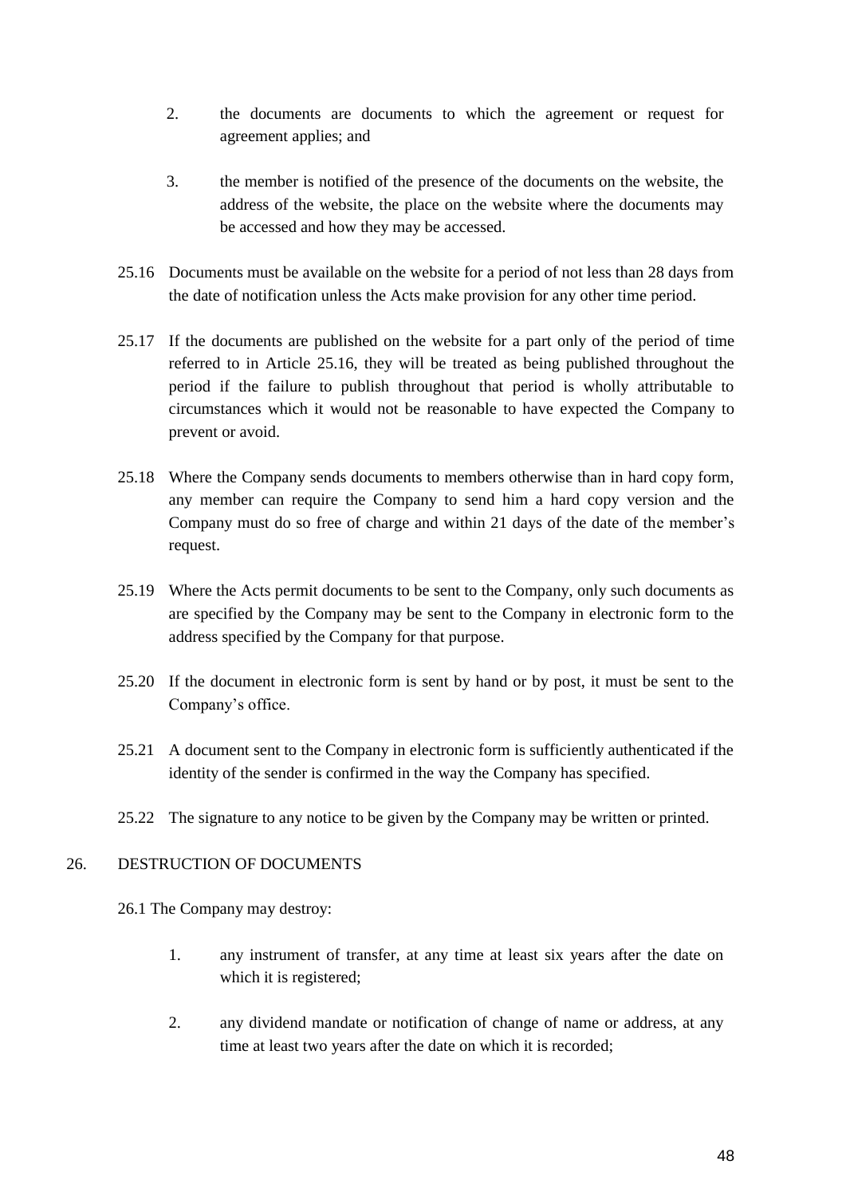2. the documents are documents to which the agreement or request for agreement applies; and

3. the member is notified of the presence of the documents on the website, the address of the website, the place on the website where the documents may be accessed and how they may be accessed.

25.16 Documents must be available on the website for a period of not less than 28 days from the date of notification unless the Acts make provision for any other time period.

25.17 If the documents are published on the website for a part only of the period of time referred to in Article 25.16, they will be treated as being published throughout the period if the failure to publish throughout that period is wholly attributable to circumstances which it would not be reasonable to have expected the Company to prevent or avoid.

25.18 Where the Company sends documents to members otherwise than in hard copy form, any member can require the Company to send him a hard copy version and the Company must do so free of charge and within 21 days of the date of the member's request.

25.19 Where the Acts permit documents to be sent to the Company, only such documents as are specified by the Company may be sent to the Company in electronic form to the address specified by the Company for that purpose.

25.20 If the document in electronic form is sent by hand or by post, it must be sent to the Company's office.

25.21 A document sent to the Company in electronic form is sufficiently authenticated if the identity of the sender is confirmed in the way the Company has specified.

25.22 The signature to any notice to be given by the Company may be written or printed.

## 26. DESTRUCTION OF DOCUMENTS

26.1 The Company may destroy:

1. any instrument of transfer, at any time at least six years after the date on which it is registered;

2. any dividend mandate or notification of change of name or address, at any time at least two years after the date on which it is recorded;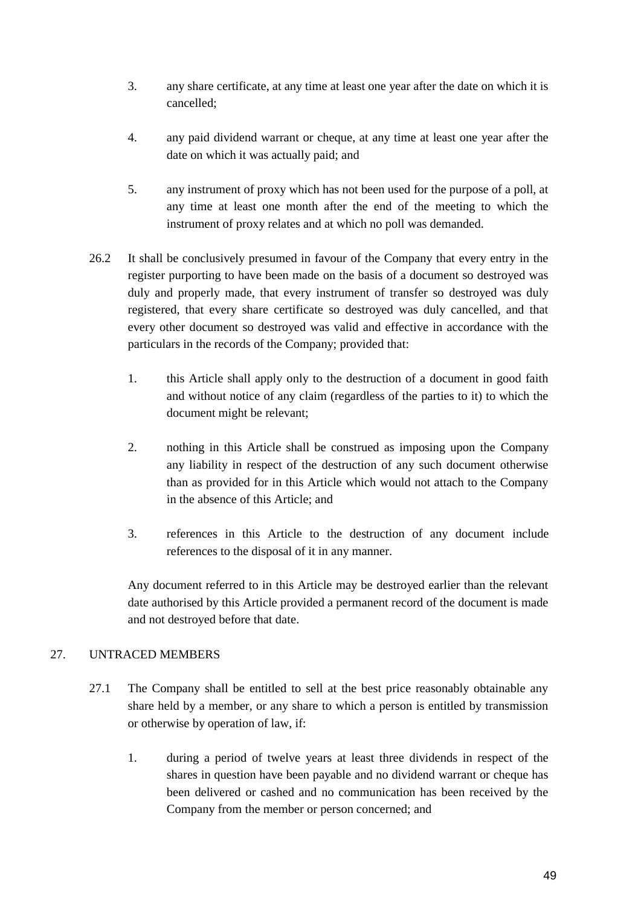3. any share certificate, at any time at least one year after the date on which it is cancelled;

4. any paid dividend warrant or cheque, at any time at least one year after the date on which it was actually paid; and

5. any instrument of proxy which has not been used for the purpose of a poll, at any time at least one month after the end of the meeting to which the instrument of proxy relates and at which no poll was demanded.

26.2 It shall be conclusively presumed in favour of the Company that every entry in the register purporting to have been made on the basis of a document so destroyed was duly and properly made, that every instrument of transfer so destroyed was duly registered, that every share certificate so destroyed was duly cancelled, and that every other document so destroyed was valid and effective in accordance with the particulars in the records of the Company; provided that:

1. this Article shall apply only to the destruction of a document in good faith and without notice of any claim (regardless of the parties to it) to which the document might be relevant;

2. nothing in this Article shall be construed as imposing upon the Company any liability in respect of the destruction of any such document otherwise than as provided for in this Article which would not attach to the Company in the absence of this Article; and

3. references in this Article to the destruction of any document include references to the disposal of it in any manner.

Any document referred to in this Article may be destroyed earlier than the relevant date authorised by this Article provided a permanent record of the document is made and not destroyed before that date.

## 27. UNTRACED MEMBERS

27.1 The Company shall be entitled to sell at the best price reasonably obtainable any share held by a member, or any share to which a person is entitled by transmission or otherwise by operation of law, if:

1. during a period of twelve years at least three dividends in respect of the shares in question have been payable and no dividend warrant or cheque has been delivered or cashed and no communication has been received by the Company from the member or person concerned; and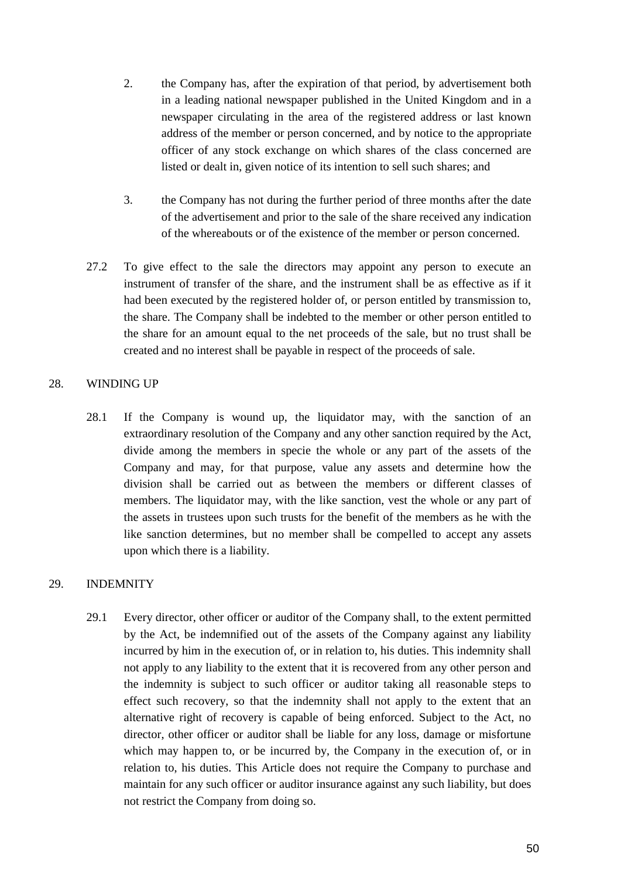2. the Company has, after the expiration of that period, by advertisement both in a leading national newspaper published in the United Kingdom and in a newspaper circulating in the area of the registered address or last known address of the member or person concerned, and by notice to the appropriate officer of any stock exchange on which shares of the class concerned are listed or dealt in, given notice of its intention to sell such shares; and

3. the Company has not during the further period of three months after the date of the advertisement and prior to the sale of the share received any indication of the whereabouts or of the existence of the member or person concerned.

27.2 To give effect to the sale the directors may appoint any person to execute an instrument of transfer of the share, and the instrument shall be as effective as if it had been executed by the registered holder of, or person entitled by transmission to, the share. The Company shall be indebted to the member or other person entitled to the share for an amount equal to the net proceeds of the sale, but no trust shall be created and no interest shall be payable in respect of the proceeds of sale.

## 28. WINDING UP

28.1 If the Company is wound up, the liquidator may, with the sanction of an extraordinary resolution of the Company and any other sanction required by the Act, divide among the members in specie the whole or any part of the assets of the Company and may, for that purpose, value any assets and determine how the division shall be carried out as between the members or different classes of members. The liquidator may, with the like sanction, vest the whole or any part of the assets in trustees upon such trusts for the benefit of the members as he with the like sanction determines, but no member shall be compelled to accept any assets upon which there is a liability.

## 29. INDEMNITY

29.1 Every director, other officer or auditor of the Company shall, to the extent permitted by the Act, be indemnified out of the assets of the Company against any liability incurred by him in the execution of, or in relation to, his duties. This indemnity shall not apply to any liability to the extent that it is recovered from any other person and the indemnity is subject to such officer or auditor taking all reasonable steps to effect such recovery, so that the indemnity shall not apply to the extent that an alternative right of recovery is capable of being enforced. Subject to the Act, no director, other officer or auditor shall be liable for any loss, damage or misfortune which may happen to, or be incurred by, the Company in the execution of, or in relation to, his duties. This Article does not require the Company to purchase and maintain for any such officer or auditor insurance against any such liability, but does not restrict the Company from doing so.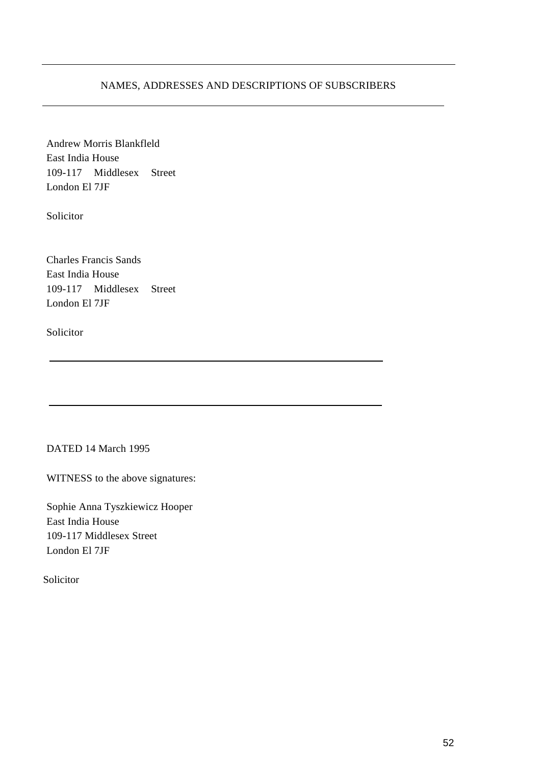NAMES, ADDRESSES AND DESCRIPTIONS OF SUBSCRIBERS

---

Andrew Morris Blankfleld
East India House
109-117 Middlesex Street
London El 7JF

Solicitor

Charles Francis Sands
East India House
109-117 Middlesex Street
London El 7JF

Solicitor

---

---

DATED 14 March 1995

WITNESS to the above signatures:

Sophie Anna Tyszkiewicz Hooper
East India House
109-117 Middlesex Street
London El 7JF

Solicitor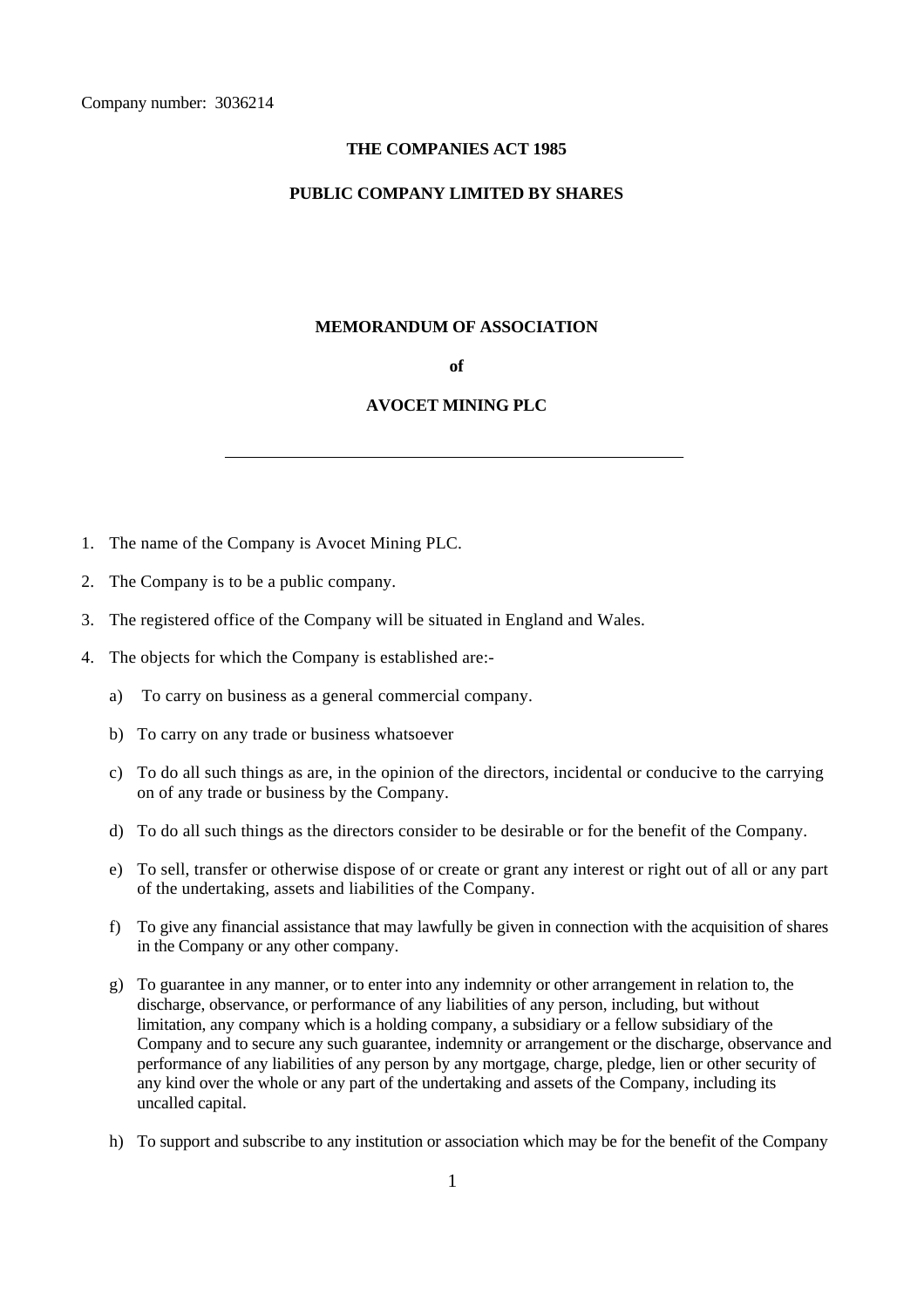Company number: 3036214

**THE COMPANIES ACT 1985**

**PUBLIC COMPANY LIMITED BY SHARES**

**MEMORANDUM OF ASSOCIATION**

**of**

**AVOCET MINING PLC**

---

1. The name of the Company is Avocet Mining PLC.
2. The Company is to be a public company.
3. The registered office of the Company will be situated in England and Wales.
4. The objects for which the Company is established are:-
   a) To carry on business as a general commercial company.
   b) To carry on any trade or business whatsoever
   c) To do all such things as are, in the opinion of the directors, incidental or conducive to the carrying on of any trade or business by the Company.
   d) To do all such things as the directors consider to be desirable or for the benefit of the Company.
   e) To sell, transfer or otherwise dispose of or create or grant any interest or right out of all or any part of the undertaking, assets and liabilities of the Company.
   f) To give any financial assistance that may lawfully be given in connection with the acquisition of shares in the Company or any other company.
   g) To guarantee in any manner, or to enter into any indemnity or other arrangement in relation to, the discharge, observance, or performance of any liabilities of any person, including, but without limitation, any company which is a holding company, a subsidiary or a fellow subsidiary of the Company and to secure any such guarantee, indemnity or arrangement or the discharge, observance and performance of any liabilities of any person by any mortgage, charge, pledge, lien or other security of any kind over the whole or any part of the undertaking and assets of the Company, including its uncalled capital.
   h) To support and subscribe to any institution or association which may be for the benefit of the Company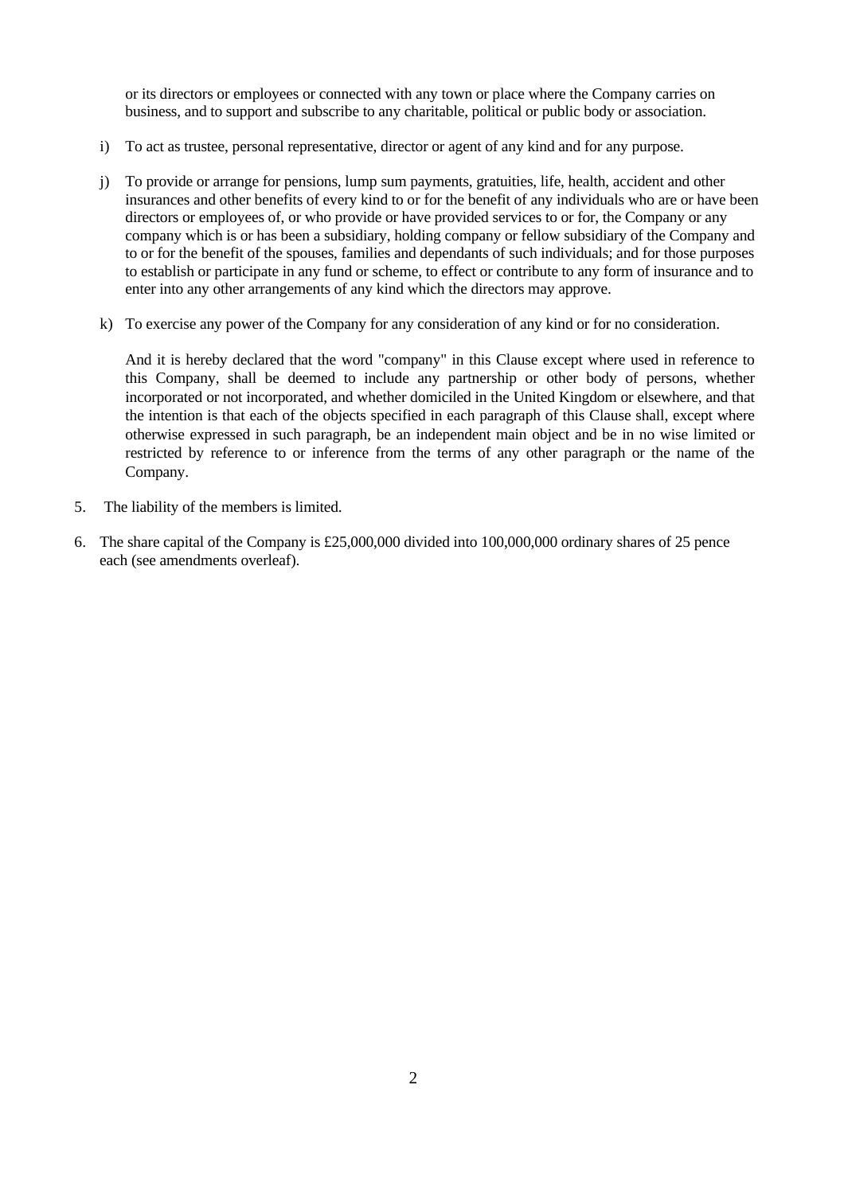or its directors or employees or connected with any town or place where the Company carries on business, and to support and subscribe to any charitable, political or public body or association.

i) To act as trustee, personal representative, director or agent of any kind and for any purpose.

j) To provide or arrange for pensions, lump sum payments, gratuities, life, health, accident and other insurances and other benefits of every kind to or for the benefit of any individuals who are or have been directors or employees of, or who provide or have provided services to or for, the Company or any company which is or has been a subsidiary, holding company or fellow subsidiary of the Company and to or for the benefit of the spouses, families and dependants of such individuals; and for those purposes to establish or participate in any fund or scheme, to effect or contribute to any form of insurance and to enter into any other arrangements of any kind which the directors may approve.

k) To exercise any power of the Company for any consideration of any kind or for no consideration.

And it is hereby declared that the word "company" in this Clause except where used in reference to this Company, shall be deemed to include any partnership or other body of persons, whether incorporated or not incorporated, and whether domiciled in the United Kingdom or elsewhere, and that the intention is that each of the objects specified in each paragraph of this Clause shall, except where otherwise expressed in such paragraph, be an independent main object and be in no wise limited or restricted by reference to or inference from the terms of any other paragraph or the name of the Company.

5. The liability of the members is limited.

6. The share capital of the Company is £25,000,000 divided into 100,000,000 ordinary shares of 25 pence each (see amendments overleaf).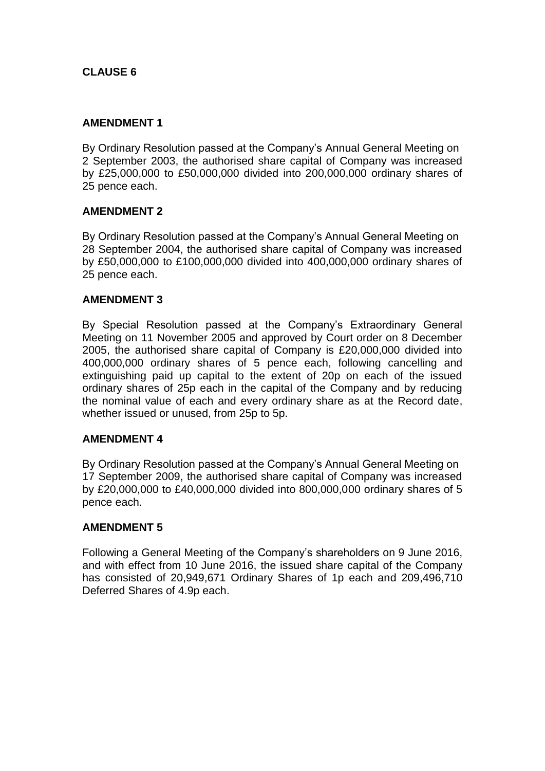**CLAUSE 6**

**AMENDMENT 1**

By Ordinary Resolution passed at the Company's Annual General Meeting on 2 September 2003, the authorised share capital of Company was increased by £25,000,000 to £50,000,000 divided into 200,000,000 ordinary shares of 25 pence each.

**AMENDMENT 2**

By Ordinary Resolution passed at the Company's Annual General Meeting on 28 September 2004, the authorised share capital of Company was increased by £50,000,000 to £100,000,000 divided into 400,000,000 ordinary shares of 25 pence each.

**AMENDMENT 3**

By Special Resolution passed at the Company's Extraordinary General Meeting on 11 November 2005 and approved by Court order on 8 December 2005, the authorised share capital of Company is £20,000,000 divided into 400,000,000 ordinary shares of 5 pence each, following cancelling and extinguishing paid up capital to the extent of 20p on each of the issued ordinary shares of 25p each in the capital of the Company and by reducing the nominal value of each and every ordinary share as at the Record date, whether issued or unused, from 25p to 5p.

**AMENDMENT 4**

By Ordinary Resolution passed at the Company's Annual General Meeting on 17 September 2009, the authorised share capital of Company was increased by £20,000,000 to £40,000,000 divided into 800,000,000 ordinary shares of 5 pence each.

**AMENDMENT 5**

Following a General Meeting of the Company's shareholders on 9 June 2016, and with effect from 10 June 2016, the issued share capital of the Company has consisted of 20,949,671 Ordinary Shares of 1p each and 209,496,710 Deferred Shares of 4.9p each.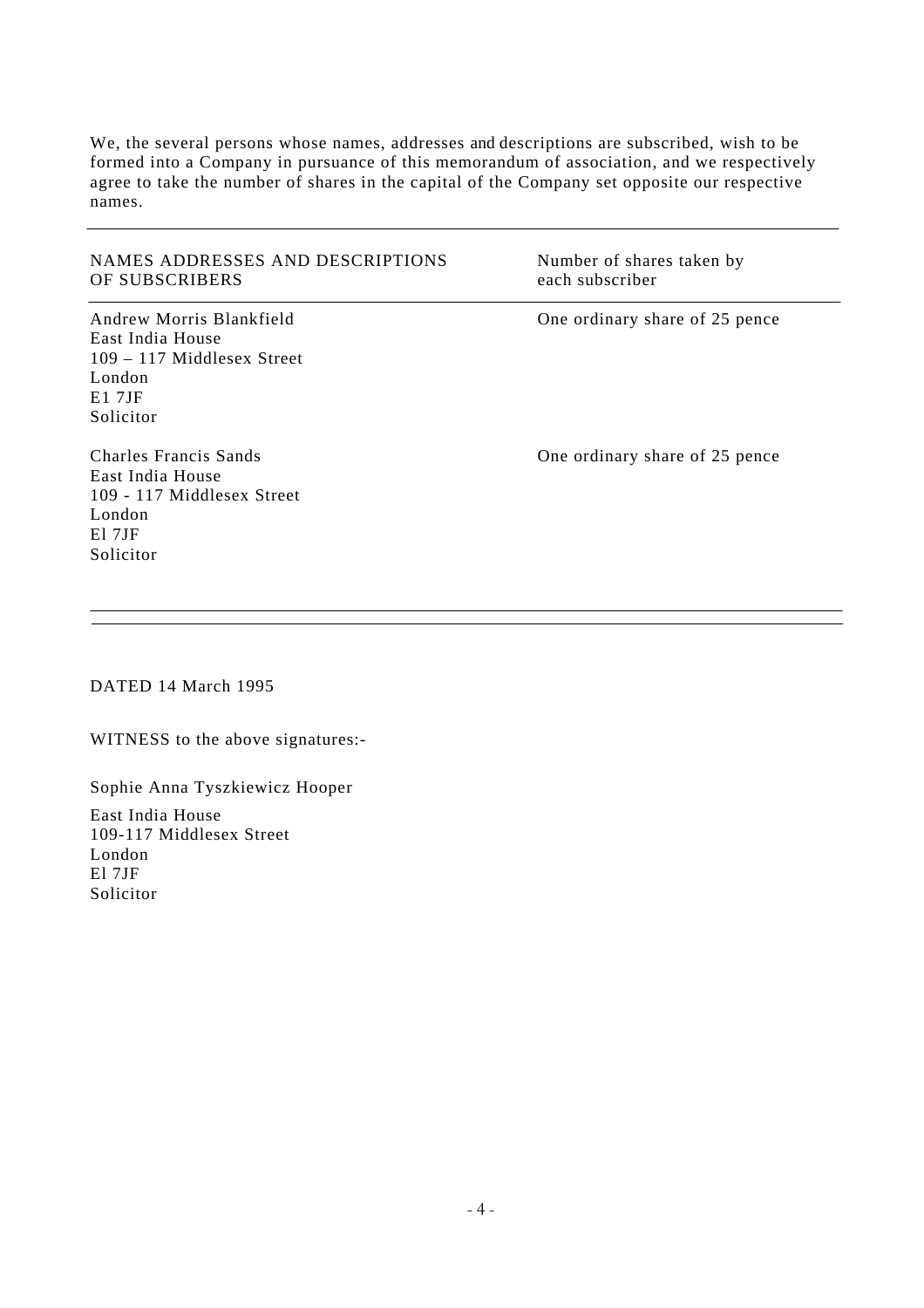We, the several persons whose names, addresses and descriptions are subscribed, wish to be formed into a Company in pursuance of this memorandum of association, and we respectively agree to take the number of shares in the capital of the Company set opposite our respective names.

| NAMES ADDRESSES AND DESCRIPTIONS OF SUBSCRIBERS | Number of shares taken by each subscriber |
| --- | --- |
| Andrew Morris Blankfield<br>East India House<br>109 – 117 Middlesex Street<br>London<br>E1 7JF<br>Solicitor | One ordinary share of 25 pence |
| Charles Francis Sands<br>East India House<br>109 - 117 Middlesex Street<br>London<br>El 7JF<br>Solicitor | One ordinary share of 25 pence |

DATED 14 March 1995

WITNESS to the above signatures:-

Sophie Anna Tyszkiewicz Hooper

East India House
109-117 Middlesex Street
London
El 7JF
Solicitor